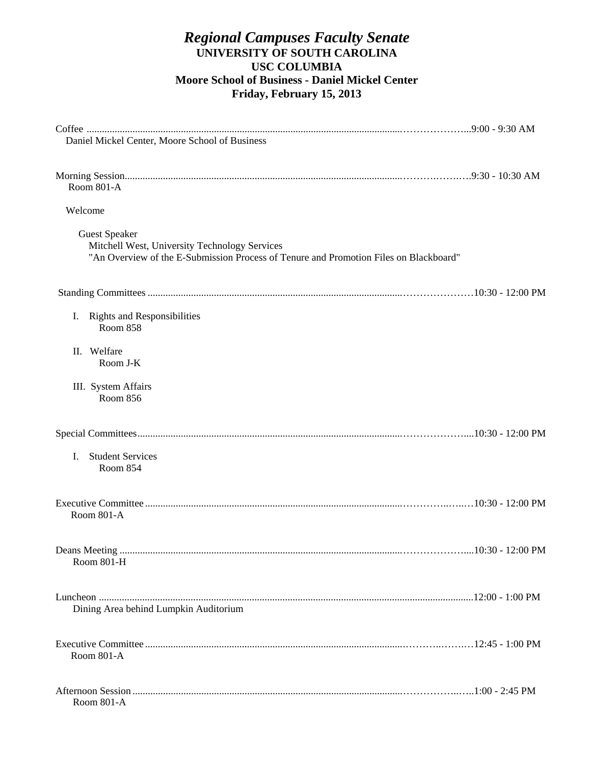# *Regional Campuses Faculty Senate*

**UNIVERSITY OF SOUTH CAROLINA**
**USC COLUMBIA**
**Moore School of Business - Daniel Mickel Center**
**Friday, February 15, 2013**

Coffee ........................................................................................................................9:00 - 9:30 AM
Daniel Mickel Center, Moore School of Business

Morning Session........................................................................................................9:30 - 10:30 AM
Room 801-A

Welcome

Guest Speaker
Mitchell West, University Technology Services
"An Overview of the E-Submission Process of Tenure and Promotion Files on Blackboard"

Standing Committees ..............................................................................................10:30 - 12:00 PM

I. Rights and Responsibilities
Room 858

II. Welfare
Room J-K

III. System Affairs
Room 856

Special Committees..................................................................................................10:30 - 12:00 PM

I. Student Services
Room 854

Executive Committee ...............................................................................................10:30 - 12:00 PM
Room 801-A

Deans Meeting .........................................................................................................10:30 - 12:00 PM
Room 801-H

Luncheon ..................................................................................................................12:00 - 1:00 PM
Dining Area behind Lumpkin Auditorium

Executive Committee ...............................................................................................12:45 - 1:00 PM
Room 801-A

Afternoon Session ....................................................................................................1:00 - 2:45 PM
Room 801-A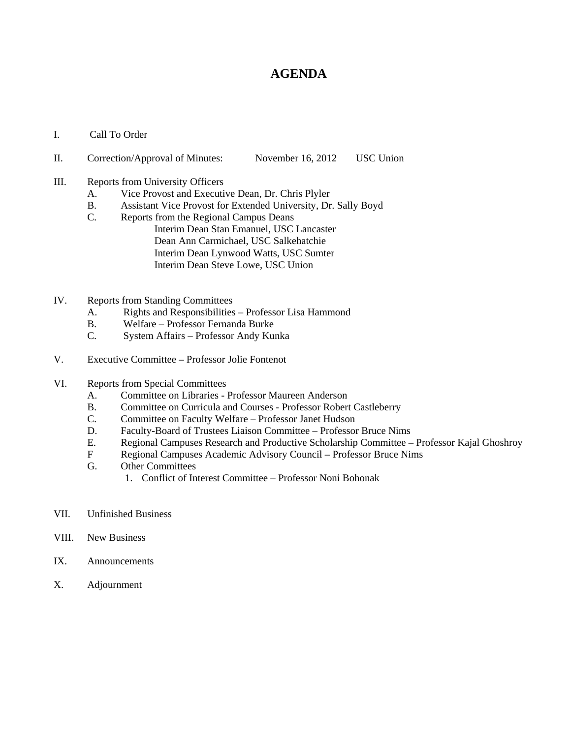# AGENDA

I. Call To Order

II. Correction/Approval of Minutes: November 16, 2012 USC Union

III. Reports from University Officers
   - A. Vice Provost and Executive Dean, Dr. Chris Plyler
   - B. Assistant Vice Provost for Extended University, Dr. Sally Boyd
   - C. Reports from the Regional Campus Deans
     - Interim Dean Stan Emanuel, USC Lancaster
     - Dean Ann Carmichael, USC Salkehatchie
     - Interim Dean Lynwood Watts, USC Sumter
     - Interim Dean Steve Lowe, USC Union

IV. Reports from Standing Committees
   - A. Rights and Responsibilities – Professor Lisa Hammond
   - B. Welfare – Professor Fernanda Burke
   - C. System Affairs – Professor Andy Kunka

V. Executive Committee – Professor Jolie Fontenot

VI. Reports from Special Committees
   - A. Committee on Libraries - Professor Maureen Anderson
   - B. Committee on Curricula and Courses - Professor Robert Castleberry
   - C. Committee on Faculty Welfare – Professor Janet Hudson
   - D. Faculty-Board of Trustees Liaison Committee – Professor Bruce Nims
   - E. Regional Campuses Research and Productive Scholarship Committee – Professor Kajal Ghoshroy
   - F Regional Campuses Academic Advisory Council – Professor Bruce Nims
   - G. Other Committees
     1. Conflict of Interest Committee – Professor Noni Bohonak

VII. Unfinished Business

VIII. New Business

IX. Announcements

X. Adjournment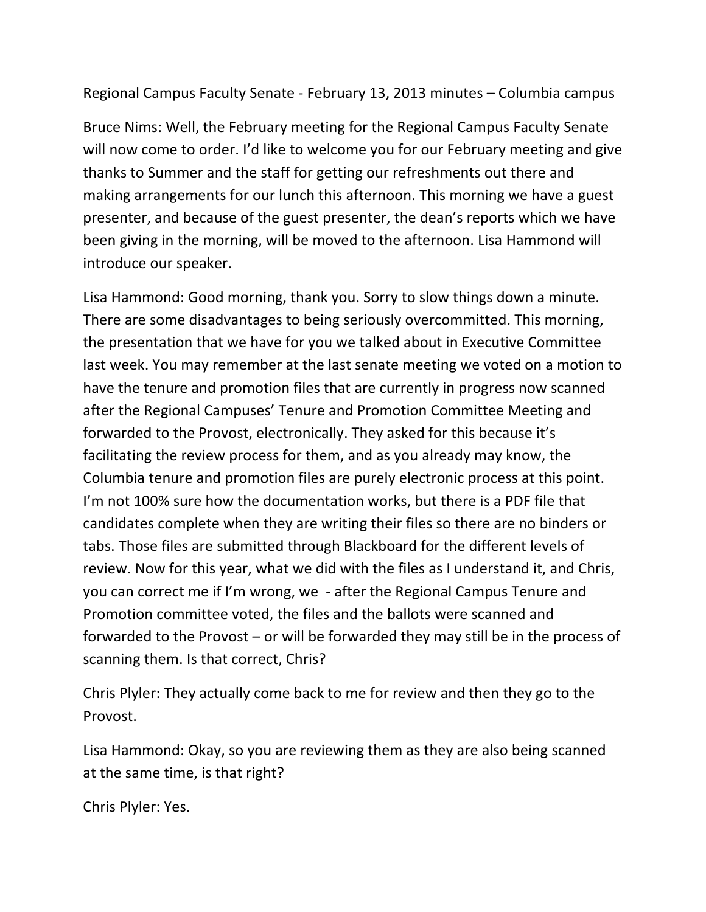Regional Campus Faculty Senate - February 13, 2013 minutes – Columbia campus

Bruce Nims: Well, the February meeting for the Regional Campus Faculty Senate will now come to order. I'd like to welcome you for our February meeting and give thanks to Summer and the staff for getting our refreshments out there and making arrangements for our lunch this afternoon. This morning we have a guest presenter, and because of the guest presenter, the dean's reports which we have been giving in the morning, will be moved to the afternoon. Lisa Hammond will introduce our speaker.

Lisa Hammond: Good morning, thank you. Sorry to slow things down a minute. There are some disadvantages to being seriously overcommitted. This morning, the presentation that we have for you we talked about in Executive Committee last week. You may remember at the last senate meeting we voted on a motion to have the tenure and promotion files that are currently in progress now scanned after the Regional Campuses' Tenure and Promotion Committee Meeting and forwarded to the Provost, electronically. They asked for this because it's facilitating the review process for them, and as you already may know, the Columbia tenure and promotion files are purely electronic process at this point. I'm not 100% sure how the documentation works, but there is a PDF file that candidates complete when they are writing their files so there are no binders or tabs. Those files are submitted through Blackboard for the different levels of review. Now for this year, what we did with the files as I understand it, and Chris, you can correct me if I'm wrong, we - after the Regional Campus Tenure and Promotion committee voted, the files and the ballots were scanned and forwarded to the Provost – or will be forwarded they may still be in the process of scanning them. Is that correct, Chris?

Chris Plyler: They actually come back to me for review and then they go to the Provost.

Lisa Hammond: Okay, so you are reviewing them as they are also being scanned at the same time, is that right?

Chris Plyler: Yes.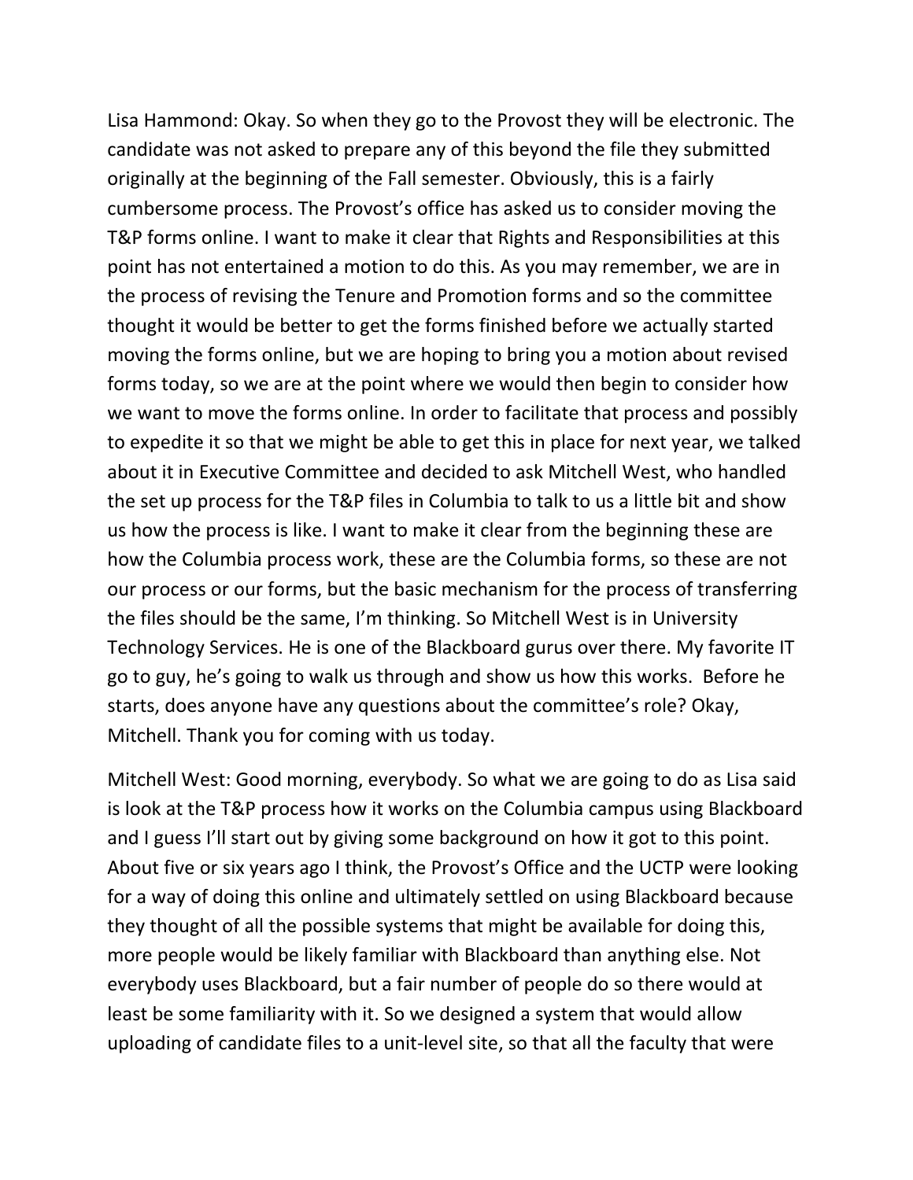Lisa Hammond: Okay. So when they go to the Provost they will be electronic. The candidate was not asked to prepare any of this beyond the file they submitted originally at the beginning of the Fall semester. Obviously, this is a fairly cumbersome process. The Provost's office has asked us to consider moving the T&P forms online. I want to make it clear that Rights and Responsibilities at this point has not entertained a motion to do this. As you may remember, we are in the process of revising the Tenure and Promotion forms and so the committee thought it would be better to get the forms finished before we actually started moving the forms online, but we are hoping to bring you a motion about revised forms today, so we are at the point where we would then begin to consider how we want to move the forms online. In order to facilitate that process and possibly to expedite it so that we might be able to get this in place for next year, we talked about it in Executive Committee and decided to ask Mitchell West, who handled the set up process for the T&P files in Columbia to talk to us a little bit and show us how the process is like. I want to make it clear from the beginning these are how the Columbia process work, these are the Columbia forms, so these are not our process or our forms, but the basic mechanism for the process of transferring the files should be the same, I'm thinking. So Mitchell West is in University Technology Services. He is one of the Blackboard gurus over there. My favorite IT go to guy, he's going to walk us through and show us how this works. Before he starts, does anyone have any questions about the committee's role? Okay, Mitchell. Thank you for coming with us today.

Mitchell West: Good morning, everybody. So what we are going to do as Lisa said is look at the T&P process how it works on the Columbia campus using Blackboard and I guess I'll start out by giving some background on how it got to this point. About five or six years ago I think, the Provost's Office and the UCTP were looking for a way of doing this online and ultimately settled on using Blackboard because they thought of all the possible systems that might be available for doing this, more people would be likely familiar with Blackboard than anything else. Not everybody uses Blackboard, but a fair number of people do so there would at least be some familiarity with it. So we designed a system that would allow uploading of candidate files to a unit-level site, so that all the faculty that were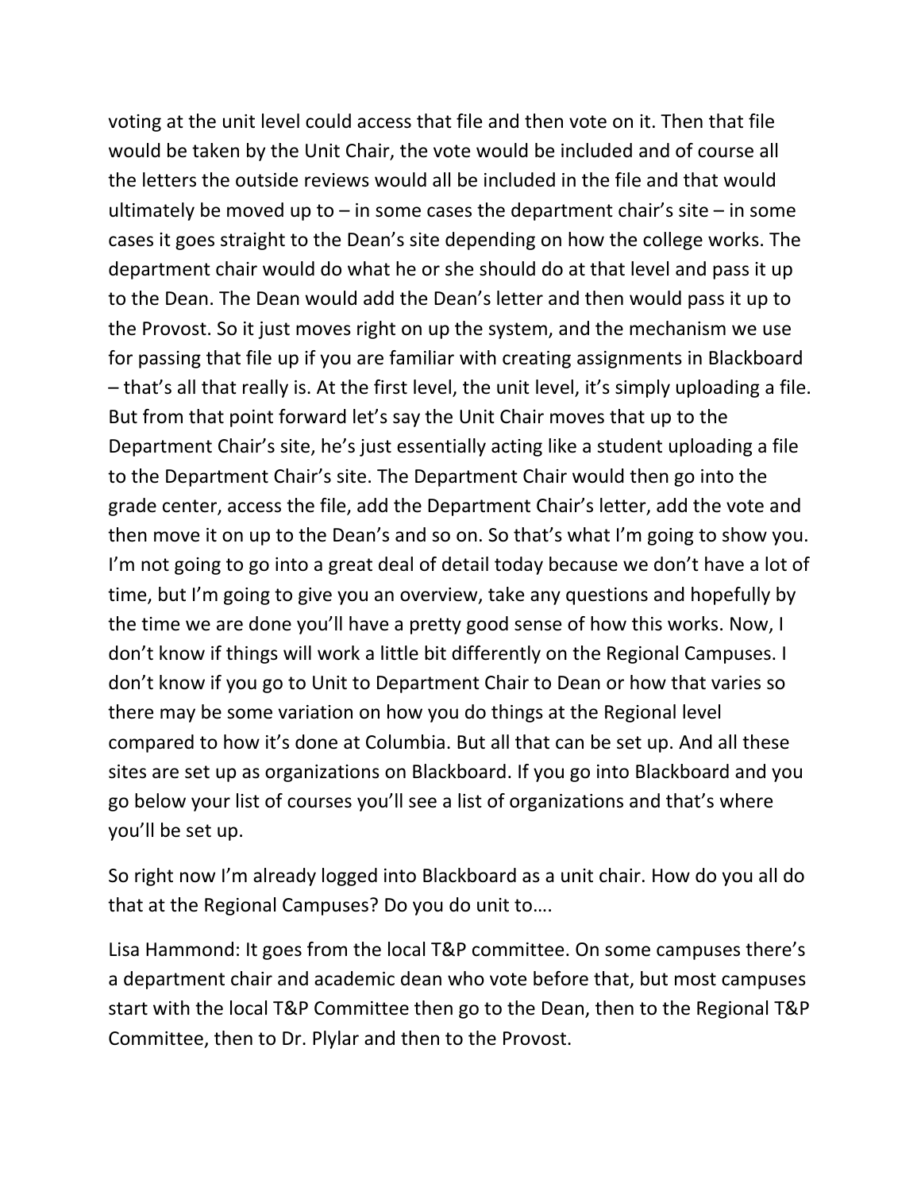voting at the unit level could access that file and then vote on it. Then that file would be taken by the Unit Chair, the vote would be included and of course all the letters the outside reviews would all be included in the file and that would ultimately be moved up to – in some cases the department chair's site – in some cases it goes straight to the Dean's site depending on how the college works. The department chair would do what he or she should do at that level and pass it up to the Dean. The Dean would add the Dean's letter and then would pass it up to the Provost. So it just moves right on up the system, and the mechanism we use for passing that file up if you are familiar with creating assignments in Blackboard – that's all that really is. At the first level, the unit level, it's simply uploading a file. But from that point forward let's say the Unit Chair moves that up to the Department Chair's site, he's just essentially acting like a student uploading a file to the Department Chair's site. The Department Chair would then go into the grade center, access the file, add the Department Chair's letter, add the vote and then move it on up to the Dean's and so on. So that's what I'm going to show you. I'm not going to go into a great deal of detail today because we don't have a lot of time, but I'm going to give you an overview, take any questions and hopefully by the time we are done you'll have a pretty good sense of how this works. Now, I don't know if things will work a little bit differently on the Regional Campuses. I don't know if you go to Unit to Department Chair to Dean or how that varies so there may be some variation on how you do things at the Regional level compared to how it's done at Columbia. But all that can be set up. And all these sites are set up as organizations on Blackboard. If you go into Blackboard and you go below your list of courses you'll see a list of organizations and that's where you'll be set up.

So right now I'm already logged into Blackboard as a unit chair. How do you all do that at the Regional Campuses? Do you do unit to….

Lisa Hammond: It goes from the local T&P committee. On some campuses there's a department chair and academic dean who vote before that, but most campuses start with the local T&P Committee then go to the Dean, then to the Regional T&P Committee, then to Dr. Plylar and then to the Provost.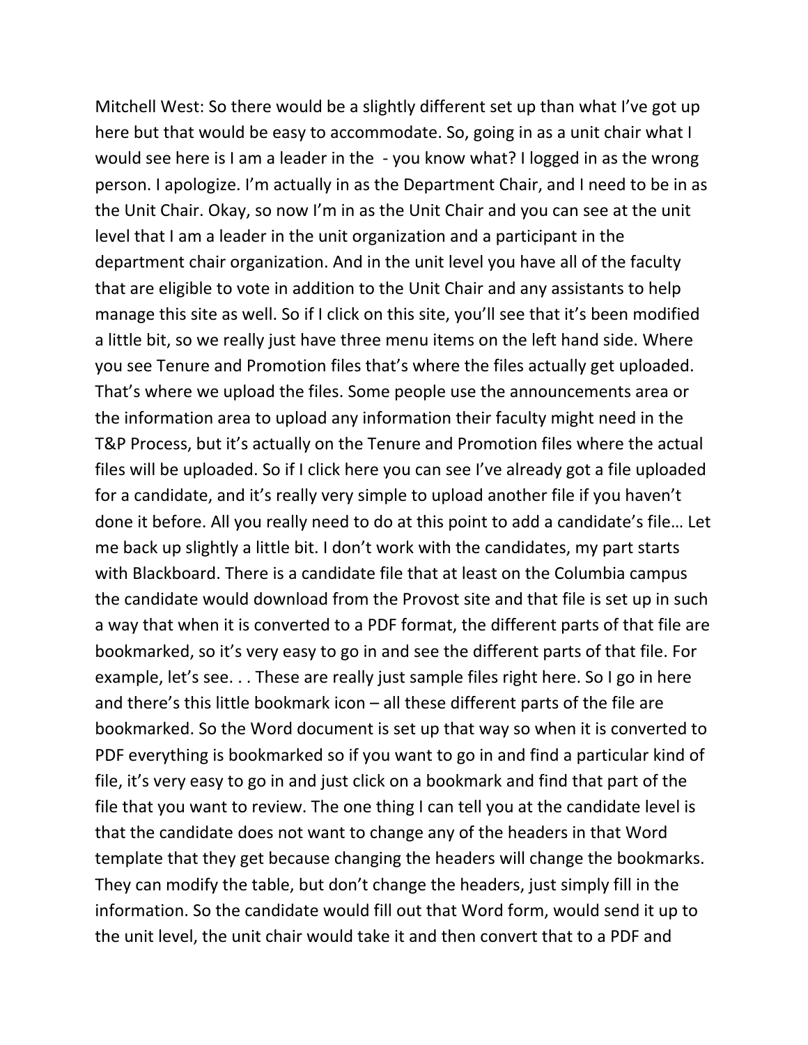Mitchell West: So there would be a slightly different set up than what I've got up here but that would be easy to accommodate. So, going in as a unit chair what I would see here is I am a leader in the - you know what? I logged in as the wrong person. I apologize. I'm actually in as the Department Chair, and I need to be in as the Unit Chair. Okay, so now I'm in as the Unit Chair and you can see at the unit level that I am a leader in the unit organization and a participant in the department chair organization. And in the unit level you have all of the faculty that are eligible to vote in addition to the Unit Chair and any assistants to help manage this site as well. So if I click on this site, you'll see that it's been modified a little bit, so we really just have three menu items on the left hand side. Where you see Tenure and Promotion files that's where the files actually get uploaded. That's where we upload the files. Some people use the announcements area or the information area to upload any information their faculty might need in the T&P Process, but it's actually on the Tenure and Promotion files where the actual files will be uploaded. So if I click here you can see I've already got a file uploaded for a candidate, and it's really very simple to upload another file if you haven't done it before. All you really need to do at this point to add a candidate's file… Let me back up slightly a little bit. I don't work with the candidates, my part starts with Blackboard. There is a candidate file that at least on the Columbia campus the candidate would download from the Provost site and that file is set up in such a way that when it is converted to a PDF format, the different parts of that file are bookmarked, so it's very easy to go in and see the different parts of that file. For example, let's see. . . These are really just sample files right here. So I go in here and there's this little bookmark icon – all these different parts of the file are bookmarked. So the Word document is set up that way so when it is converted to PDF everything is bookmarked so if you want to go in and find a particular kind of file, it's very easy to go in and just click on a bookmark and find that part of the file that you want to review. The one thing I can tell you at the candidate level is that the candidate does not want to change any of the headers in that Word template that they get because changing the headers will change the bookmarks. They can modify the table, but don't change the headers, just simply fill in the information. So the candidate would fill out that Word form, would send it up to the unit level, the unit chair would take it and then convert that to a PDF and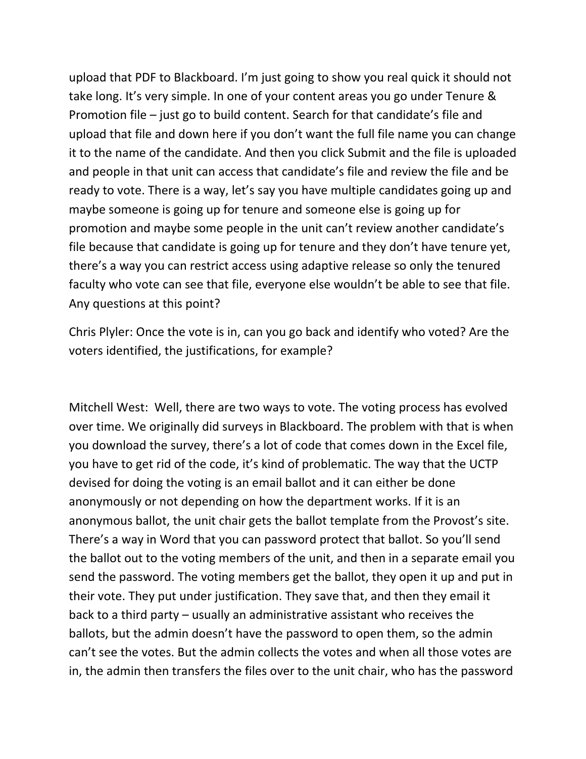upload that PDF to Blackboard. I'm just going to show you real quick it should not take long. It's very simple. In one of your content areas you go under Tenure & Promotion file – just go to build content. Search for that candidate's file and upload that file and down here if you don't want the full file name you can change it to the name of the candidate. And then you click Submit and the file is uploaded and people in that unit can access that candidate's file and review the file and be ready to vote. There is a way, let's say you have multiple candidates going up and maybe someone is going up for tenure and someone else is going up for promotion and maybe some people in the unit can't review another candidate's file because that candidate is going up for tenure and they don't have tenure yet, there's a way you can restrict access using adaptive release so only the tenured faculty who vote can see that file, everyone else wouldn't be able to see that file. Any questions at this point?

Chris Plyler: Once the vote is in, can you go back and identify who voted? Are the voters identified, the justifications, for example?

Mitchell West: Well, there are two ways to vote. The voting process has evolved over time. We originally did surveys in Blackboard. The problem with that is when you download the survey, there's a lot of code that comes down in the Excel file, you have to get rid of the code, it's kind of problematic. The way that the UCTP devised for doing the voting is an email ballot and it can either be done anonymously or not depending on how the department works. If it is an anonymous ballot, the unit chair gets the ballot template from the Provost's site. There's a way in Word that you can password protect that ballot. So you'll send the ballot out to the voting members of the unit, and then in a separate email you send the password. The voting members get the ballot, they open it up and put in their vote. They put under justification. They save that, and then they email it back to a third party – usually an administrative assistant who receives the ballots, but the admin doesn't have the password to open them, so the admin can't see the votes. But the admin collects the votes and when all those votes are in, the admin then transfers the files over to the unit chair, who has the password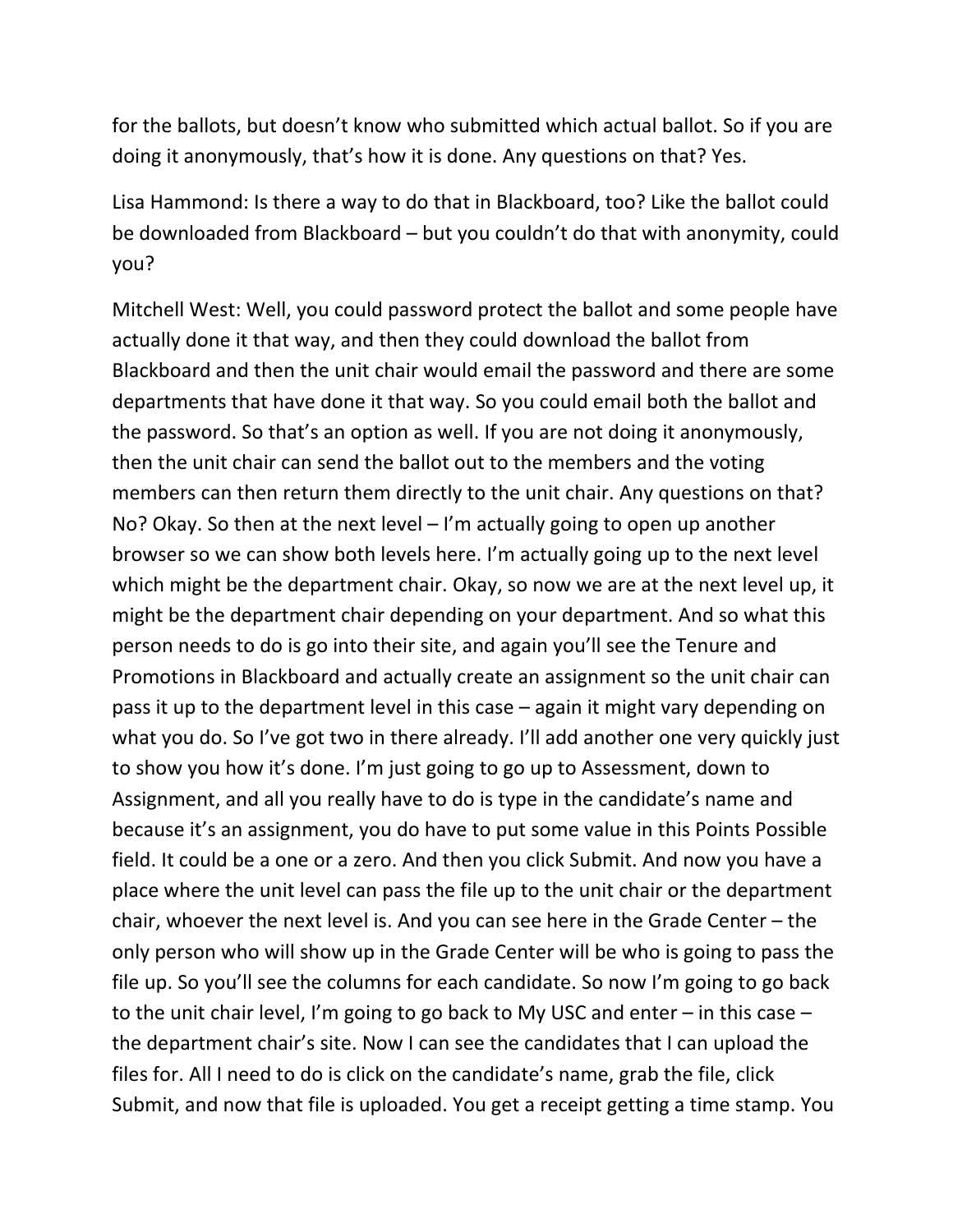for the ballots, but doesn't know who submitted which actual ballot. So if you are doing it anonymously, that's how it is done. Any questions on that? Yes.

Lisa Hammond: Is there a way to do that in Blackboard, too? Like the ballot could be downloaded from Blackboard – but you couldn't do that with anonymity, could you?

Mitchell West: Well, you could password protect the ballot and some people have actually done it that way, and then they could download the ballot from Blackboard and then the unit chair would email the password and there are some departments that have done it that way. So you could email both the ballot and the password. So that's an option as well. If you are not doing it anonymously, then the unit chair can send the ballot out to the members and the voting members can then return them directly to the unit chair. Any questions on that? No? Okay. So then at the next level – I'm actually going to open up another browser so we can show both levels here. I'm actually going up to the next level which might be the department chair. Okay, so now we are at the next level up, it might be the department chair depending on your department. And so what this person needs to do is go into their site, and again you'll see the Tenure and Promotions in Blackboard and actually create an assignment so the unit chair can pass it up to the department level in this case – again it might vary depending on what you do. So I've got two in there already. I'll add another one very quickly just to show you how it's done. I'm just going to go up to Assessment, down to Assignment, and all you really have to do is type in the candidate's name and because it's an assignment, you do have to put some value in this Points Possible field. It could be a one or a zero. And then you click Submit. And now you have a place where the unit level can pass the file up to the unit chair or the department chair, whoever the next level is. And you can see here in the Grade Center – the only person who will show up in the Grade Center will be who is going to pass the file up. So you'll see the columns for each candidate. So now I'm going to go back to the unit chair level, I'm going to go back to My USC and enter – in this case – the department chair's site. Now I can see the candidates that I can upload the files for. All I need to do is click on the candidate's name, grab the file, click Submit, and now that file is uploaded. You get a receipt getting a time stamp. You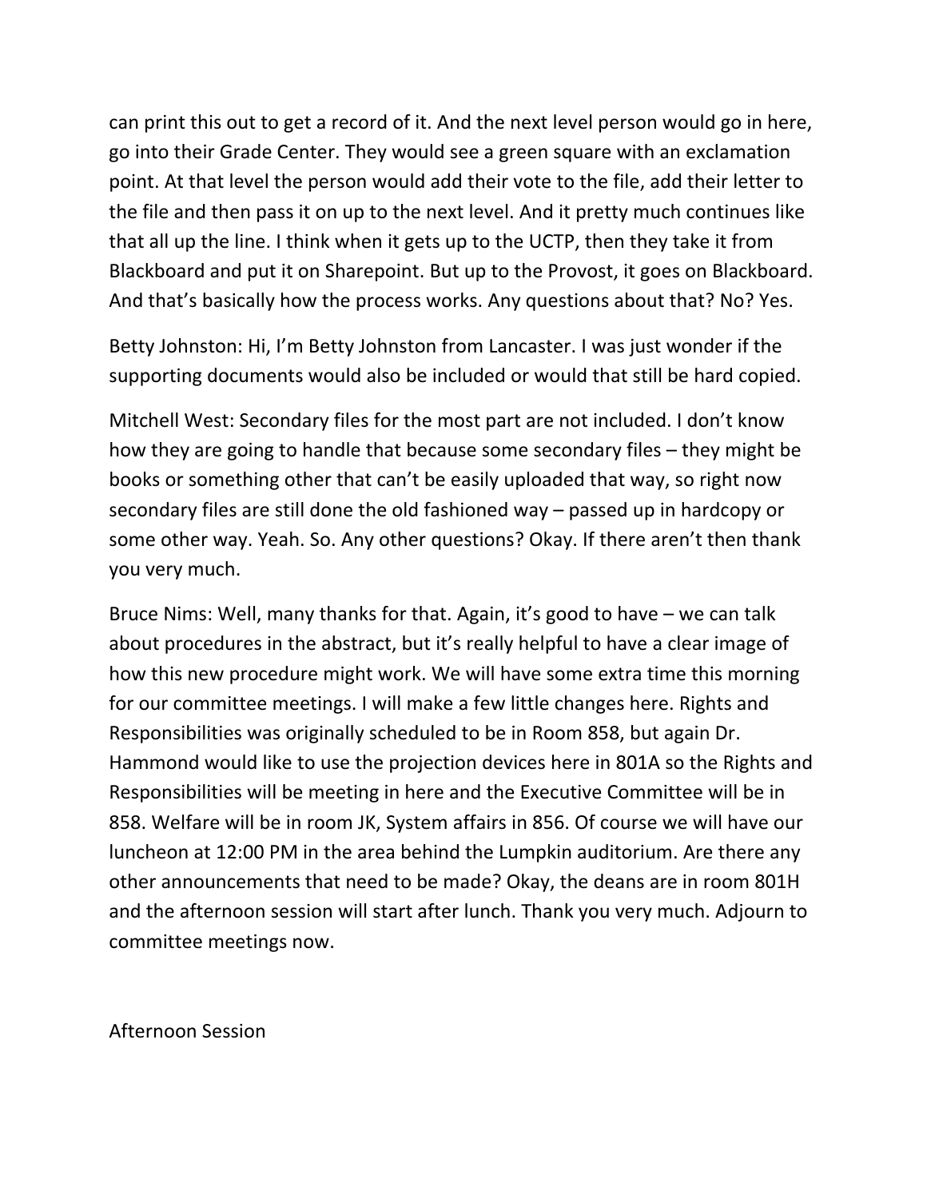can print this out to get a record of it. And the next level person would go in here, go into their Grade Center. They would see a green square with an exclamation point. At that level the person would add their vote to the file, add their letter to the file and then pass it on up to the next level. And it pretty much continues like that all up the line. I think when it gets up to the UCTP, then they take it from Blackboard and put it on Sharepoint. But up to the Provost, it goes on Blackboard. And that's basically how the process works. Any questions about that? No? Yes.

Betty Johnston: Hi, I'm Betty Johnston from Lancaster. I was just wonder if the supporting documents would also be included or would that still be hard copied.

Mitchell West: Secondary files for the most part are not included. I don't know how they are going to handle that because some secondary files – they might be books or something other that can't be easily uploaded that way, so right now secondary files are still done the old fashioned way – passed up in hardcopy or some other way. Yeah. So. Any other questions? Okay. If there aren't then thank you very much.

Bruce Nims: Well, many thanks for that. Again, it's good to have – we can talk about procedures in the abstract, but it's really helpful to have a clear image of how this new procedure might work. We will have some extra time this morning for our committee meetings. I will make a few little changes here. Rights and Responsibilities was originally scheduled to be in Room 858, but again Dr. Hammond would like to use the projection devices here in 801A so the Rights and Responsibilities will be meeting in here and the Executive Committee will be in 858. Welfare will be in room JK, System affairs in 856. Of course we will have our luncheon at 12:00 PM in the area behind the Lumpkin auditorium. Are there any other announcements that need to be made? Okay, the deans are in room 801H and the afternoon session will start after lunch. Thank you very much. Adjourn to committee meetings now.

Afternoon Session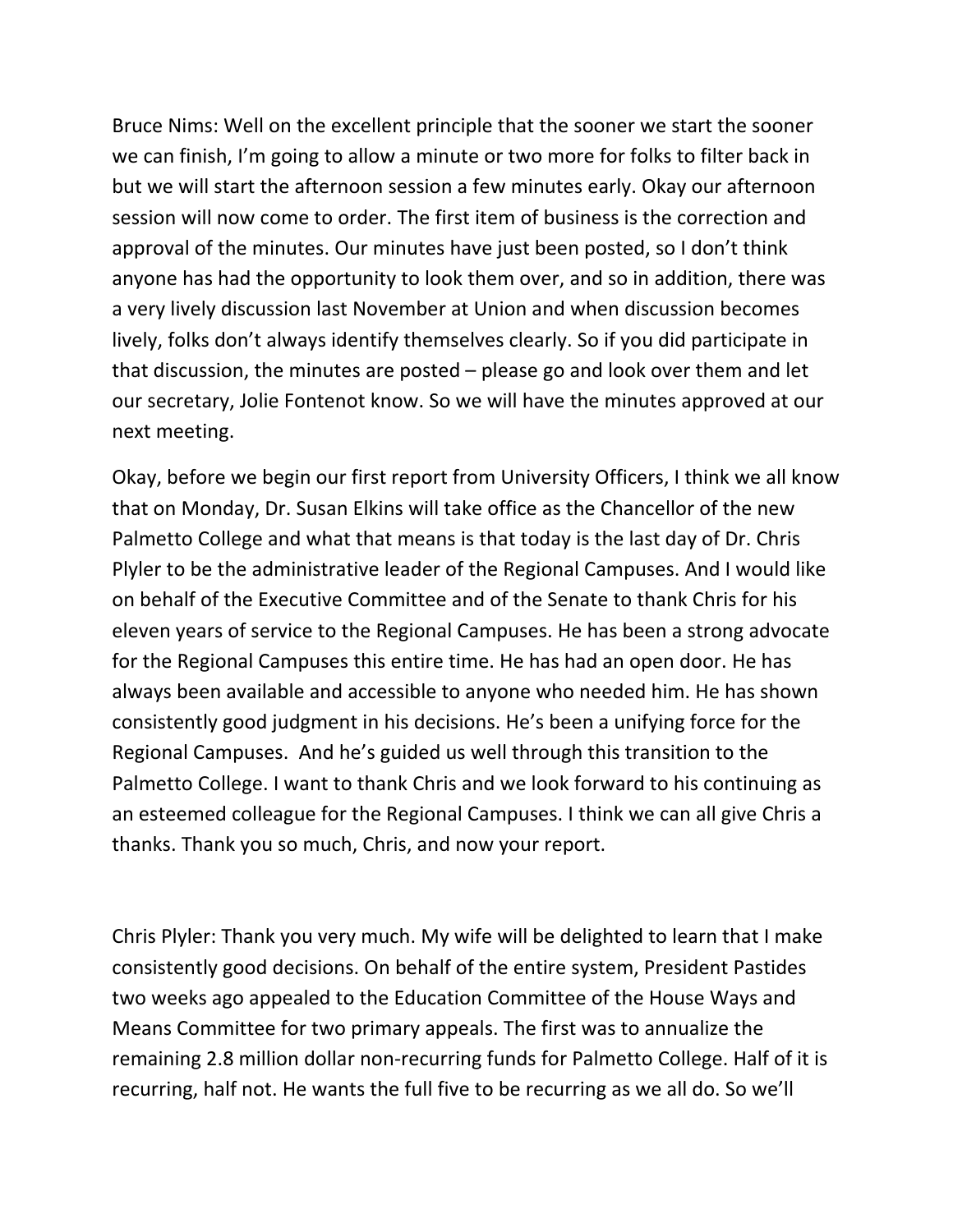Bruce Nims: Well on the excellent principle that the sooner we start the sooner we can finish, I'm going to allow a minute or two more for folks to filter back in but we will start the afternoon session a few minutes early. Okay our afternoon session will now come to order. The first item of business is the correction and approval of the minutes. Our minutes have just been posted, so I don't think anyone has had the opportunity to look them over, and so in addition, there was a very lively discussion last November at Union and when discussion becomes lively, folks don't always identify themselves clearly. So if you did participate in that discussion, the minutes are posted – please go and look over them and let our secretary, Jolie Fontenot know. So we will have the minutes approved at our next meeting.

Okay, before we begin our first report from University Officers, I think we all know that on Monday, Dr. Susan Elkins will take office as the Chancellor of the new Palmetto College and what that means is that today is the last day of Dr. Chris Plyler to be the administrative leader of the Regional Campuses. And I would like on behalf of the Executive Committee and of the Senate to thank Chris for his eleven years of service to the Regional Campuses. He has been a strong advocate for the Regional Campuses this entire time. He has had an open door. He has always been available and accessible to anyone who needed him. He has shown consistently good judgment in his decisions. He's been a unifying force for the Regional Campuses. And he's guided us well through this transition to the Palmetto College. I want to thank Chris and we look forward to his continuing as an esteemed colleague for the Regional Campuses. I think we can all give Chris a thanks. Thank you so much, Chris, and now your report.

Chris Plyler: Thank you very much. My wife will be delighted to learn that I make consistently good decisions. On behalf of the entire system, President Pastides two weeks ago appealed to the Education Committee of the House Ways and Means Committee for two primary appeals. The first was to annualize the remaining 2.8 million dollar non-recurring funds for Palmetto College. Half of it is recurring, half not. He wants the full five to be recurring as we all do. So we'll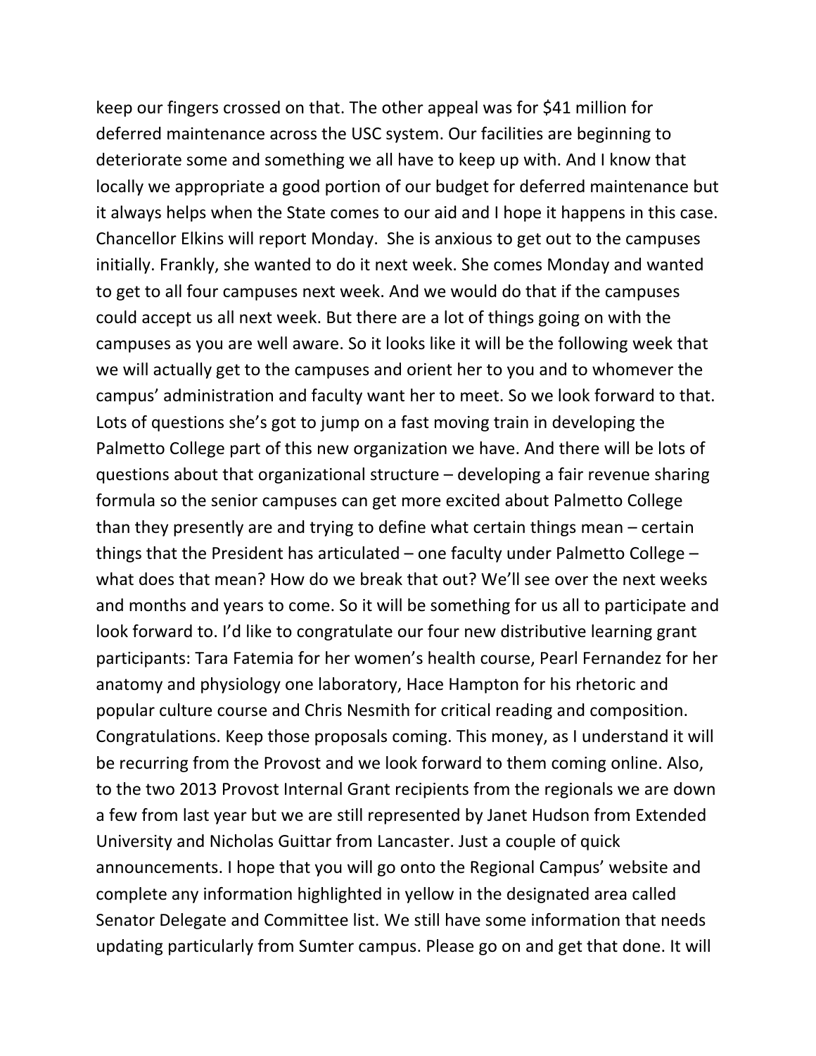keep our fingers crossed on that. The other appeal was for $41 million for deferred maintenance across the USC system. Our facilities are beginning to deteriorate some and something we all have to keep up with. And I know that locally we appropriate a good portion of our budget for deferred maintenance but it always helps when the State comes to our aid and I hope it happens in this case. Chancellor Elkins will report Monday. She is anxious to get out to the campuses initially. Frankly, she wanted to do it next week. She comes Monday and wanted to get to all four campuses next week. And we would do that if the campuses could accept us all next week. But there are a lot of things going on with the campuses as you are well aware. So it looks like it will be the following week that we will actually get to the campuses and orient her to you and to whomever the campus' administration and faculty want her to meet. So we look forward to that. Lots of questions she's got to jump on a fast moving train in developing the Palmetto College part of this new organization we have. And there will be lots of questions about that organizational structure – developing a fair revenue sharing formula so the senior campuses can get more excited about Palmetto College than they presently are and trying to define what certain things mean – certain things that the President has articulated – one faculty under Palmetto College – what does that mean? How do we break that out? We'll see over the next weeks and months and years to come. So it will be something for us all to participate and look forward to. I'd like to congratulate our four new distributive learning grant participants: Tara Fatemia for her women's health course, Pearl Fernandez for her anatomy and physiology one laboratory, Hace Hampton for his rhetoric and popular culture course and Chris Nesmith for critical reading and composition. Congratulations. Keep those proposals coming. This money, as I understand it will be recurring from the Provost and we look forward to them coming online. Also, to the two 2013 Provost Internal Grant recipients from the regionals we are down a few from last year but we are still represented by Janet Hudson from Extended University and Nicholas Guittar from Lancaster. Just a couple of quick announcements. I hope that you will go onto the Regional Campus' website and complete any information highlighted in yellow in the designated area called Senator Delegate and Committee list. We still have some information that needs updating particularly from Sumter campus. Please go on and get that done. It will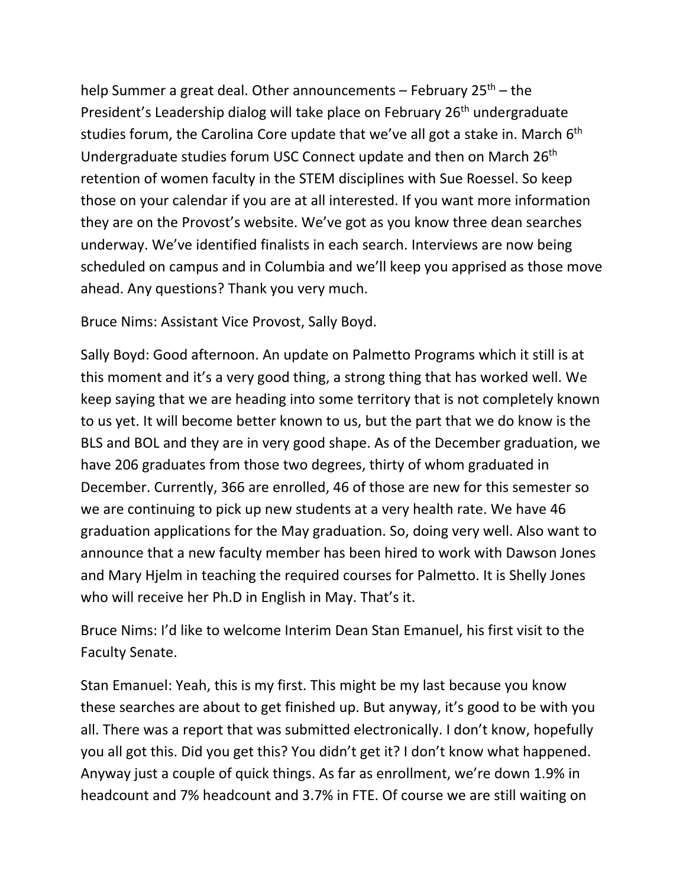help Summer a great deal. Other announcements – February 25th – the President's Leadership dialog will take place on February 26th undergraduate studies forum, the Carolina Core update that we've all got a stake in. March 6th Undergraduate studies forum USC Connect update and then on March 26th retention of women faculty in the STEM disciplines with Sue Roessel. So keep those on your calendar if you are at all interested. If you want more information they are on the Provost's website. We've got as you know three dean searches underway. We've identified finalists in each search. Interviews are now being scheduled on campus and in Columbia and we'll keep you apprised as those move ahead. Any questions? Thank you very much.

Bruce Nims: Assistant Vice Provost, Sally Boyd.

Sally Boyd: Good afternoon. An update on Palmetto Programs which it still is at this moment and it's a very good thing, a strong thing that has worked well. We keep saying that we are heading into some territory that is not completely known to us yet. It will become better known to us, but the part that we do know is the BLS and BOL and they are in very good shape. As of the December graduation, we have 206 graduates from those two degrees, thirty of whom graduated in December. Currently, 366 are enrolled, 46 of those are new for this semester so we are continuing to pick up new students at a very health rate. We have 46 graduation applications for the May graduation. So, doing very well. Also want to announce that a new faculty member has been hired to work with Dawson Jones and Mary Hjelm in teaching the required courses for Palmetto. It is Shelly Jones who will receive her Ph.D in English in May. That's it.

Bruce Nims: I'd like to welcome Interim Dean Stan Emanuel, his first visit to the Faculty Senate.

Stan Emanuel: Yeah, this is my first. This might be my last because you know these searches are about to get finished up. But anyway, it's good to be with you all. There was a report that was submitted electronically. I don't know, hopefully you all got this. Did you get this? You didn't get it? I don't know what happened. Anyway just a couple of quick things. As far as enrollment, we're down 1.9% in headcount and 7% headcount and 3.7% in FTE. Of course we are still waiting on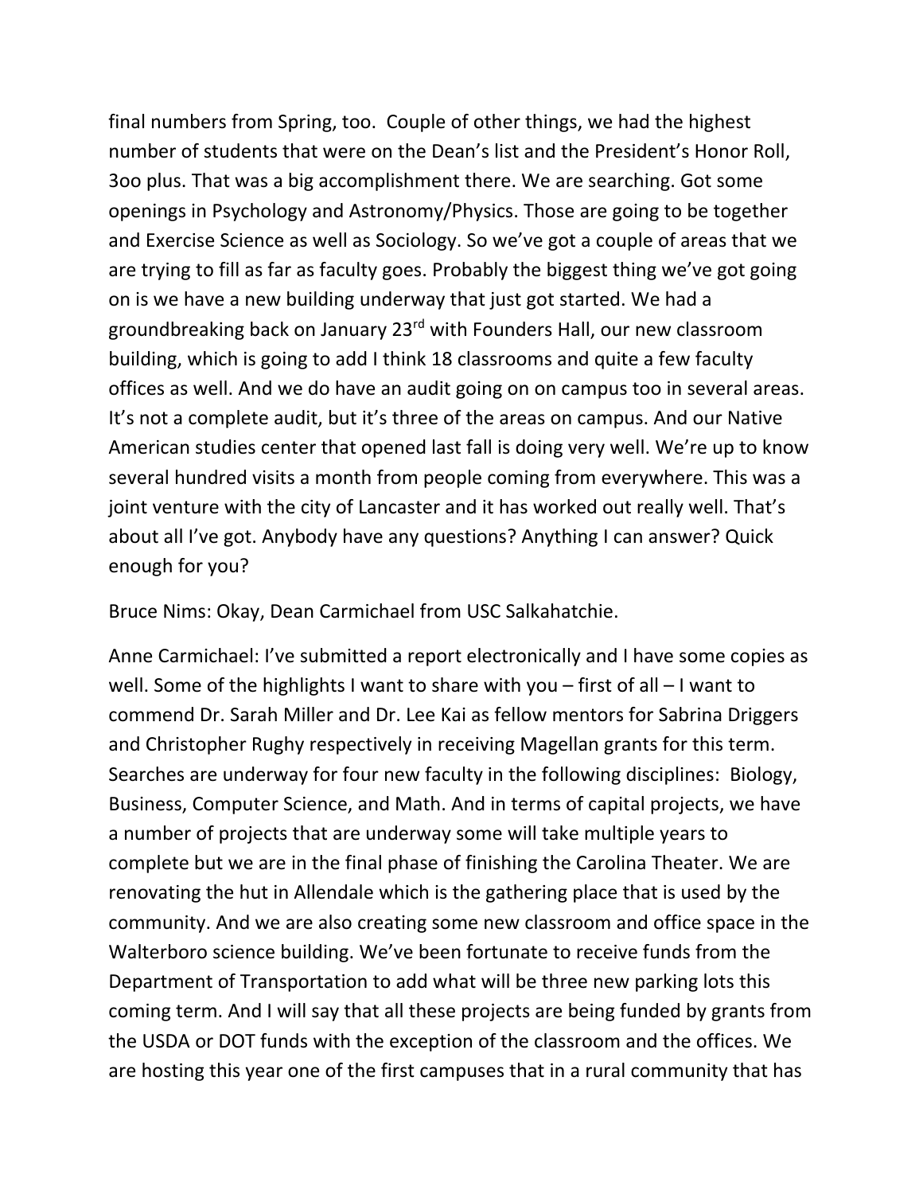final numbers from Spring, too. Couple of other things, we had the highest number of students that were on the Dean's list and the President's Honor Roll, 3oo plus. That was a big accomplishment there. We are searching. Got some openings in Psychology and Astronomy/Physics. Those are going to be together and Exercise Science as well as Sociology. So we've got a couple of areas that we are trying to fill as far as faculty goes. Probably the biggest thing we've got going on is we have a new building underway that just got started. We had a groundbreaking back on January 23rd with Founders Hall, our new classroom building, which is going to add I think 18 classrooms and quite a few faculty offices as well. And we do have an audit going on on campus too in several areas. It's not a complete audit, but it's three of the areas on campus. And our Native American studies center that opened last fall is doing very well. We're up to know several hundred visits a month from people coming from everywhere. This was a joint venture with the city of Lancaster and it has worked out really well. That's about all I've got. Anybody have any questions? Anything I can answer? Quick enough for you?

Bruce Nims: Okay, Dean Carmichael from USC Salkahatchie.

Anne Carmichael: I've submitted a report electronically and I have some copies as well. Some of the highlights I want to share with you – first of all – I want to commend Dr. Sarah Miller and Dr. Lee Kai as fellow mentors for Sabrina Driggers and Christopher Rughy respectively in receiving Magellan grants for this term. Searches are underway for four new faculty in the following disciplines: Biology, Business, Computer Science, and Math. And in terms of capital projects, we have a number of projects that are underway some will take multiple years to complete but we are in the final phase of finishing the Carolina Theater. We are renovating the hut in Allendale which is the gathering place that is used by the community. And we are also creating some new classroom and office space in the Walterboro science building. We've been fortunate to receive funds from the Department of Transportation to add what will be three new parking lots this coming term. And I will say that all these projects are being funded by grants from the USDA or DOT funds with the exception of the classroom and the offices. We are hosting this year one of the first campuses that in a rural community that has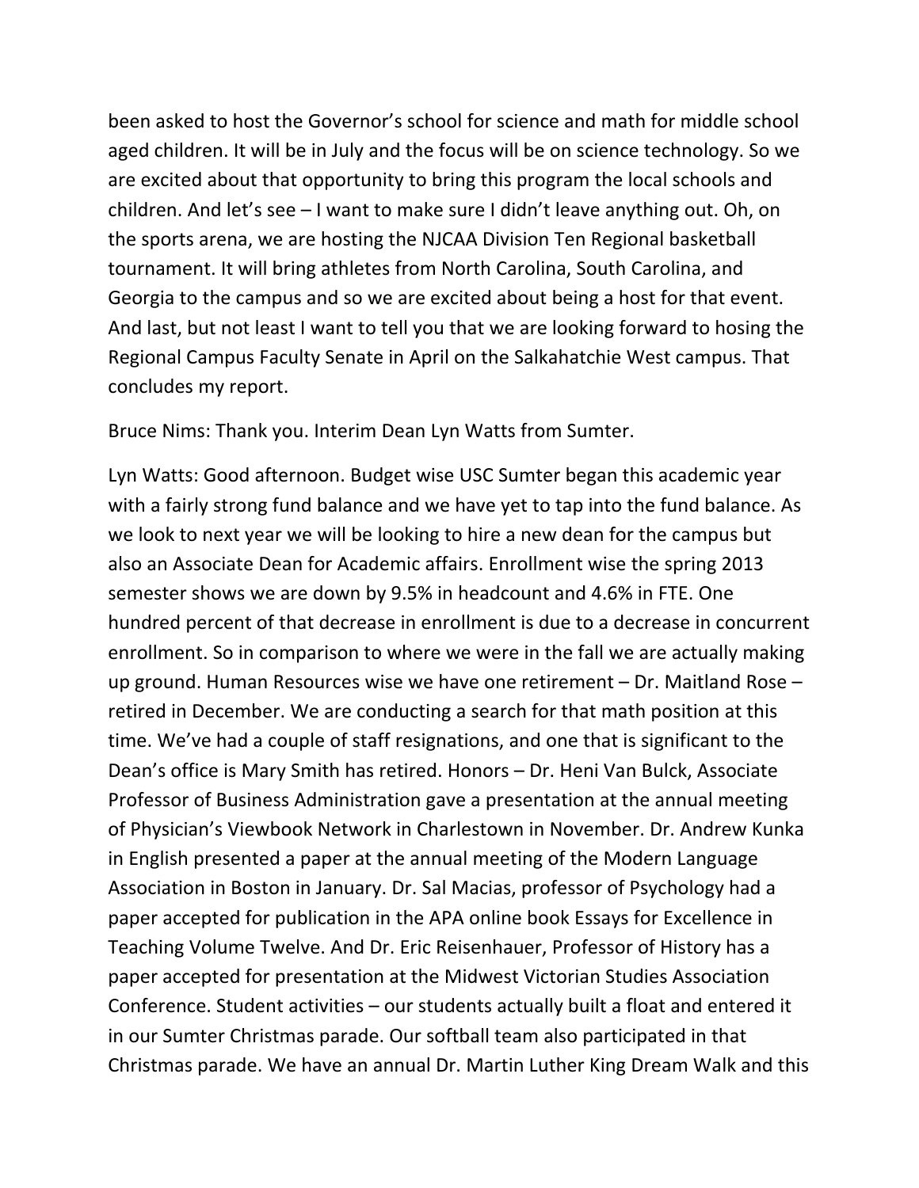been asked to host the Governor's school for science and math for middle school aged children. It will be in July and the focus will be on science technology. So we are excited about that opportunity to bring this program the local schools and children. And let's see – I want to make sure I didn't leave anything out. Oh, on the sports arena, we are hosting the NJCAA Division Ten Regional basketball tournament. It will bring athletes from North Carolina, South Carolina, and Georgia to the campus and so we are excited about being a host for that event. And last, but not least I want to tell you that we are looking forward to hosing the Regional Campus Faculty Senate in April on the Salkahatchie West campus. That concludes my report.

Bruce Nims: Thank you. Interim Dean Lyn Watts from Sumter.

Lyn Watts: Good afternoon. Budget wise USC Sumter began this academic year with a fairly strong fund balance and we have yet to tap into the fund balance. As we look to next year we will be looking to hire a new dean for the campus but also an Associate Dean for Academic affairs. Enrollment wise the spring 2013 semester shows we are down by 9.5% in headcount and 4.6% in FTE. One hundred percent of that decrease in enrollment is due to a decrease in concurrent enrollment. So in comparison to where we were in the fall we are actually making up ground. Human Resources wise we have one retirement – Dr. Maitland Rose – retired in December. We are conducting a search for that math position at this time. We've had a couple of staff resignations, and one that is significant to the Dean's office is Mary Smith has retired. Honors – Dr. Heni Van Bulck, Associate Professor of Business Administration gave a presentation at the annual meeting of Physician's Viewbook Network in Charlestown in November. Dr. Andrew Kunka in English presented a paper at the annual meeting of the Modern Language Association in Boston in January. Dr. Sal Macias, professor of Psychology had a paper accepted for publication in the APA online book Essays for Excellence in Teaching Volume Twelve. And Dr. Eric Reisenhauer, Professor of History has a paper accepted for presentation at the Midwest Victorian Studies Association Conference. Student activities – our students actually built a float and entered it in our Sumter Christmas parade. Our softball team also participated in that Christmas parade. We have an annual Dr. Martin Luther King Dream Walk and this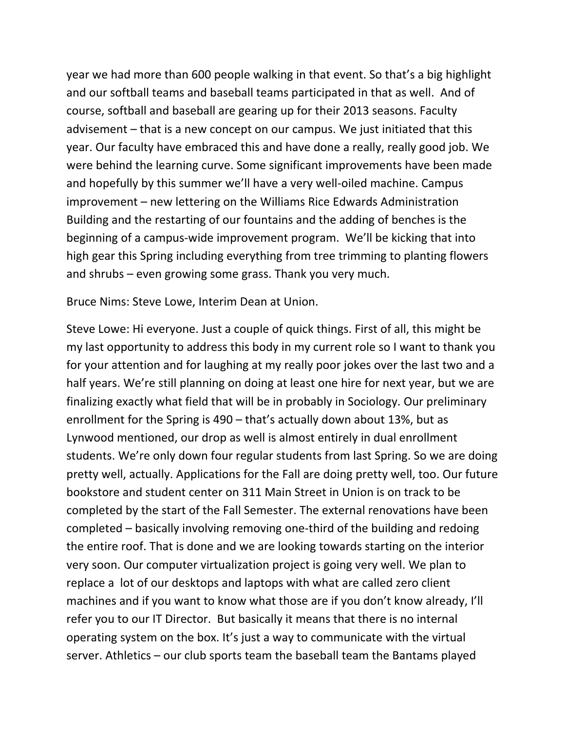year we had more than 600 people walking in that event. So that's a big highlight and our softball teams and baseball teams participated in that as well. And of course, softball and baseball are gearing up for their 2013 seasons. Faculty advisement – that is a new concept on our campus. We just initiated that this year. Our faculty have embraced this and have done a really, really good job. We were behind the learning curve. Some significant improvements have been made and hopefully by this summer we'll have a very well-oiled machine. Campus improvement – new lettering on the Williams Rice Edwards Administration Building and the restarting of our fountains and the adding of benches is the beginning of a campus-wide improvement program. We'll be kicking that into high gear this Spring including everything from tree trimming to planting flowers and shrubs – even growing some grass. Thank you very much.

Bruce Nims: Steve Lowe, Interim Dean at Union.

Steve Lowe: Hi everyone. Just a couple of quick things. First of all, this might be my last opportunity to address this body in my current role so I want to thank you for your attention and for laughing at my really poor jokes over the last two and a half years. We're still planning on doing at least one hire for next year, but we are finalizing exactly what field that will be in probably in Sociology. Our preliminary enrollment for the Spring is 490 – that's actually down about 13%, but as Lynwood mentioned, our drop as well is almost entirely in dual enrollment students. We're only down four regular students from last Spring. So we are doing pretty well, actually. Applications for the Fall are doing pretty well, too. Our future bookstore and student center on 311 Main Street in Union is on track to be completed by the start of the Fall Semester. The external renovations have been completed – basically involving removing one-third of the building and redoing the entire roof. That is done and we are looking towards starting on the interior very soon. Our computer virtualization project is going very well. We plan to replace a lot of our desktops and laptops with what are called zero client machines and if you want to know what those are if you don't know already, I'll refer you to our IT Director. But basically it means that there is no internal operating system on the box. It's just a way to communicate with the virtual server. Athletics – our club sports team the baseball team the Bantams played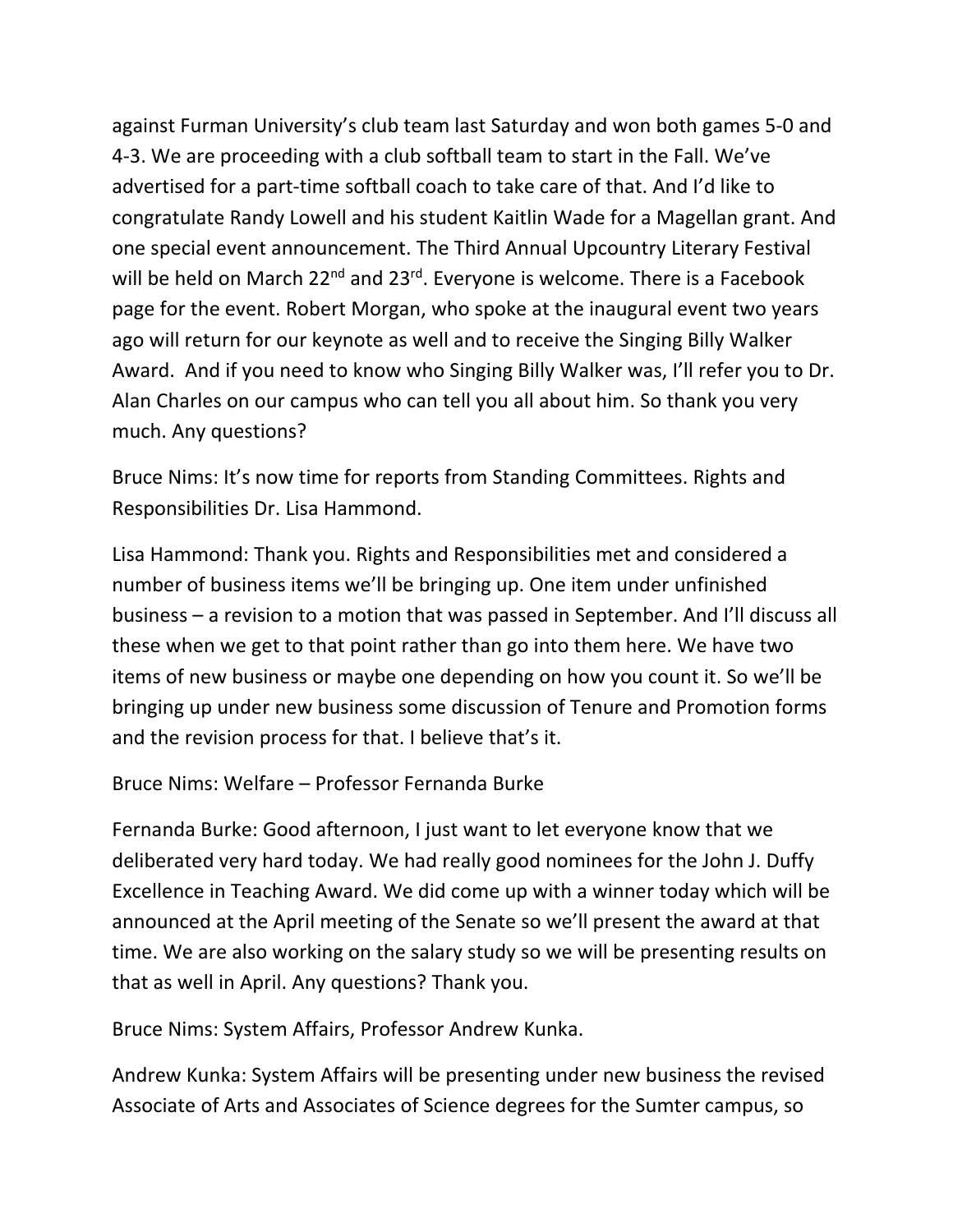against Furman University's club team last Saturday and won both games 5-0 and 4-3. We are proceeding with a club softball team to start in the Fall. We've advertised for a part-time softball coach to take care of that. And I'd like to congratulate Randy Lowell and his student Kaitlin Wade for a Magellan grant. And one special event announcement. The Third Annual Upcountry Literary Festival will be held on March 22nd and 23rd. Everyone is welcome. There is a Facebook page for the event. Robert Morgan, who spoke at the inaugural event two years ago will return for our keynote as well and to receive the Singing Billy Walker Award. And if you need to know who Singing Billy Walker was, I'll refer you to Dr. Alan Charles on our campus who can tell you all about him. So thank you very much. Any questions?

Bruce Nims: It's now time for reports from Standing Committees. Rights and Responsibilities Dr. Lisa Hammond.

Lisa Hammond: Thank you. Rights and Responsibilities met and considered a number of business items we'll be bringing up. One item under unfinished business – a revision to a motion that was passed in September. And I'll discuss all these when we get to that point rather than go into them here. We have two items of new business or maybe one depending on how you count it. So we'll be bringing up under new business some discussion of Tenure and Promotion forms and the revision process for that. I believe that's it.

Bruce Nims: Welfare – Professor Fernanda Burke

Fernanda Burke: Good afternoon, I just want to let everyone know that we deliberated very hard today. We had really good nominees for the John J. Duffy Excellence in Teaching Award. We did come up with a winner today which will be announced at the April meeting of the Senate so we'll present the award at that time. We are also working on the salary study so we will be presenting results on that as well in April. Any questions? Thank you.

Bruce Nims: System Affairs, Professor Andrew Kunka.

Andrew Kunka: System Affairs will be presenting under new business the revised Associate of Arts and Associates of Science degrees for the Sumter campus, so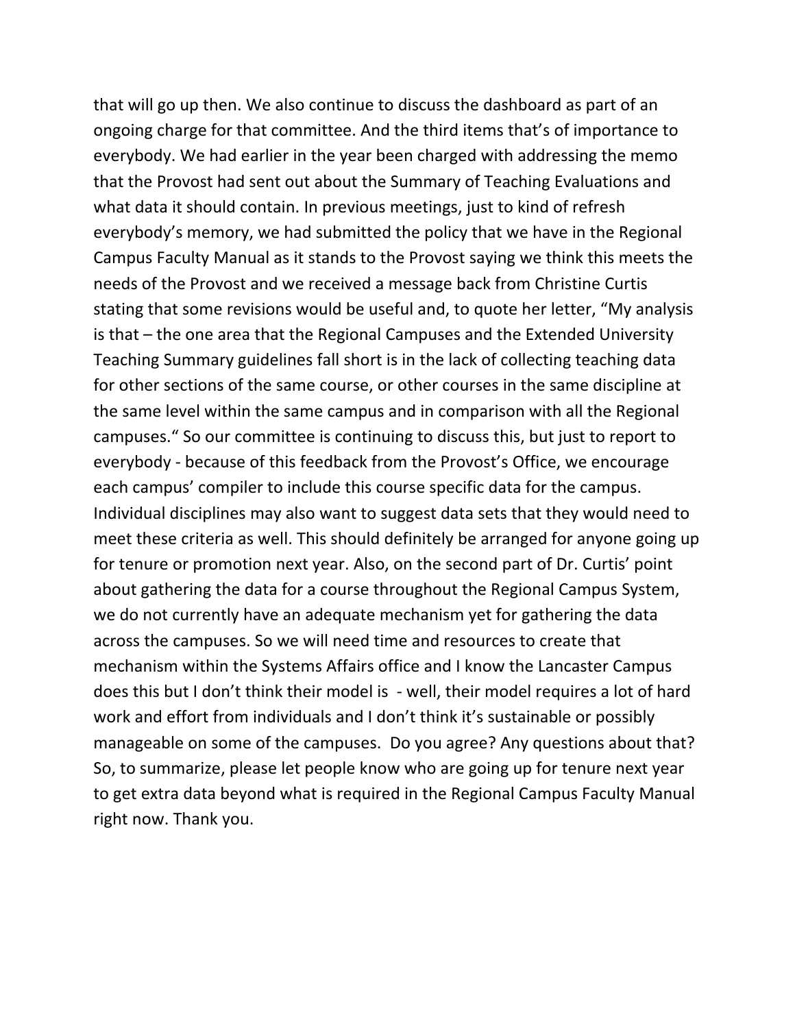that will go up then. We also continue to discuss the dashboard as part of an ongoing charge for that committee. And the third items that's of importance to everybody. We had earlier in the year been charged with addressing the memo that the Provost had sent out about the Summary of Teaching Evaluations and what data it should contain. In previous meetings, just to kind of refresh everybody's memory, we had submitted the policy that we have in the Regional Campus Faculty Manual as it stands to the Provost saying we think this meets the needs of the Provost and we received a message back from Christine Curtis stating that some revisions would be useful and, to quote her letter, "My analysis is that – the one area that the Regional Campuses and the Extended University Teaching Summary guidelines fall short is in the lack of collecting teaching data for other sections of the same course, or other courses in the same discipline at the same level within the same campus and in comparison with all the Regional campuses." So our committee is continuing to discuss this, but just to report to everybody - because of this feedback from the Provost's Office, we encourage each campus' compiler to include this course specific data for the campus. Individual disciplines may also want to suggest data sets that they would need to meet these criteria as well. This should definitely be arranged for anyone going up for tenure or promotion next year. Also, on the second part of Dr. Curtis' point about gathering the data for a course throughout the Regional Campus System, we do not currently have an adequate mechanism yet for gathering the data across the campuses. So we will need time and resources to create that mechanism within the Systems Affairs office and I know the Lancaster Campus does this but I don't think their model is - well, their model requires a lot of hard work and effort from individuals and I don't think it's sustainable or possibly manageable on some of the campuses. Do you agree? Any questions about that? So, to summarize, please let people know who are going up for tenure next year to get extra data beyond what is required in the Regional Campus Faculty Manual right now. Thank you.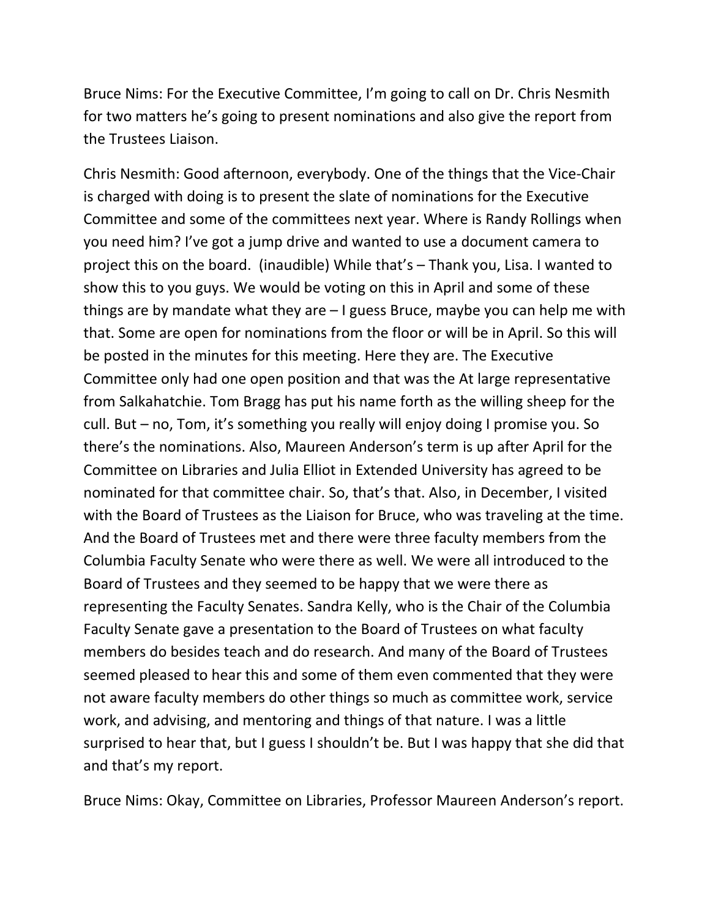Bruce Nims: For the Executive Committee, I'm going to call on Dr. Chris Nesmith for two matters he's going to present nominations and also give the report from the Trustees Liaison.

Chris Nesmith: Good afternoon, everybody. One of the things that the Vice-Chair is charged with doing is to present the slate of nominations for the Executive Committee and some of the committees next year. Where is Randy Rollings when you need him? I've got a jump drive and wanted to use a document camera to project this on the board. (inaudible) While that's – Thank you, Lisa. I wanted to show this to you guys. We would be voting on this in April and some of these things are by mandate what they are – I guess Bruce, maybe you can help me with that. Some are open for nominations from the floor or will be in April. So this will be posted in the minutes for this meeting. Here they are. The Executive Committee only had one open position and that was the At large representative from Salkahatchie. Tom Bragg has put his name forth as the willing sheep for the cull. But – no, Tom, it's something you really will enjoy doing I promise you. So there's the nominations. Also, Maureen Anderson's term is up after April for the Committee on Libraries and Julia Elliot in Extended University has agreed to be nominated for that committee chair. So, that's that. Also, in December, I visited with the Board of Trustees as the Liaison for Bruce, who was traveling at the time. And the Board of Trustees met and there were three faculty members from the Columbia Faculty Senate who were there as well. We were all introduced to the Board of Trustees and they seemed to be happy that we were there as representing the Faculty Senates. Sandra Kelly, who is the Chair of the Columbia Faculty Senate gave a presentation to the Board of Trustees on what faculty members do besides teach and do research. And many of the Board of Trustees seemed pleased to hear this and some of them even commented that they were not aware faculty members do other things so much as committee work, service work, and advising, and mentoring and things of that nature. I was a little surprised to hear that, but I guess I shouldn't be. But I was happy that she did that and that's my report.

Bruce Nims: Okay, Committee on Libraries, Professor Maureen Anderson's report.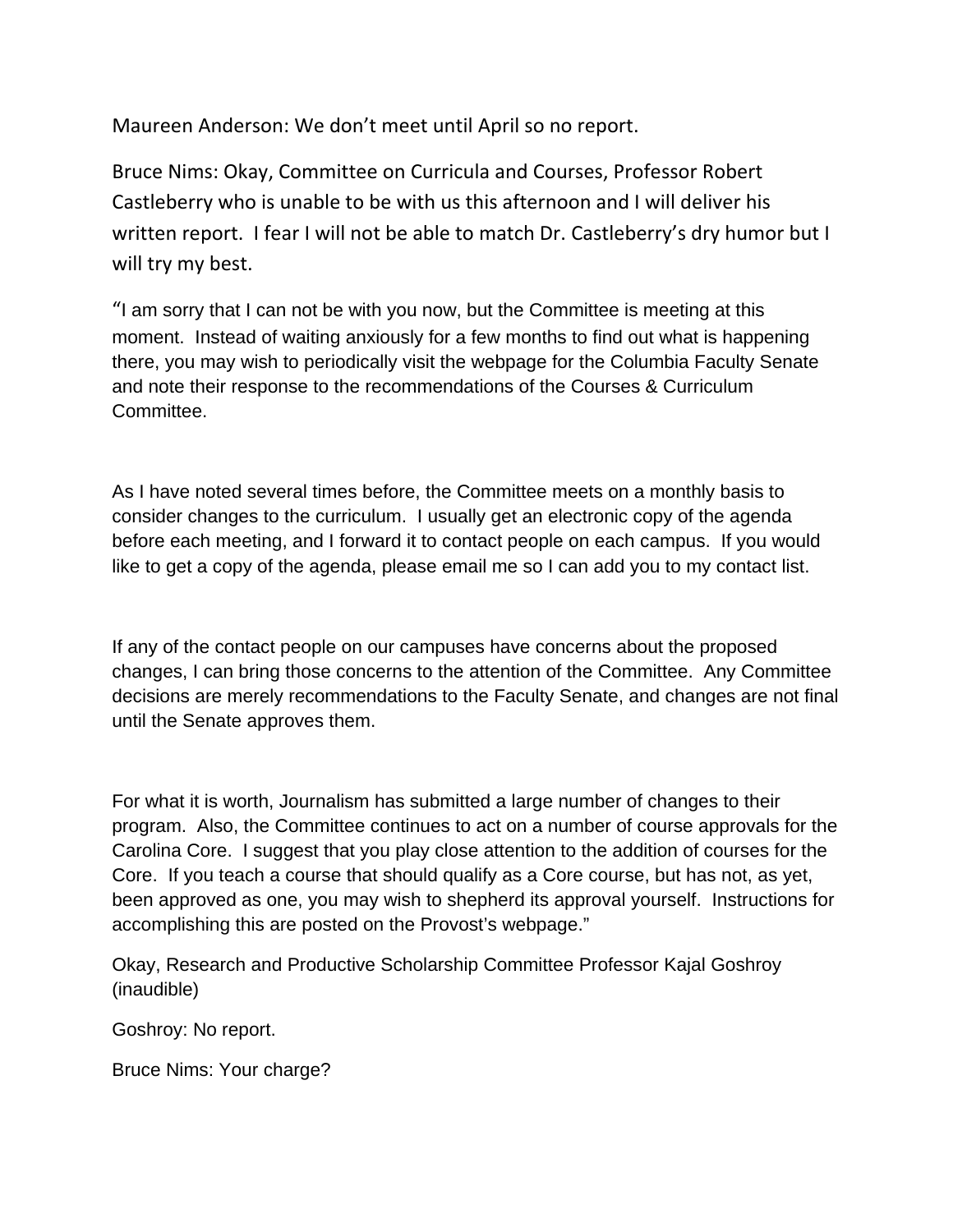Maureen Anderson: We don't meet until April so no report.

Bruce Nims: Okay, Committee on Curricula and Courses, Professor Robert Castleberry who is unable to be with us this afternoon and I will deliver his written report. I fear I will not be able to match Dr. Castleberry's dry humor but I will try my best.

"I am sorry that I can not be with you now, but the Committee is meeting at this moment. Instead of waiting anxiously for a few months to find out what is happening there, you may wish to periodically visit the webpage for the Columbia Faculty Senate and note their response to the recommendations of the Courses & Curriculum Committee.

As I have noted several times before, the Committee meets on a monthly basis to consider changes to the curriculum. I usually get an electronic copy of the agenda before each meeting, and I forward it to contact people on each campus. If you would like to get a copy of the agenda, please email me so I can add you to my contact list.

If any of the contact people on our campuses have concerns about the proposed changes, I can bring those concerns to the attention of the Committee. Any Committee decisions are merely recommendations to the Faculty Senate, and changes are not final until the Senate approves them.

For what it is worth, Journalism has submitted a large number of changes to their program. Also, the Committee continues to act on a number of course approvals for the Carolina Core. I suggest that you play close attention to the addition of courses for the Core. If you teach a course that should qualify as a Core course, but has not, as yet, been approved as one, you may wish to shepherd its approval yourself. Instructions for accomplishing this are posted on the Provost's webpage."

Okay, Research and Productive Scholarship Committee Professor Kajal Goshroy (inaudible)

Goshroy: No report.

Bruce Nims: Your charge?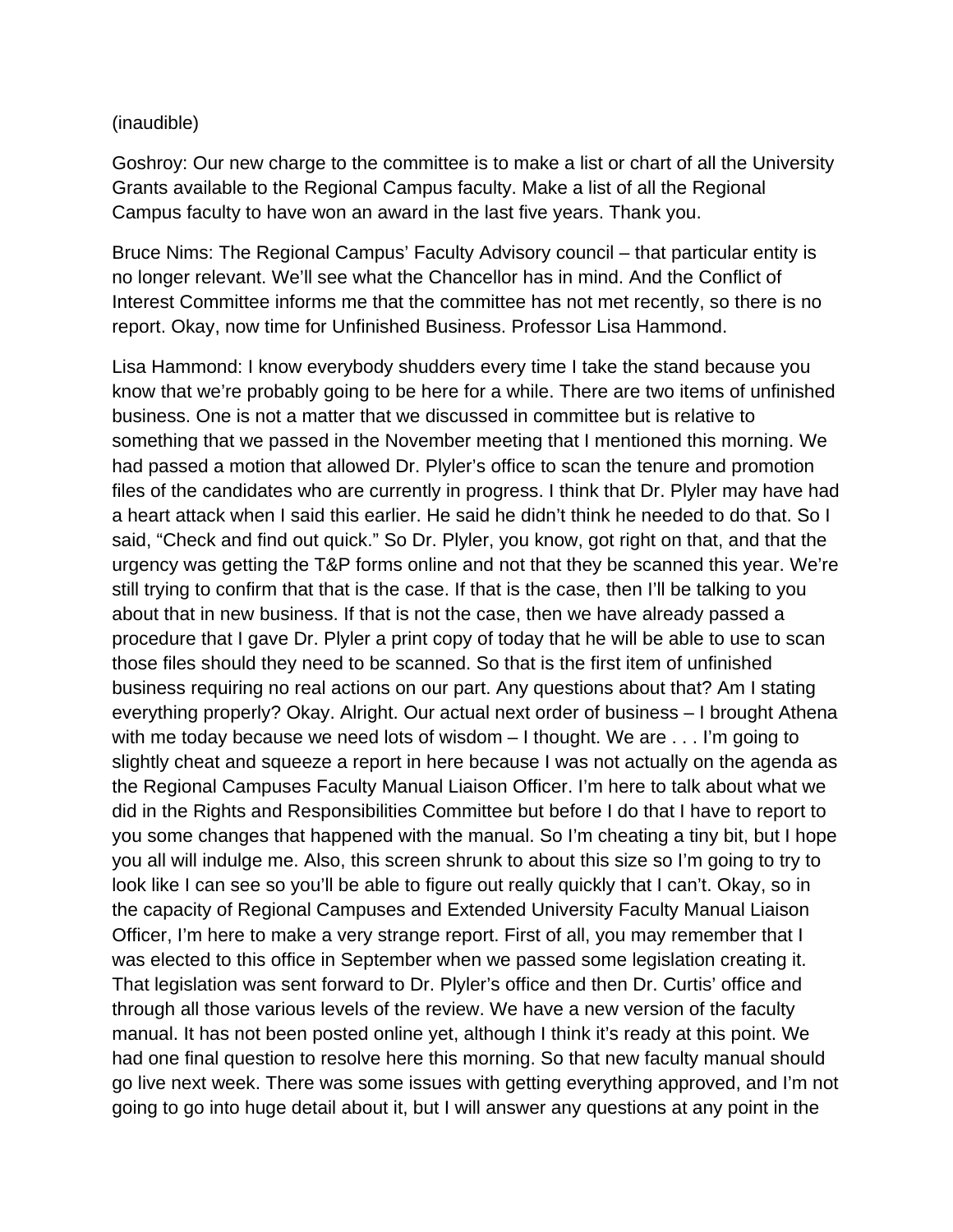(inaudible)

Goshroy: Our new charge to the committee is to make a list or chart of all the University Grants available to the Regional Campus faculty. Make a list of all the Regional Campus faculty to have won an award in the last five years. Thank you.

Bruce Nims: The Regional Campus' Faculty Advisory council – that particular entity is no longer relevant. We'll see what the Chancellor has in mind. And the Conflict of Interest Committee informs me that the committee has not met recently, so there is no report. Okay, now time for Unfinished Business. Professor Lisa Hammond.

Lisa Hammond: I know everybody shudders every time I take the stand because you know that we're probably going to be here for a while. There are two items of unfinished business. One is not a matter that we discussed in committee but is relative to something that we passed in the November meeting that I mentioned this morning. We had passed a motion that allowed Dr. Plyler's office to scan the tenure and promotion files of the candidates who are currently in progress. I think that Dr. Plyler may have had a heart attack when I said this earlier. He said he didn't think he needed to do that. So I said, "Check and find out quick." So Dr. Plyler, you know, got right on that, and that the urgency was getting the T&P forms online and not that they be scanned this year. We're still trying to confirm that that is the case. If that is the case, then I'll be talking to you about that in new business. If that is not the case, then we have already passed a procedure that I gave Dr. Plyler a print copy of today that he will be able to use to scan those files should they need to be scanned. So that is the first item of unfinished business requiring no real actions on our part. Any questions about that? Am I stating everything properly? Okay. Alright. Our actual next order of business – I brought Athena with me today because we need lots of wisdom – I thought. We are . . . I'm going to slightly cheat and squeeze a report in here because I was not actually on the agenda as the Regional Campuses Faculty Manual Liaison Officer. I'm here to talk about what we did in the Rights and Responsibilities Committee but before I do that I have to report to you some changes that happened with the manual. So I'm cheating a tiny bit, but I hope you all will indulge me. Also, this screen shrunk to about this size so I'm going to try to look like I can see so you'll be able to figure out really quickly that I can't. Okay, so in the capacity of Regional Campuses and Extended University Faculty Manual Liaison Officer, I'm here to make a very strange report. First of all, you may remember that I was elected to this office in September when we passed some legislation creating it. That legislation was sent forward to Dr. Plyler's office and then Dr. Curtis' office and through all those various levels of the review. We have a new version of the faculty manual. It has not been posted online yet, although I think it's ready at this point. We had one final question to resolve here this morning. So that new faculty manual should go live next week. There was some issues with getting everything approved, and I'm not going to go into huge detail about it, but I will answer any questions at any point in the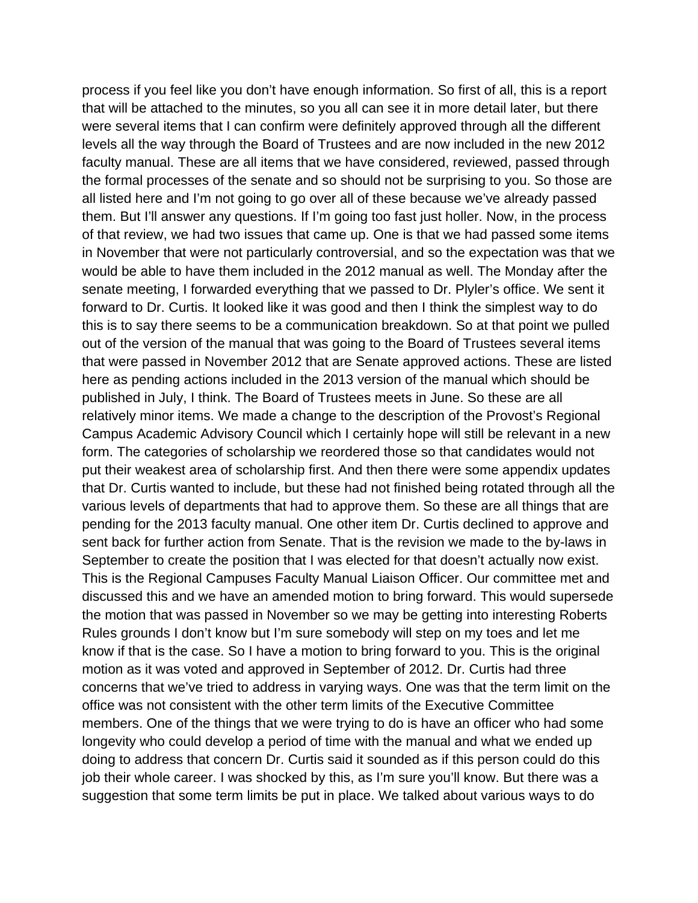process if you feel like you don't have enough information. So first of all, this is a report that will be attached to the minutes, so you all can see it in more detail later, but there were several items that I can confirm were definitely approved through all the different levels all the way through the Board of Trustees and are now included in the new 2012 faculty manual. These are all items that we have considered, reviewed, passed through the formal processes of the senate and so should not be surprising to you. So those are all listed here and I'm not going to go over all of these because we've already passed them. But I'll answer any questions. If I'm going too fast just holler. Now, in the process of that review, we had two issues that came up. One is that we had passed some items in November that were not particularly controversial, and so the expectation was that we would be able to have them included in the 2012 manual as well. The Monday after the senate meeting, I forwarded everything that we passed to Dr. Plyler's office. We sent it forward to Dr. Curtis. It looked like it was good and then I think the simplest way to do this is to say there seems to be a communication breakdown. So at that point we pulled out of the version of the manual that was going to the Board of Trustees several items that were passed in November 2012 that are Senate approved actions. These are listed here as pending actions included in the 2013 version of the manual which should be published in July, I think. The Board of Trustees meets in June. So these are all relatively minor items. We made a change to the description of the Provost's Regional Campus Academic Advisory Council which I certainly hope will still be relevant in a new form. The categories of scholarship we reordered those so that candidates would not put their weakest area of scholarship first. And then there were some appendix updates that Dr. Curtis wanted to include, but these had not finished being rotated through all the various levels of departments that had to approve them. So these are all things that are pending for the 2013 faculty manual. One other item Dr. Curtis declined to approve and sent back for further action from Senate. That is the revision we made to the by-laws in September to create the position that I was elected for that doesn't actually now exist. This is the Regional Campuses Faculty Manual Liaison Officer. Our committee met and discussed this and we have an amended motion to bring forward. This would supersede the motion that was passed in November so we may be getting into interesting Roberts Rules grounds I don't know but I'm sure somebody will step on my toes and let me know if that is the case. So I have a motion to bring forward to you. This is the original motion as it was voted and approved in September of 2012. Dr. Curtis had three concerns that we've tried to address in varying ways. One was that the term limit on the office was not consistent with the other term limits of the Executive Committee members. One of the things that we were trying to do is have an officer who had some longevity who could develop a period of time with the manual and what we ended up doing to address that concern Dr. Curtis said it sounded as if this person could do this job their whole career. I was shocked by this, as I'm sure you'll know. But there was a suggestion that some term limits be put in place. We talked about various ways to do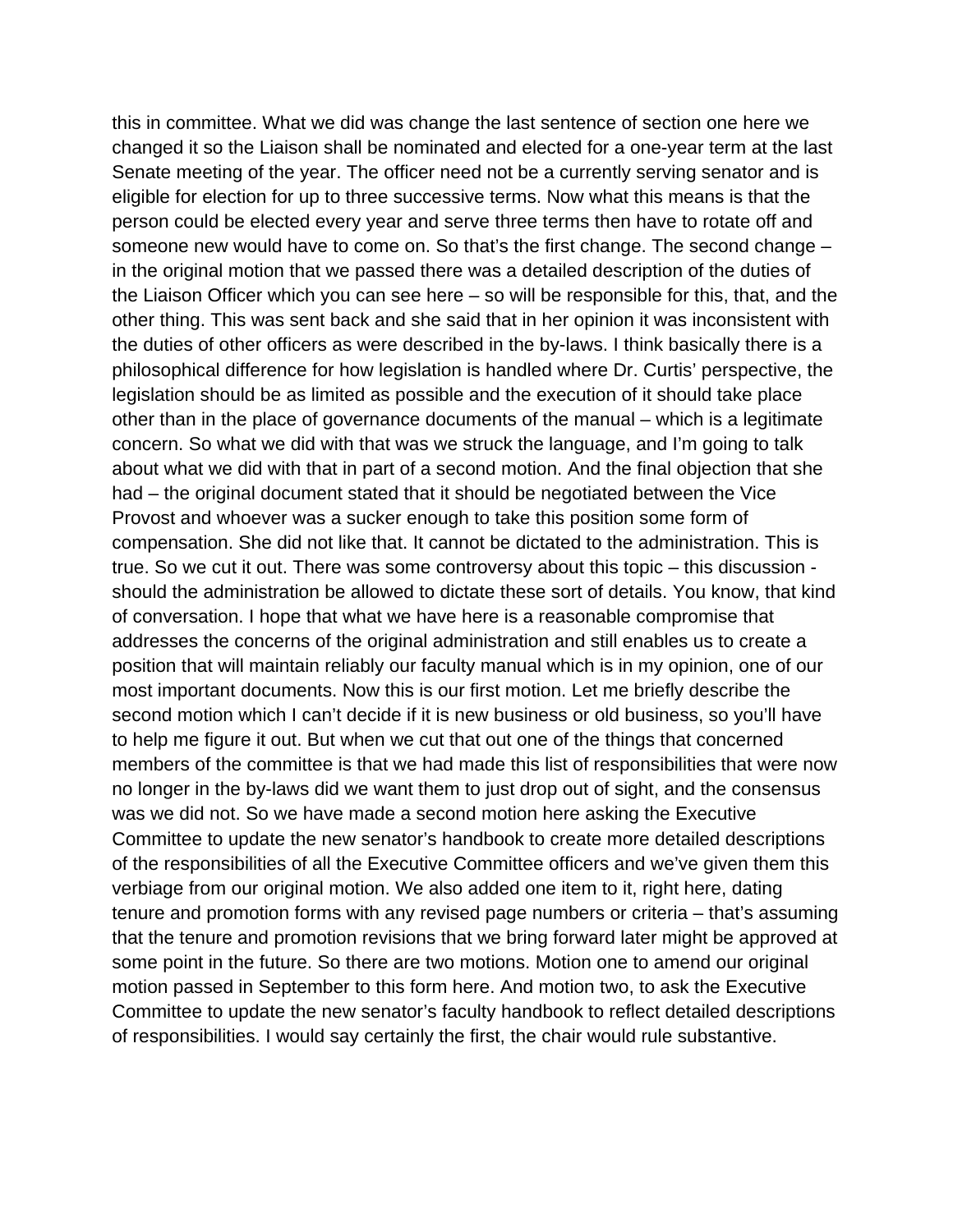this in committee. What we did was change the last sentence of section one here we changed it so the Liaison shall be nominated and elected for a one-year term at the last Senate meeting of the year. The officer need not be a currently serving senator and is eligible for election for up to three successive terms. Now what this means is that the person could be elected every year and serve three terms then have to rotate off and someone new would have to come on. So that's the first change. The second change – in the original motion that we passed there was a detailed description of the duties of the Liaison Officer which you can see here – so will be responsible for this, that, and the other thing. This was sent back and she said that in her opinion it was inconsistent with the duties of other officers as were described in the by-laws. I think basically there is a philosophical difference for how legislation is handled where Dr. Curtis' perspective, the legislation should be as limited as possible and the execution of it should take place other than in the place of governance documents of the manual – which is a legitimate concern. So what we did with that was we struck the language, and I'm going to talk about what we did with that in part of a second motion. And the final objection that she had – the original document stated that it should be negotiated between the Vice Provost and whoever was a sucker enough to take this position some form of compensation. She did not like that. It cannot be dictated to the administration. This is true. So we cut it out. There was some controversy about this topic – this discussion - should the administration be allowed to dictate these sort of details. You know, that kind of conversation. I hope that what we have here is a reasonable compromise that addresses the concerns of the original administration and still enables us to create a position that will maintain reliably our faculty manual which is in my opinion, one of our most important documents. Now this is our first motion. Let me briefly describe the second motion which I can't decide if it is new business or old business, so you'll have to help me figure it out. But when we cut that out one of the things that concerned members of the committee is that we had made this list of responsibilities that were now no longer in the by-laws did we want them to just drop out of sight, and the consensus was we did not. So we have made a second motion here asking the Executive Committee to update the new senator's handbook to create more detailed descriptions of the responsibilities of all the Executive Committee officers and we've given them this verbiage from our original motion. We also added one item to it, right here, dating tenure and promotion forms with any revised page numbers or criteria – that's assuming that the tenure and promotion revisions that we bring forward later might be approved at some point in the future. So there are two motions. Motion one to amend our original motion passed in September to this form here. And motion two, to ask the Executive Committee to update the new senator's faculty handbook to reflect detailed descriptions of responsibilities. I would say certainly the first, the chair would rule substantive.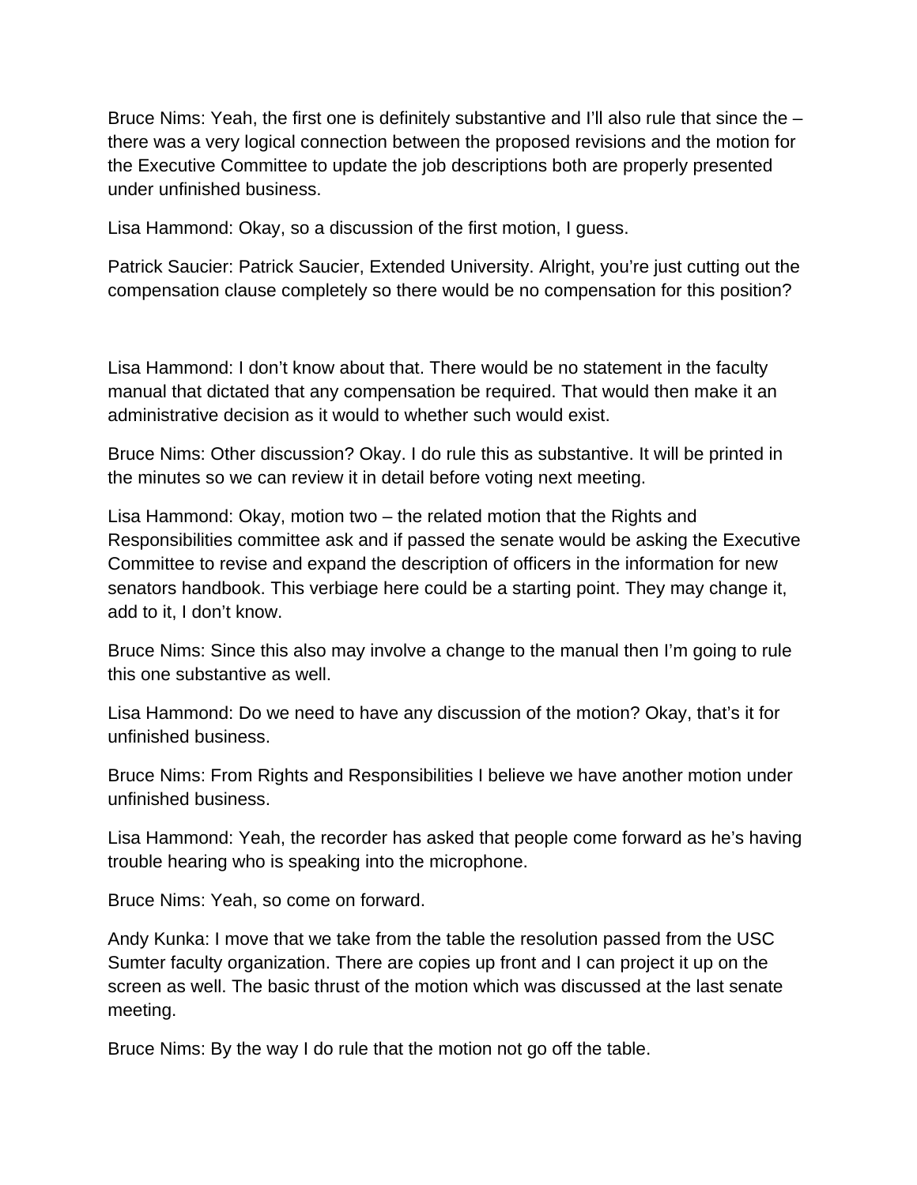Bruce Nims: Yeah, the first one is definitely substantive and I'll also rule that since the – there was a very logical connection between the proposed revisions and the motion for the Executive Committee to update the job descriptions both are properly presented under unfinished business.

Lisa Hammond: Okay, so a discussion of the first motion, I guess.

Patrick Saucier: Patrick Saucier, Extended University. Alright, you're just cutting out the compensation clause completely so there would be no compensation for this position?

Lisa Hammond: I don't know about that. There would be no statement in the faculty manual that dictated that any compensation be required. That would then make it an administrative decision as it would to whether such would exist.

Bruce Nims: Other discussion? Okay. I do rule this as substantive. It will be printed in the minutes so we can review it in detail before voting next meeting.

Lisa Hammond: Okay, motion two – the related motion that the Rights and Responsibilities committee ask and if passed the senate would be asking the Executive Committee to revise and expand the description of officers in the information for new senators handbook. This verbiage here could be a starting point. They may change it, add to it, I don't know.

Bruce Nims: Since this also may involve a change to the manual then I'm going to rule this one substantive as well.

Lisa Hammond: Do we need to have any discussion of the motion? Okay, that's it for unfinished business.

Bruce Nims: From Rights and Responsibilities I believe we have another motion under unfinished business.

Lisa Hammond: Yeah, the recorder has asked that people come forward as he's having trouble hearing who is speaking into the microphone.

Bruce Nims: Yeah, so come on forward.

Andy Kunka: I move that we take from the table the resolution passed from the USC Sumter faculty organization. There are copies up front and I can project it up on the screen as well. The basic thrust of the motion which was discussed at the last senate meeting.

Bruce Nims: By the way I do rule that the motion not go off the table.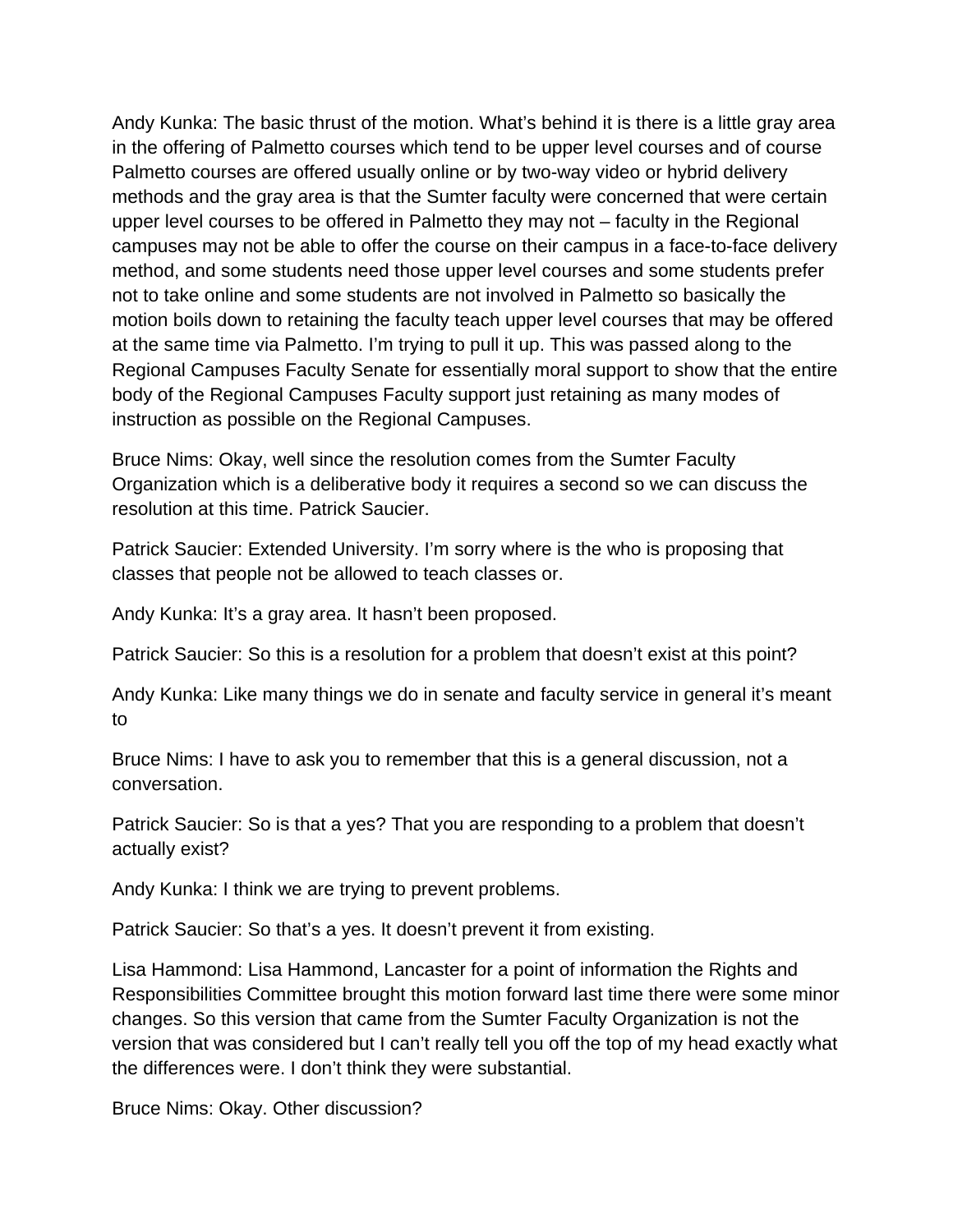Andy Kunka: The basic thrust of the motion. What's behind it is there is a little gray area in the offering of Palmetto courses which tend to be upper level courses and of course Palmetto courses are offered usually online or by two-way video or hybrid delivery methods and the gray area is that the Sumter faculty were concerned that were certain upper level courses to be offered in Palmetto they may not – faculty in the Regional campuses may not be able to offer the course on their campus in a face-to-face delivery method, and some students need those upper level courses and some students prefer not to take online and some students are not involved in Palmetto so basically the motion boils down to retaining the faculty teach upper level courses that may be offered at the same time via Palmetto. I'm trying to pull it up. This was passed along to the Regional Campuses Faculty Senate for essentially moral support to show that the entire body of the Regional Campuses Faculty support just retaining as many modes of instruction as possible on the Regional Campuses.

Bruce Nims: Okay, well since the resolution comes from the Sumter Faculty Organization which is a deliberative body it requires a second so we can discuss the resolution at this time. Patrick Saucier.

Patrick Saucier: Extended University. I'm sorry where is the who is proposing that classes that people not be allowed to teach classes or.

Andy Kunka: It's a gray area. It hasn't been proposed.

Patrick Saucier: So this is a resolution for a problem that doesn't exist at this point?

Andy Kunka: Like many things we do in senate and faculty service in general it's meant to

Bruce Nims: I have to ask you to remember that this is a general discussion, not a conversation.

Patrick Saucier: So is that a yes? That you are responding to a problem that doesn't actually exist?

Andy Kunka: I think we are trying to prevent problems.

Patrick Saucier: So that's a yes. It doesn't prevent it from existing.

Lisa Hammond: Lisa Hammond, Lancaster for a point of information the Rights and Responsibilities Committee brought this motion forward last time there were some minor changes. So this version that came from the Sumter Faculty Organization is not the version that was considered but I can't really tell you off the top of my head exactly what the differences were. I don't think they were substantial.

Bruce Nims: Okay. Other discussion?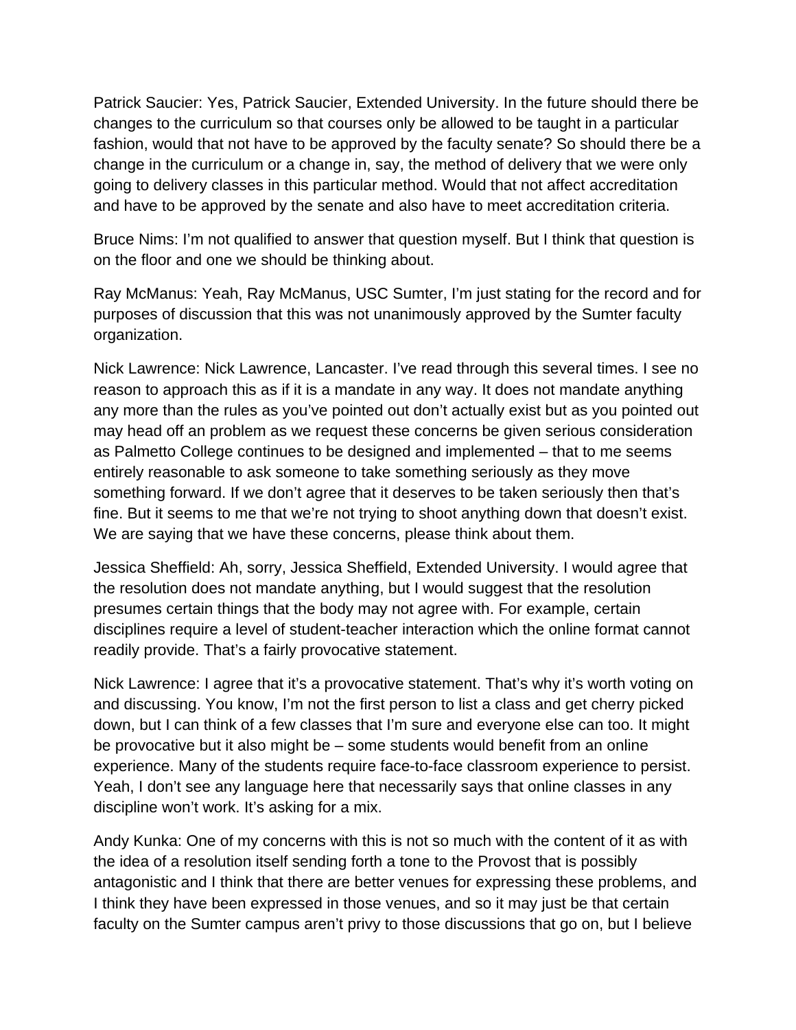Patrick Saucier: Yes, Patrick Saucier, Extended University. In the future should there be changes to the curriculum so that courses only be allowed to be taught in a particular fashion, would that not have to be approved by the faculty senate? So should there be a change in the curriculum or a change in, say, the method of delivery that we were only going to delivery classes in this particular method. Would that not affect accreditation and have to be approved by the senate and also have to meet accreditation criteria.

Bruce Nims: I'm not qualified to answer that question myself. But I think that question is on the floor and one we should be thinking about.

Ray McManus: Yeah, Ray McManus, USC Sumter, I'm just stating for the record and for purposes of discussion that this was not unanimously approved by the Sumter faculty organization.

Nick Lawrence: Nick Lawrence, Lancaster. I've read through this several times. I see no reason to approach this as if it is a mandate in any way. It does not mandate anything any more than the rules as you've pointed out don't actually exist but as you pointed out may head off an problem as we request these concerns be given serious consideration as Palmetto College continues to be designed and implemented – that to me seems entirely reasonable to ask someone to take something seriously as they move something forward. If we don't agree that it deserves to be taken seriously then that's fine. But it seems to me that we're not trying to shoot anything down that doesn't exist. We are saying that we have these concerns, please think about them.

Jessica Sheffield: Ah, sorry, Jessica Sheffield, Extended University. I would agree that the resolution does not mandate anything, but I would suggest that the resolution presumes certain things that the body may not agree with. For example, certain disciplines require a level of student-teacher interaction which the online format cannot readily provide. That's a fairly provocative statement.

Nick Lawrence: I agree that it's a provocative statement. That's why it's worth voting on and discussing. You know, I'm not the first person to list a class and get cherry picked down, but I can think of a few classes that I'm sure and everyone else can too. It might be provocative but it also might be – some students would benefit from an online experience. Many of the students require face-to-face classroom experience to persist. Yeah, I don't see any language here that necessarily says that online classes in any discipline won't work. It's asking for a mix.

Andy Kunka: One of my concerns with this is not so much with the content of it as with the idea of a resolution itself sending forth a tone to the Provost that is possibly antagonistic and I think that there are better venues for expressing these problems, and I think they have been expressed in those venues, and so it may just be that certain faculty on the Sumter campus aren't privy to those discussions that go on, but I believe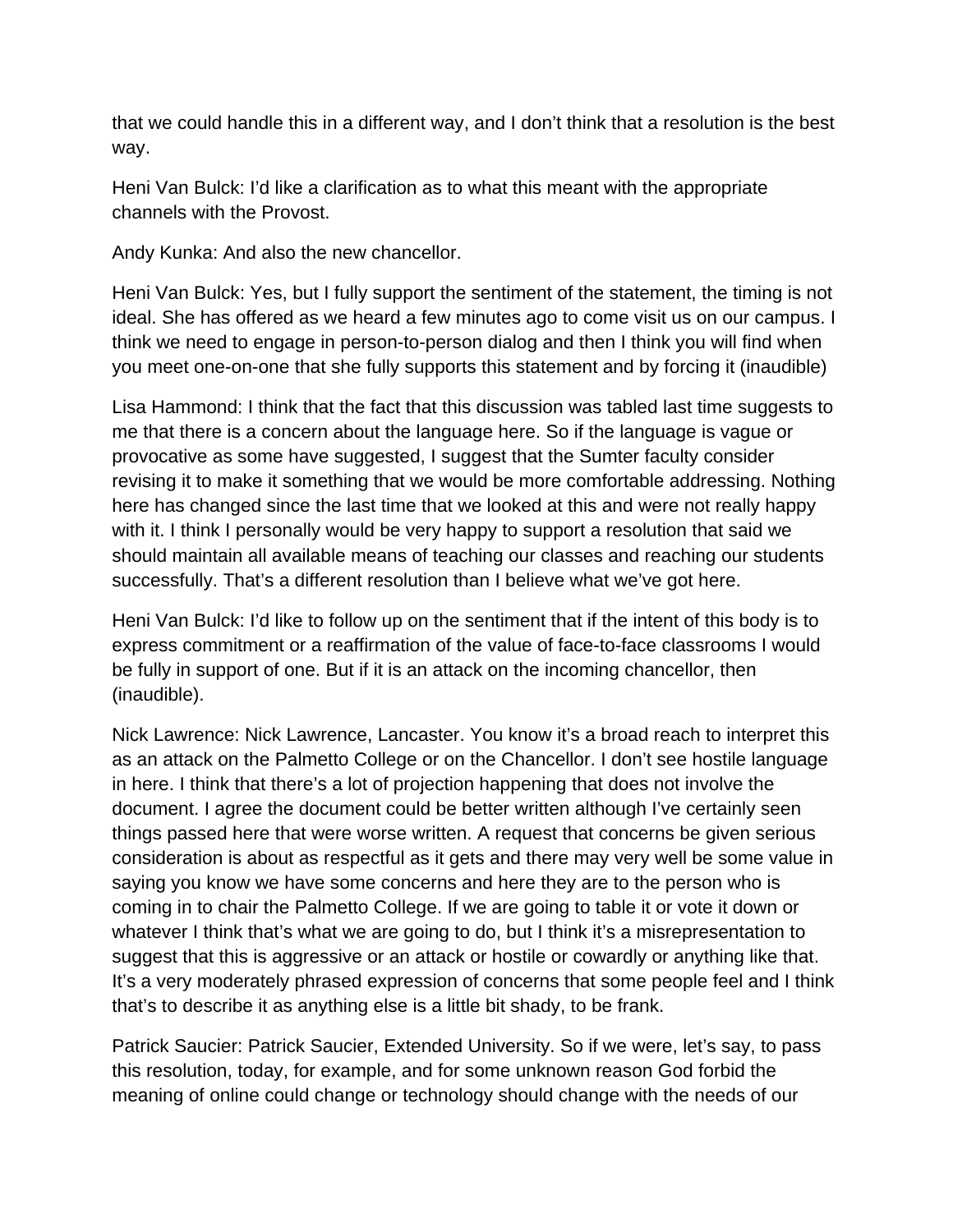that we could handle this in a different way, and I don't think that a resolution is the best way.

Heni Van Bulck: I'd like a clarification as to what this meant with the appropriate channels with the Provost.

Andy Kunka: And also the new chancellor.

Heni Van Bulck: Yes, but I fully support the sentiment of the statement, the timing is not ideal. She has offered as we heard a few minutes ago to come visit us on our campus. I think we need to engage in person-to-person dialog and then I think you will find when you meet one-on-one that she fully supports this statement and by forcing it (inaudible)

Lisa Hammond: I think that the fact that this discussion was tabled last time suggests to me that there is a concern about the language here. So if the language is vague or provocative as some have suggested, I suggest that the Sumter faculty consider revising it to make it something that we would be more comfortable addressing. Nothing here has changed since the last time that we looked at this and were not really happy with it. I think I personally would be very happy to support a resolution that said we should maintain all available means of teaching our classes and reaching our students successfully. That's a different resolution than I believe what we've got here.

Heni Van Bulck: I'd like to follow up on the sentiment that if the intent of this body is to express commitment or a reaffirmation of the value of face-to-face classrooms I would be fully in support of one. But if it is an attack on the incoming chancellor, then (inaudible).

Nick Lawrence: Nick Lawrence, Lancaster. You know it's a broad reach to interpret this as an attack on the Palmetto College or on the Chancellor. I don't see hostile language in here. I think that there's a lot of projection happening that does not involve the document. I agree the document could be better written although I've certainly seen things passed here that were worse written. A request that concerns be given serious consideration is about as respectful as it gets and there may very well be some value in saying you know we have some concerns and here they are to the person who is coming in to chair the Palmetto College. If we are going to table it or vote it down or whatever I think that's what we are going to do, but I think it's a misrepresentation to suggest that this is aggressive or an attack or hostile or cowardly or anything like that. It's a very moderately phrased expression of concerns that some people feel and I think that's to describe it as anything else is a little bit shady, to be frank.

Patrick Saucier: Patrick Saucier, Extended University. So if we were, let's say, to pass this resolution, today, for example, and for some unknown reason God forbid the meaning of online could change or technology should change with the needs of our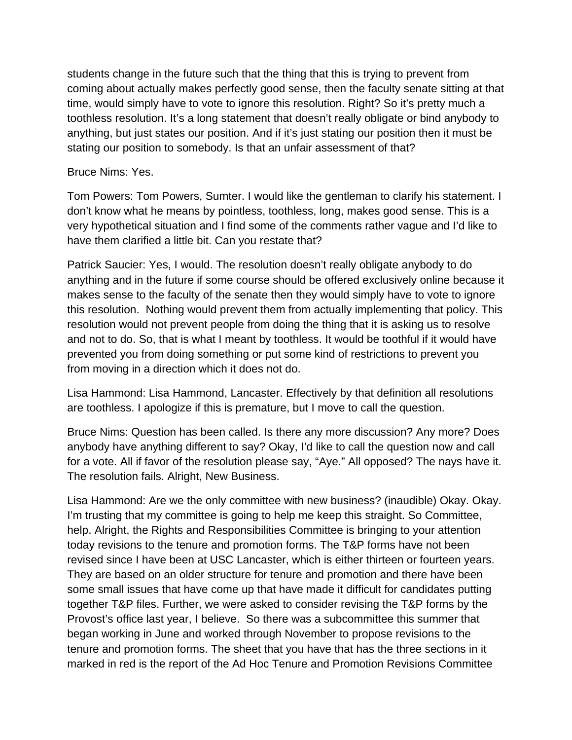students change in the future such that the thing that this is trying to prevent from coming about actually makes perfectly good sense, then the faculty senate sitting at that time, would simply have to vote to ignore this resolution. Right? So it's pretty much a toothless resolution. It's a long statement that doesn't really obligate or bind anybody to anything, but just states our position. And if it's just stating our position then it must be stating our position to somebody. Is that an unfair assessment of that?

Bruce Nims: Yes.

Tom Powers: Tom Powers, Sumter. I would like the gentleman to clarify his statement. I don't know what he means by pointless, toothless, long, makes good sense. This is a very hypothetical situation and I find some of the comments rather vague and I'd like to have them clarified a little bit. Can you restate that?

Patrick Saucier: Yes, I would. The resolution doesn't really obligate anybody to do anything and in the future if some course should be offered exclusively online because it makes sense to the faculty of the senate then they would simply have to vote to ignore this resolution.  Nothing would prevent them from actually implementing that policy. This resolution would not prevent people from doing the thing that it is asking us to resolve and not to do. So, that is what I meant by toothless. It would be toothful if it would have prevented you from doing something or put some kind of restrictions to prevent you from moving in a direction which it does not do.

Lisa Hammond: Lisa Hammond, Lancaster. Effectively by that definition all resolutions are toothless. I apologize if this is premature, but I move to call the question.

Bruce Nims: Question has been called. Is there any more discussion? Any more? Does anybody have anything different to say? Okay, I'd like to call the question now and call for a vote. All if favor of the resolution please say, "Aye." All opposed? The nays have it. The resolution fails. Alright, New Business.

Lisa Hammond: Are we the only committee with new business? (inaudible) Okay. Okay. I'm trusting that my committee is going to help me keep this straight. So Committee, help. Alright, the Rights and Responsibilities Committee is bringing to your attention today revisions to the tenure and promotion forms. The T&P forms have not been revised since I have been at USC Lancaster, which is either thirteen or fourteen years. They are based on an older structure for tenure and promotion and there have been some small issues that have come up that have made it difficult for candidates putting together T&P files. Further, we were asked to consider revising the T&P forms by the Provost's office last year, I believe.  So there was a subcommittee this summer that began working in June and worked through November to propose revisions to the tenure and promotion forms. The sheet that you have that has the three sections in it marked in red is the report of the Ad Hoc Tenure and Promotion Revisions Committee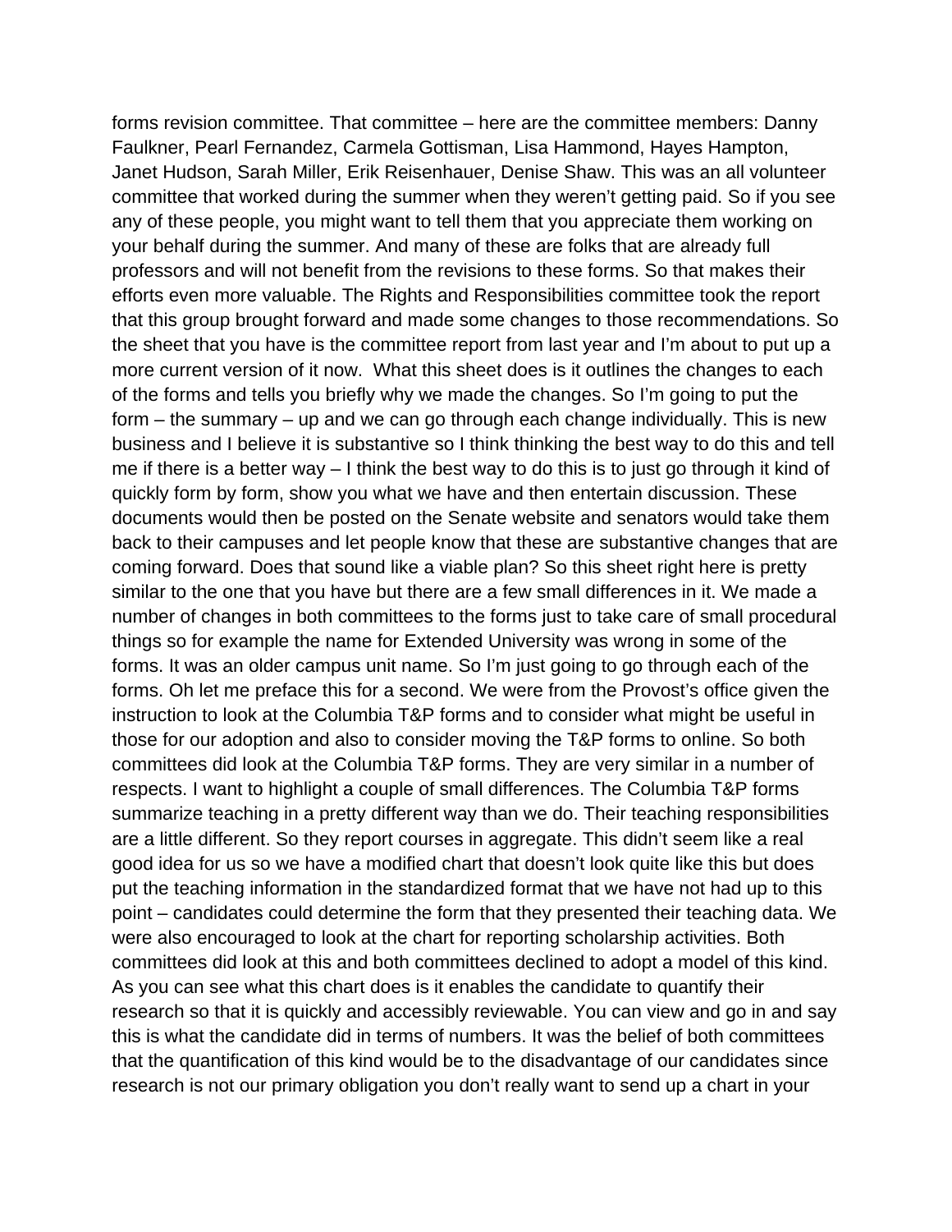forms revision committee. That committee – here are the committee members: Danny Faulkner, Pearl Fernandez, Carmela Gottisman, Lisa Hammond, Hayes Hampton, Janet Hudson, Sarah Miller, Erik Reisenhauer, Denise Shaw. This was an all volunteer committee that worked during the summer when they weren't getting paid. So if you see any of these people, you might want to tell them that you appreciate them working on your behalf during the summer. And many of these are folks that are already full professors and will not benefit from the revisions to these forms. So that makes their efforts even more valuable. The Rights and Responsibilities committee took the report that this group brought forward and made some changes to those recommendations. So the sheet that you have is the committee report from last year and I'm about to put up a more current version of it now. What this sheet does is it outlines the changes to each of the forms and tells you briefly why we made the changes. So I'm going to put the form – the summary – up and we can go through each change individually. This is new business and I believe it is substantive so I think thinking the best way to do this and tell me if there is a better way – I think the best way to do this is to just go through it kind of quickly form by form, show you what we have and then entertain discussion. These documents would then be posted on the Senate website and senators would take them back to their campuses and let people know that these are substantive changes that are coming forward. Does that sound like a viable plan? So this sheet right here is pretty similar to the one that you have but there are a few small differences in it. We made a number of changes in both committees to the forms just to take care of small procedural things so for example the name for Extended University was wrong in some of the forms. It was an older campus unit name. So I'm just going to go through each of the forms. Oh let me preface this for a second. We were from the Provost's office given the instruction to look at the Columbia T&P forms and to consider what might be useful in those for our adoption and also to consider moving the T&P forms to online. So both committees did look at the Columbia T&P forms. They are very similar in a number of respects. I want to highlight a couple of small differences. The Columbia T&P forms summarize teaching in a pretty different way than we do. Their teaching responsibilities are a little different. So they report courses in aggregate. This didn't seem like a real good idea for us so we have a modified chart that doesn't look quite like this but does put the teaching information in the standardized format that we have not had up to this point – candidates could determine the form that they presented their teaching data. We were also encouraged to look at the chart for reporting scholarship activities. Both committees did look at this and both committees declined to adopt a model of this kind. As you can see what this chart does is it enables the candidate to quantify their research so that it is quickly and accessibly reviewable. You can view and go in and say this is what the candidate did in terms of numbers. It was the belief of both committees that the quantification of this kind would be to the disadvantage of our candidates since research is not our primary obligation you don't really want to send up a chart in your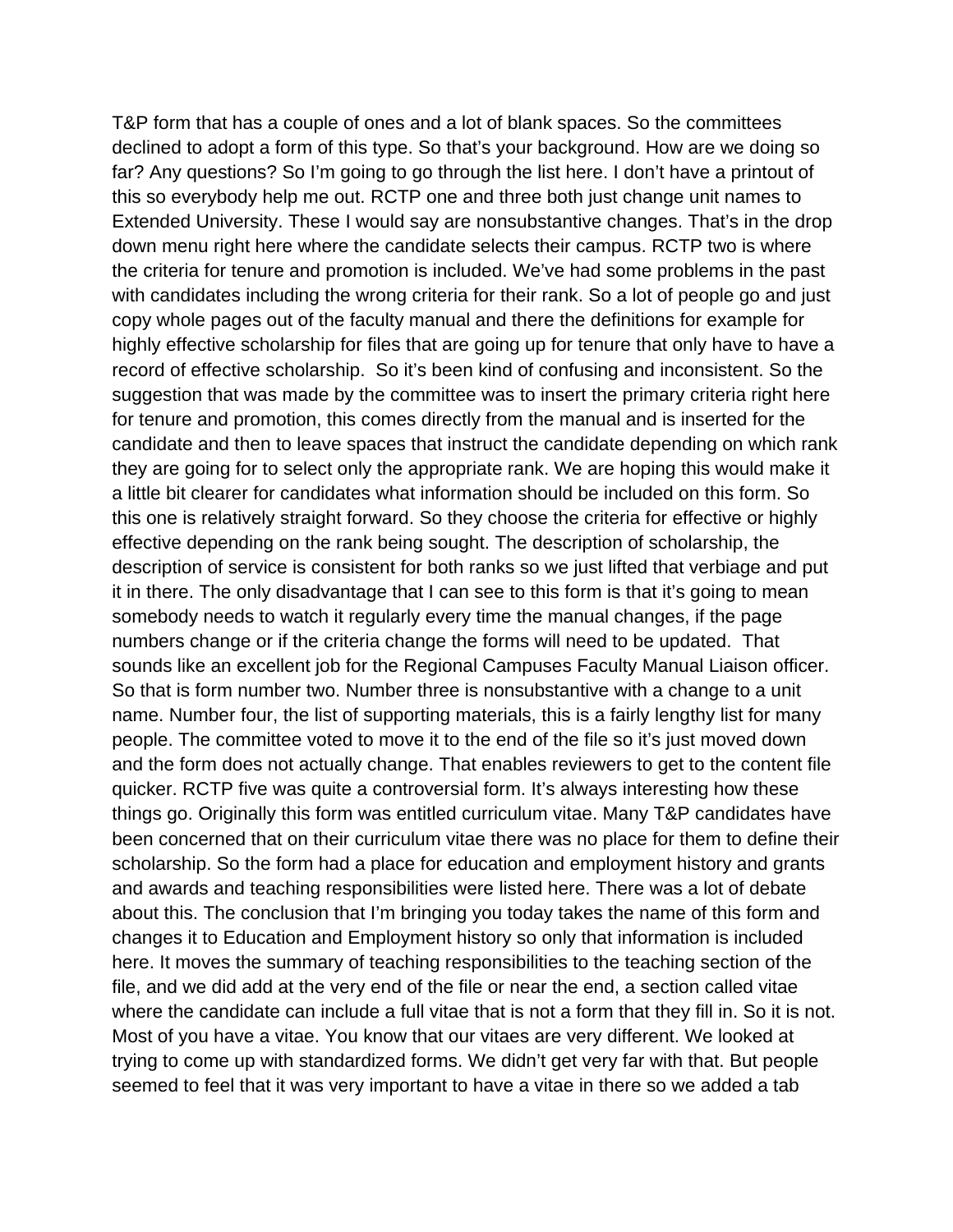T&P form that has a couple of ones and a lot of blank spaces. So the committees declined to adopt a form of this type. So that's your background. How are we doing so far? Any questions? So I'm going to go through the list here. I don't have a printout of this so everybody help me out. RCTP one and three both just change unit names to Extended University. These I would say are nonsubstantive changes. That's in the drop down menu right here where the candidate selects their campus. RCTP two is where the criteria for tenure and promotion is included. We've had some problems in the past with candidates including the wrong criteria for their rank. So a lot of people go and just copy whole pages out of the faculty manual and there the definitions for example for highly effective scholarship for files that are going up for tenure that only have to have a record of effective scholarship.  So it's been kind of confusing and inconsistent. So the suggestion that was made by the committee was to insert the primary criteria right here for tenure and promotion, this comes directly from the manual and is inserted for the candidate and then to leave spaces that instruct the candidate depending on which rank they are going for to select only the appropriate rank. We are hoping this would make it a little bit clearer for candidates what information should be included on this form. So this one is relatively straight forward. So they choose the criteria for effective or highly effective depending on the rank being sought. The description of scholarship, the description of service is consistent for both ranks so we just lifted that verbiage and put it in there. The only disadvantage that I can see to this form is that it's going to mean somebody needs to watch it regularly every time the manual changes, if the page numbers change or if the criteria change the forms will need to be updated.  That sounds like an excellent job for the Regional Campuses Faculty Manual Liaison officer. So that is form number two. Number three is nonsubstantive with a change to a unit name. Number four, the list of supporting materials, this is a fairly lengthy list for many people. The committee voted to move it to the end of the file so it's just moved down and the form does not actually change. That enables reviewers to get to the content file quicker. RCTP five was quite a controversial form. It's always interesting how these things go. Originally this form was entitled curriculum vitae. Many T&P candidates have been concerned that on their curriculum vitae there was no place for them to define their scholarship. So the form had a place for education and employment history and grants and awards and teaching responsibilities were listed here. There was a lot of debate about this. The conclusion that I'm bringing you today takes the name of this form and changes it to Education and Employment history so only that information is included here. It moves the summary of teaching responsibilities to the teaching section of the file, and we did add at the very end of the file or near the end, a section called vitae where the candidate can include a full vitae that is not a form that they fill in. So it is not. Most of you have a vitae. You know that our vitaes are very different. We looked at trying to come up with standardized forms. We didn't get very far with that. But people seemed to feel that it was very important to have a vitae in there so we added a tab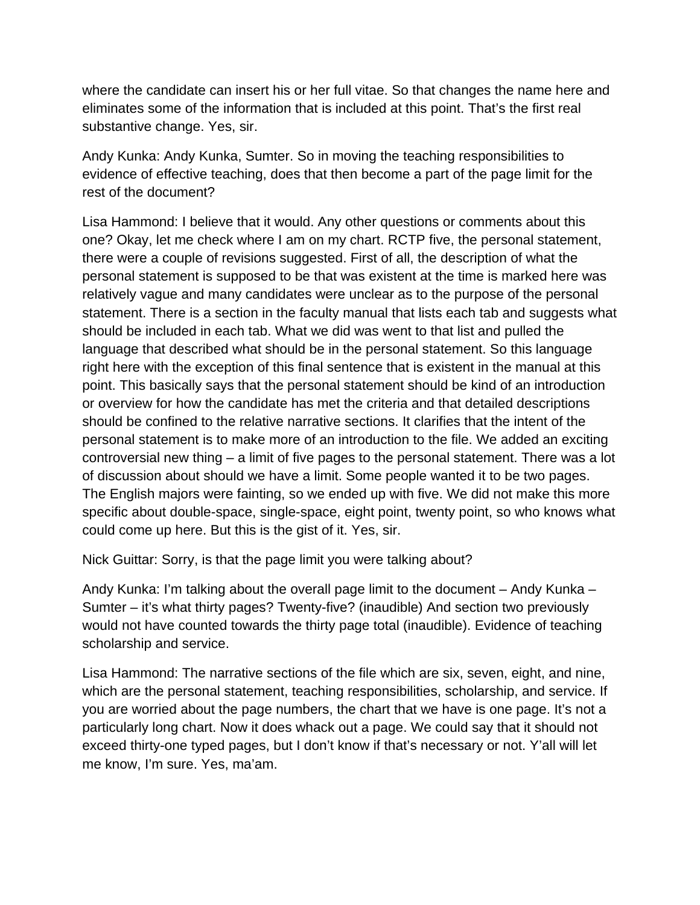where the candidate can insert his or her full vitae. So that changes the name here and eliminates some of the information that is included at this point. That's the first real substantive change. Yes, sir.

Andy Kunka: Andy Kunka, Sumter. So in moving the teaching responsibilities to evidence of effective teaching, does that then become a part of the page limit for the rest of the document?

Lisa Hammond: I believe that it would. Any other questions or comments about this one? Okay, let me check where I am on my chart. RCTP five, the personal statement, there were a couple of revisions suggested. First of all, the description of what the personal statement is supposed to be that was existent at the time is marked here was relatively vague and many candidates were unclear as to the purpose of the personal statement. There is a section in the faculty manual that lists each tab and suggests what should be included in each tab. What we did was went to that list and pulled the language that described what should be in the personal statement. So this language right here with the exception of this final sentence that is existent in the manual at this point. This basically says that the personal statement should be kind of an introduction or overview for how the candidate has met the criteria and that detailed descriptions should be confined to the relative narrative sections. It clarifies that the intent of the personal statement is to make more of an introduction to the file. We added an exciting controversial new thing – a limit of five pages to the personal statement. There was a lot of discussion about should we have a limit. Some people wanted it to be two pages. The English majors were fainting, so we ended up with five. We did not make this more specific about double-space, single-space, eight point, twenty point, so who knows what could come up here. But this is the gist of it. Yes, sir.

Nick Guittar: Sorry, is that the page limit you were talking about?

Andy Kunka: I'm talking about the overall page limit to the document – Andy Kunka – Sumter – it's what thirty pages? Twenty-five? (inaudible) And section two previously would not have counted towards the thirty page total (inaudible). Evidence of teaching scholarship and service.

Lisa Hammond: The narrative sections of the file which are six, seven, eight, and nine, which are the personal statement, teaching responsibilities, scholarship, and service. If you are worried about the page numbers, the chart that we have is one page. It's not a particularly long chart. Now it does whack out a page. We could say that it should not exceed thirty-one typed pages, but I don't know if that's necessary or not. Y'all will let me know, I'm sure. Yes, ma'am.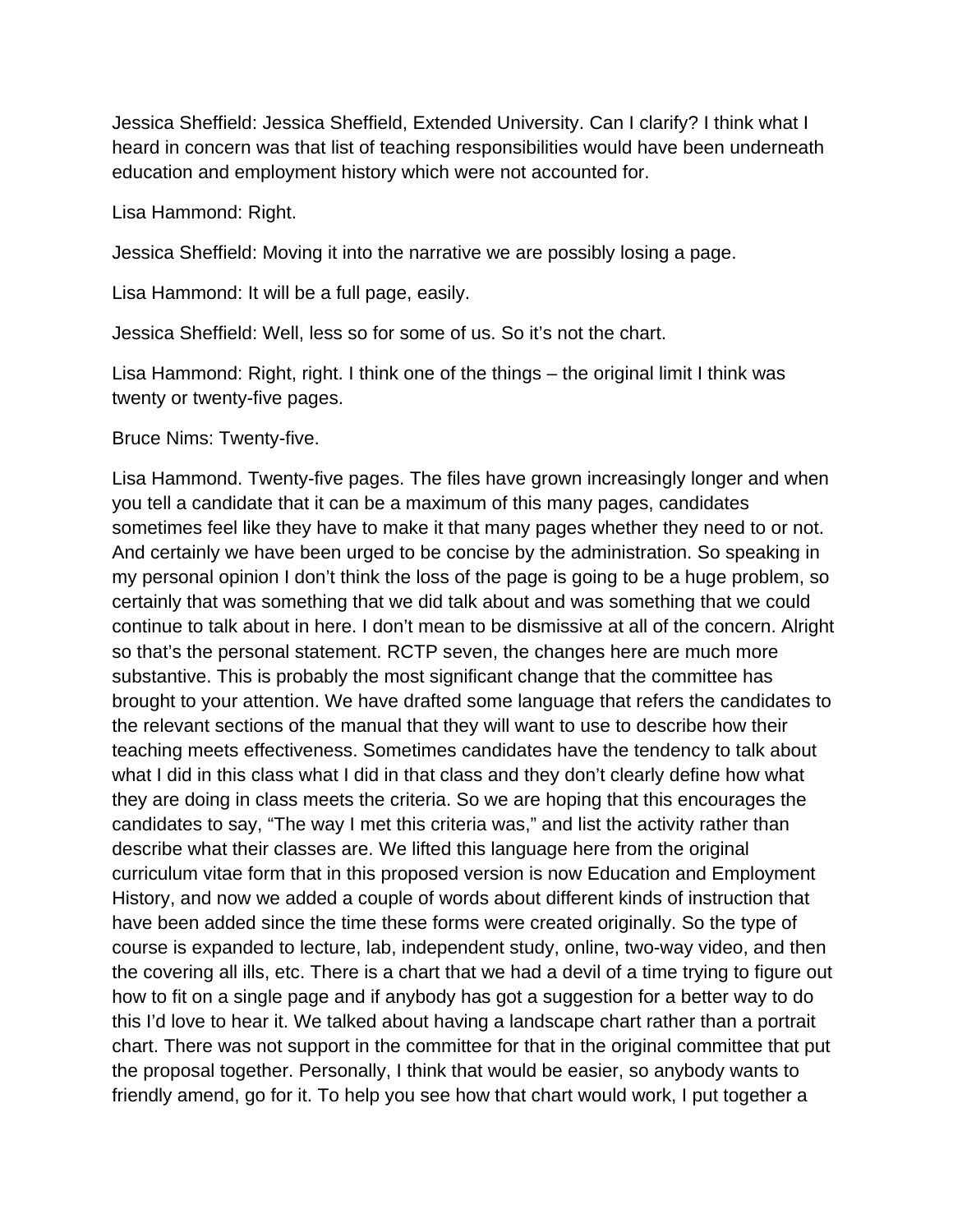Jessica Sheffield: Jessica Sheffield, Extended University. Can I clarify? I think what I heard in concern was that list of teaching responsibilities would have been underneath education and employment history which were not accounted for.

Lisa Hammond: Right.

Jessica Sheffield: Moving it into the narrative we are possibly losing a page.

Lisa Hammond: It will be a full page, easily.

Jessica Sheffield: Well, less so for some of us. So it's not the chart.

Lisa Hammond: Right, right. I think one of the things – the original limit I think was twenty or twenty-five pages.

Bruce Nims: Twenty-five.

Lisa Hammond. Twenty-five pages. The files have grown increasingly longer and when you tell a candidate that it can be a maximum of this many pages, candidates sometimes feel like they have to make it that many pages whether they need to or not. And certainly we have been urged to be concise by the administration. So speaking in my personal opinion I don't think the loss of the page is going to be a huge problem, so certainly that was something that we did talk about and was something that we could continue to talk about in here. I don't mean to be dismissive at all of the concern. Alright so that's the personal statement. RCTP seven, the changes here are much more substantive. This is probably the most significant change that the committee has brought to your attention. We have drafted some language that refers the candidates to the relevant sections of the manual that they will want to use to describe how their teaching meets effectiveness. Sometimes candidates have the tendency to talk about what I did in this class what I did in that class and they don't clearly define how what they are doing in class meets the criteria. So we are hoping that this encourages the candidates to say, "The way I met this criteria was," and list the activity rather than describe what their classes are. We lifted this language here from the original curriculum vitae form that in this proposed version is now Education and Employment History, and now we added a couple of words about different kinds of instruction that have been added since the time these forms were created originally. So the type of course is expanded to lecture, lab, independent study, online, two-way video, and then the covering all ills, etc. There is a chart that we had a devil of a time trying to figure out how to fit on a single page and if anybody has got a suggestion for a better way to do this I'd love to hear it. We talked about having a landscape chart rather than a portrait chart. There was not support in the committee for that in the original committee that put the proposal together. Personally, I think that would be easier, so anybody wants to friendly amend, go for it. To help you see how that chart would work, I put together a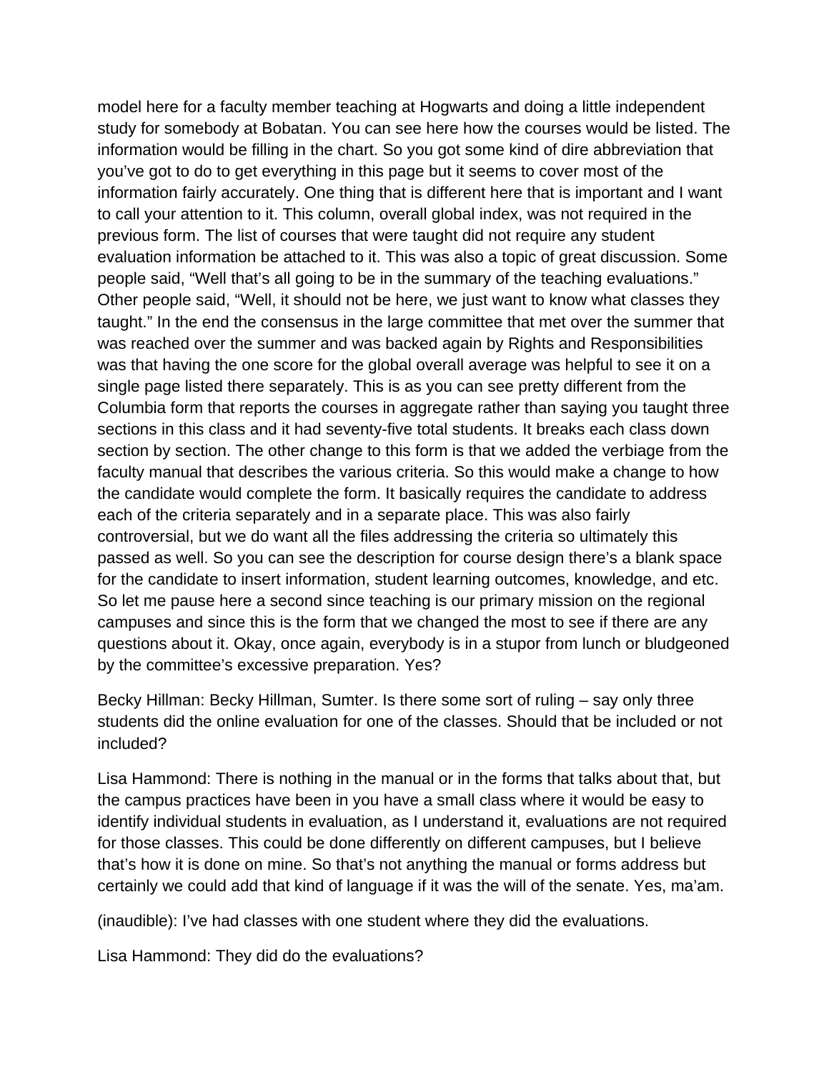model here for a faculty member teaching at Hogwarts and doing a little independent study for somebody at Bobatan. You can see here how the courses would be listed. The information would be filling in the chart. So you got some kind of dire abbreviation that you've got to do to get everything in this page but it seems to cover most of the information fairly accurately. One thing that is different here that is important and I want to call your attention to it. This column, overall global index, was not required in the previous form. The list of courses that were taught did not require any student evaluation information be attached to it. This was also a topic of great discussion. Some people said, "Well that's all going to be in the summary of the teaching evaluations." Other people said, "Well, it should not be here, we just want to know what classes they taught." In the end the consensus in the large committee that met over the summer that was reached over the summer and was backed again by Rights and Responsibilities was that having the one score for the global overall average was helpful to see it on a single page listed there separately. This is as you can see pretty different from the Columbia form that reports the courses in aggregate rather than saying you taught three sections in this class and it had seventy-five total students. It breaks each class down section by section. The other change to this form is that we added the verbiage from the faculty manual that describes the various criteria. So this would make a change to how the candidate would complete the form. It basically requires the candidate to address each of the criteria separately and in a separate place. This was also fairly controversial, but we do want all the files addressing the criteria so ultimately this passed as well. So you can see the description for course design there's a blank space for the candidate to insert information, student learning outcomes, knowledge, and etc. So let me pause here a second since teaching is our primary mission on the regional campuses and since this is the form that we changed the most to see if there are any questions about it. Okay, once again, everybody is in a stupor from lunch or bludgeoned by the committee's excessive preparation. Yes?

Becky Hillman: Becky Hillman, Sumter. Is there some sort of ruling – say only three students did the online evaluation for one of the classes. Should that be included or not included?

Lisa Hammond: There is nothing in the manual or in the forms that talks about that, but the campus practices have been in you have a small class where it would be easy to identify individual students in evaluation, as I understand it, evaluations are not required for those classes. This could be done differently on different campuses, but I believe that's how it is done on mine. So that's not anything the manual or forms address but certainly we could add that kind of language if it was the will of the senate. Yes, ma'am.

(inaudible): I've had classes with one student where they did the evaluations.

Lisa Hammond: They did do the evaluations?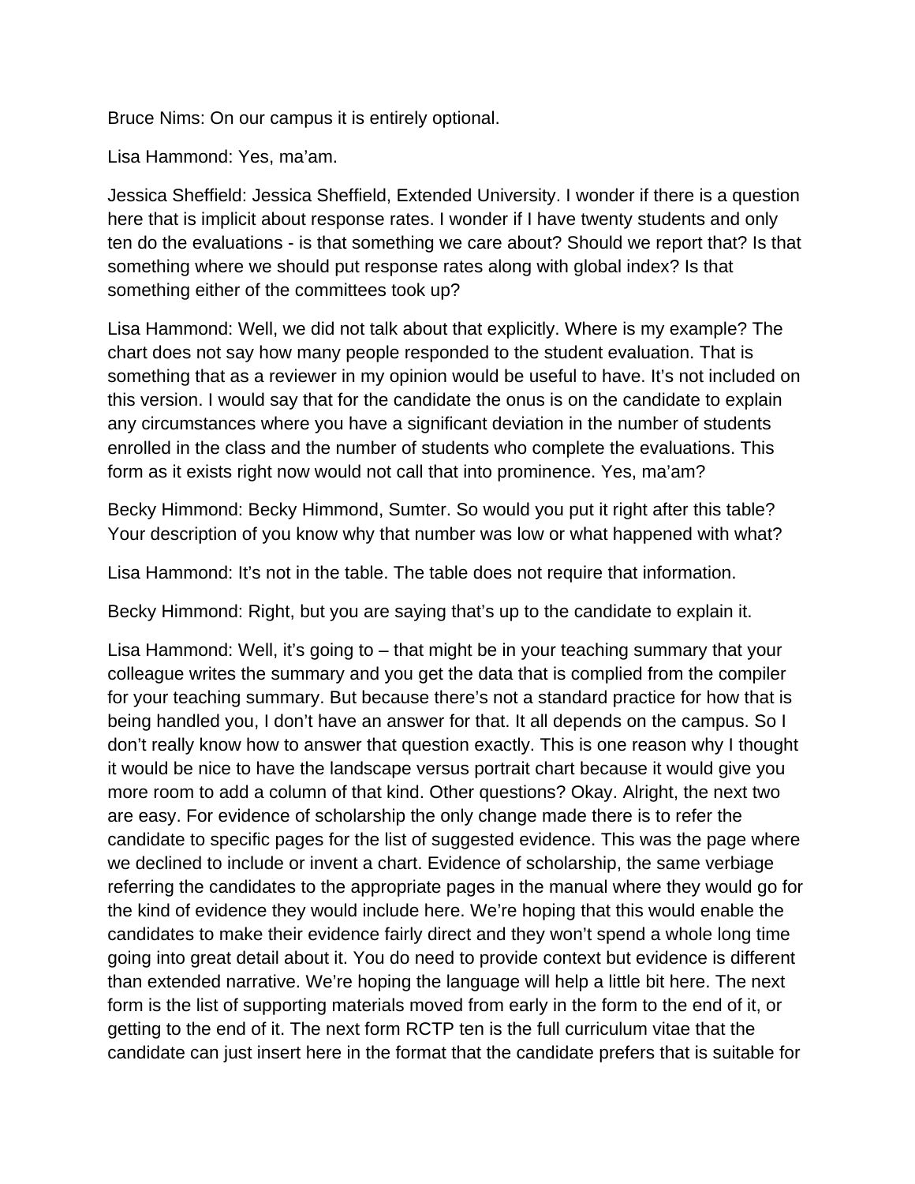Bruce Nims: On our campus it is entirely optional.

Lisa Hammond: Yes, ma'am.

Jessica Sheffield: Jessica Sheffield, Extended University. I wonder if there is a question here that is implicit about response rates. I wonder if I have twenty students and only ten do the evaluations - is that something we care about? Should we report that? Is that something where we should put response rates along with global index? Is that something either of the committees took up?

Lisa Hammond: Well, we did not talk about that explicitly. Where is my example? The chart does not say how many people responded to the student evaluation. That is something that as a reviewer in my opinion would be useful to have. It's not included on this version. I would say that for the candidate the onus is on the candidate to explain any circumstances where you have a significant deviation in the number of students enrolled in the class and the number of students who complete the evaluations. This form as it exists right now would not call that into prominence. Yes, ma'am?

Becky Himmond: Becky Himmond, Sumter. So would you put it right after this table? Your description of you know why that number was low or what happened with what?

Lisa Hammond: It's not in the table. The table does not require that information.

Becky Himmond: Right, but you are saying that's up to the candidate to explain it.

Lisa Hammond: Well, it's going to – that might be in your teaching summary that your colleague writes the summary and you get the data that is complied from the compiler for your teaching summary. But because there's not a standard practice for how that is being handled you, I don't have an answer for that. It all depends on the campus. So I don't really know how to answer that question exactly. This is one reason why I thought it would be nice to have the landscape versus portrait chart because it would give you more room to add a column of that kind. Other questions? Okay. Alright, the next two are easy. For evidence of scholarship the only change made there is to refer the candidate to specific pages for the list of suggested evidence. This was the page where we declined to include or invent a chart. Evidence of scholarship, the same verbiage referring the candidates to the appropriate pages in the manual where they would go for the kind of evidence they would include here. We're hoping that this would enable the candidates to make their evidence fairly direct and they won't spend a whole long time going into great detail about it. You do need to provide context but evidence is different than extended narrative. We're hoping the language will help a little bit here. The next form is the list of supporting materials moved from early in the form to the end of it, or getting to the end of it. The next form RCTP ten is the full curriculum vitae that the candidate can just insert here in the format that the candidate prefers that is suitable for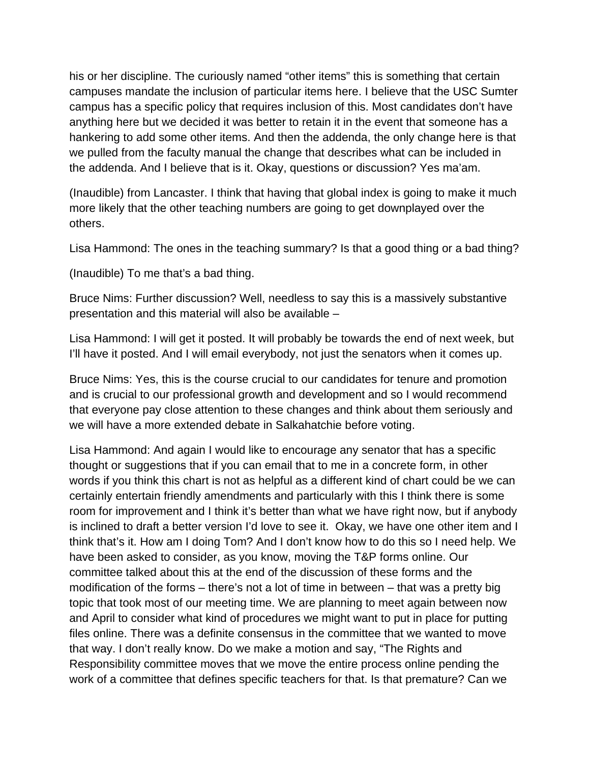his or her discipline. The curiously named "other items" this is something that certain campuses mandate the inclusion of particular items here. I believe that the USC Sumter campus has a specific policy that requires inclusion of this. Most candidates don't have anything here but we decided it was better to retain it in the event that someone has a hankering to add some other items. And then the addenda, the only change here is that we pulled from the faculty manual the change that describes what can be included in the addenda. And I believe that is it. Okay, questions or discussion? Yes ma'am.

(Inaudible) from Lancaster. I think that having that global index is going to make it much more likely that the other teaching numbers are going to get downplayed over the others.

Lisa Hammond: The ones in the teaching summary? Is that a good thing or a bad thing?

(Inaudible) To me that's a bad thing.

Bruce Nims: Further discussion? Well, needless to say this is a massively substantive presentation and this material will also be available –

Lisa Hammond: I will get it posted. It will probably be towards the end of next week, but I'll have it posted. And I will email everybody, not just the senators when it comes up.

Bruce Nims: Yes, this is the course crucial to our candidates for tenure and promotion and is crucial to our professional growth and development and so I would recommend that everyone pay close attention to these changes and think about them seriously and we will have a more extended debate in Salkahatchie before voting.

Lisa Hammond: And again I would like to encourage any senator that has a specific thought or suggestions that if you can email that to me in a concrete form, in other words if you think this chart is not as helpful as a different kind of chart could be we can certainly entertain friendly amendments and particularly with this I think there is some room for improvement and I think it's better than what we have right now, but if anybody is inclined to draft a better version I'd love to see it. Okay, we have one other item and I think that's it. How am I doing Tom? And I don't know how to do this so I need help. We have been asked to consider, as you know, moving the T&P forms online. Our committee talked about this at the end of the discussion of these forms and the modification of the forms – there's not a lot of time in between – that was a pretty big topic that took most of our meeting time. We are planning to meet again between now and April to consider what kind of procedures we might want to put in place for putting files online. There was a definite consensus in the committee that we wanted to move that way. I don't really know. Do we make a motion and say, "The Rights and Responsibility committee moves that we move the entire process online pending the work of a committee that defines specific teachers for that. Is that premature? Can we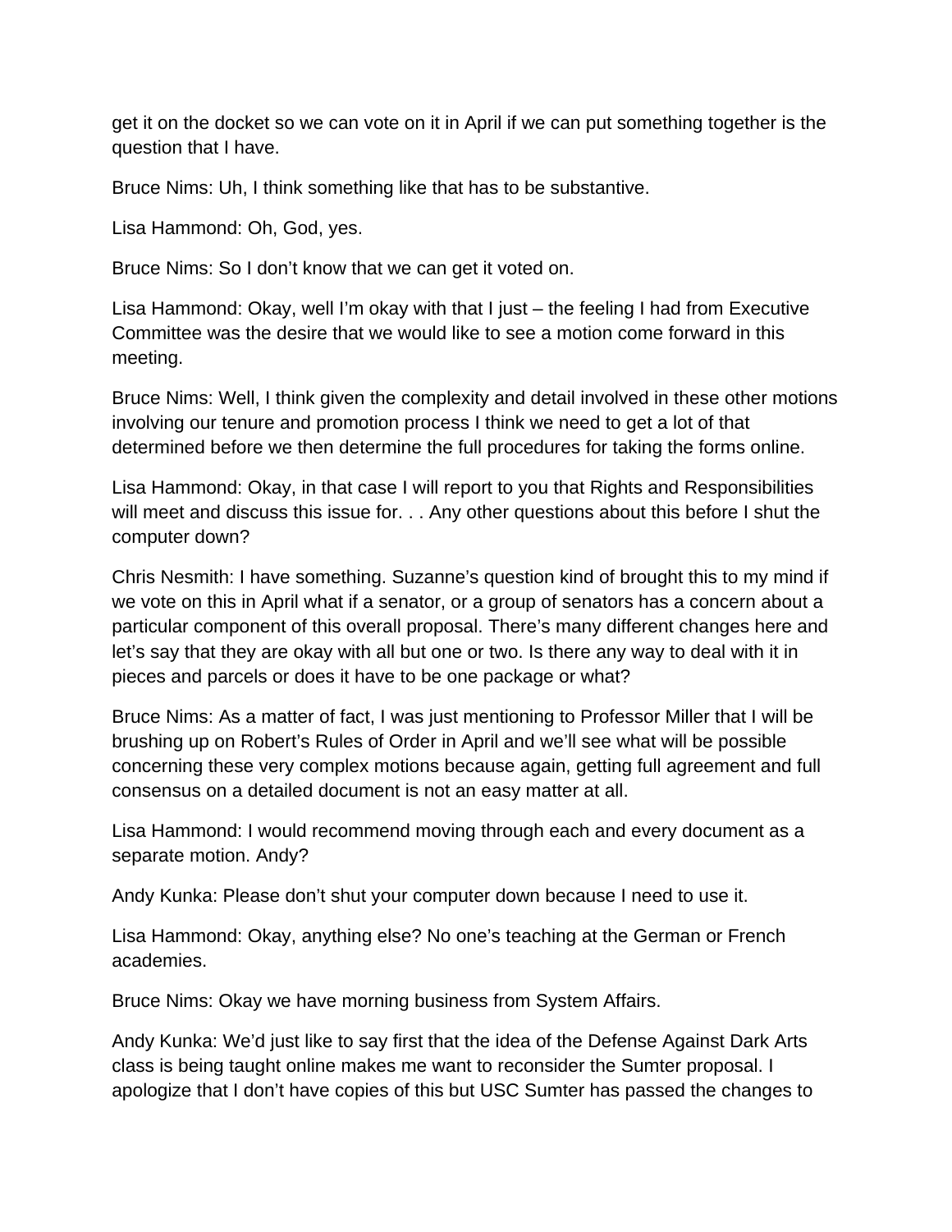get it on the docket so we can vote on it in April if we can put something together is the question that I have.

Bruce Nims: Uh, I think something like that has to be substantive.

Lisa Hammond: Oh, God, yes.

Bruce Nims: So I don't know that we can get it voted on.

Lisa Hammond: Okay, well I'm okay with that I just – the feeling I had from Executive Committee was the desire that we would like to see a motion come forward in this meeting.

Bruce Nims: Well, I think given the complexity and detail involved in these other motions involving our tenure and promotion process I think we need to get a lot of that determined before we then determine the full procedures for taking the forms online.

Lisa Hammond: Okay, in that case I will report to you that Rights and Responsibilities will meet and discuss this issue for. . . Any other questions about this before I shut the computer down?

Chris Nesmith: I have something. Suzanne's question kind of brought this to my mind if we vote on this in April what if a senator, or a group of senators has a concern about a particular component of this overall proposal. There's many different changes here and let's say that they are okay with all but one or two. Is there any way to deal with it in pieces and parcels or does it have to be one package or what?

Bruce Nims: As a matter of fact, I was just mentioning to Professor Miller that I will be brushing up on Robert's Rules of Order in April and we'll see what will be possible concerning these very complex motions because again, getting full agreement and full consensus on a detailed document is not an easy matter at all.

Lisa Hammond: I would recommend moving through each and every document as a separate motion. Andy?

Andy Kunka: Please don't shut your computer down because I need to use it.

Lisa Hammond: Okay, anything else? No one's teaching at the German or French academies.

Bruce Nims: Okay we have morning business from System Affairs.

Andy Kunka: We'd just like to say first that the idea of the Defense Against Dark Arts class is being taught online makes me want to reconsider the Sumter proposal. I apologize that I don't have copies of this but USC Sumter has passed the changes to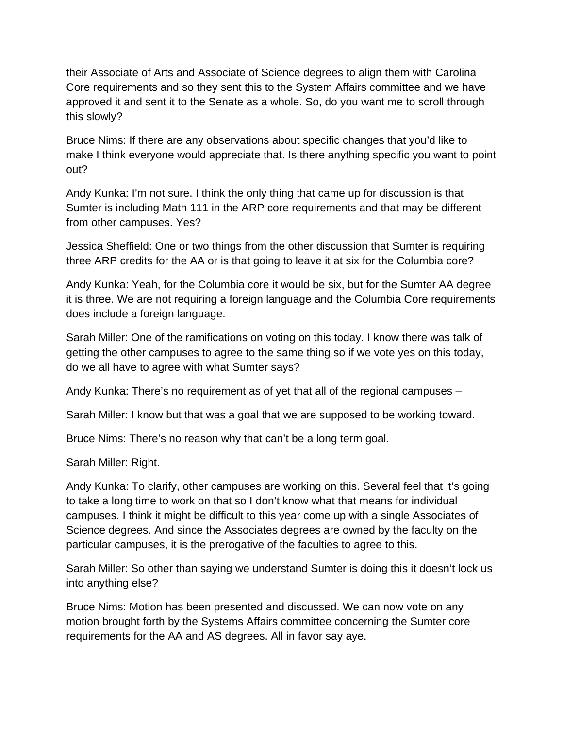their Associate of Arts and Associate of Science degrees to align them with Carolina Core requirements and so they sent this to the System Affairs committee and we have approved it and sent it to the Senate as a whole. So, do you want me to scroll through this slowly?

Bruce Nims: If there are any observations about specific changes that you'd like to make I think everyone would appreciate that. Is there anything specific you want to point out?

Andy Kunka: I'm not sure. I think the only thing that came up for discussion is that Sumter is including Math 111 in the ARP core requirements and that may be different from other campuses. Yes?

Jessica Sheffield: One or two things from the other discussion that Sumter is requiring three ARP credits for the AA or is that going to leave it at six for the Columbia core?

Andy Kunka: Yeah, for the Columbia core it would be six, but for the Sumter AA degree it is three. We are not requiring a foreign language and the Columbia Core requirements does include a foreign language.

Sarah Miller: One of the ramifications on voting on this today. I know there was talk of getting the other campuses to agree to the same thing so if we vote yes on this today, do we all have to agree with what Sumter says?

Andy Kunka: There's no requirement as of yet that all of the regional campuses –

Sarah Miller: I know but that was a goal that we are supposed to be working toward.

Bruce Nims: There's no reason why that can't be a long term goal.

Sarah Miller: Right.

Andy Kunka: To clarify, other campuses are working on this. Several feel that it's going to take a long time to work on that so I don't know what that means for individual campuses. I think it might be difficult to this year come up with a single Associates of Science degrees. And since the Associates degrees are owned by the faculty on the particular campuses, it is the prerogative of the faculties to agree to this.

Sarah Miller: So other than saying we understand Sumter is doing this it doesn't lock us into anything else?

Bruce Nims: Motion has been presented and discussed. We can now vote on any motion brought forth by the Systems Affairs committee concerning the Sumter core requirements for the AA and AS degrees. All in favor say aye.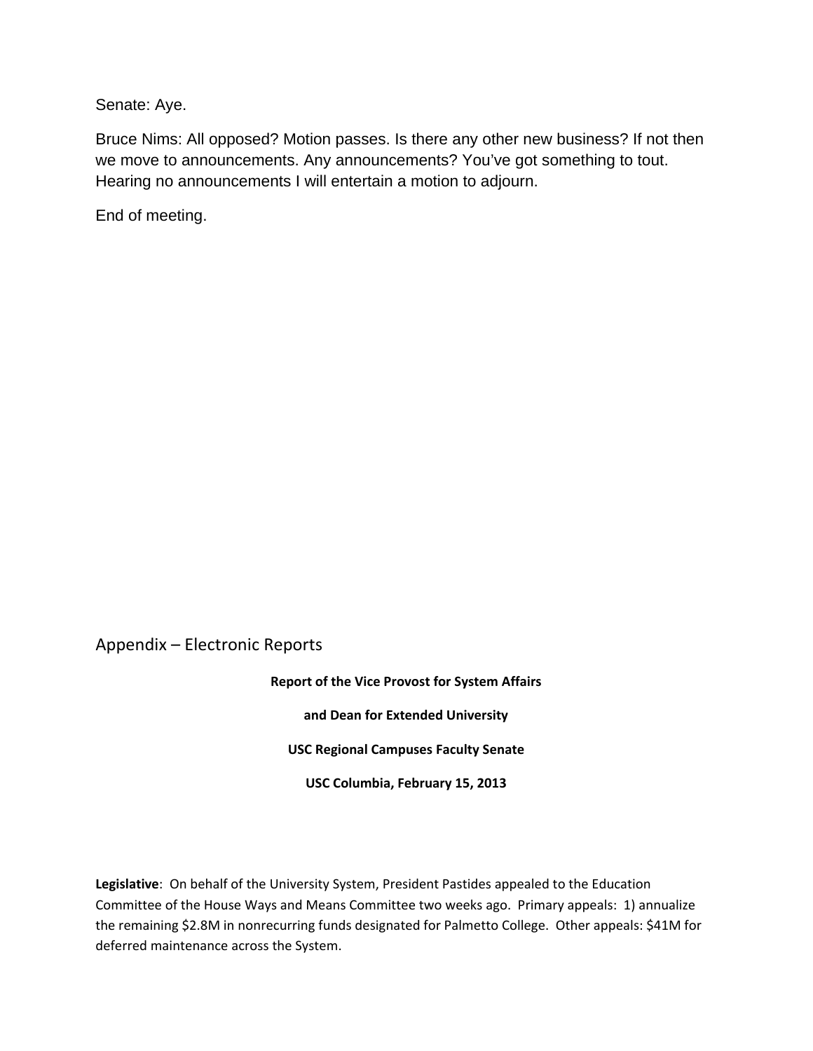Senate: Aye.

Bruce Nims: All opposed? Motion passes. Is there any other new business? If not then we move to announcements. Any announcements? You've got something to tout. Hearing no announcements I will entertain a motion to adjourn.

End of meeting.

## Appendix – Electronic Reports

**Report of the Vice Provost for System Affairs**

**and Dean for Extended University**

**USC Regional Campuses Faculty Senate**

**USC Columbia, February 15, 2013**

**Legislative**: On behalf of the University System, President Pastides appealed to the Education Committee of the House Ways and Means Committee two weeks ago. Primary appeals: 1) annualize the remaining $2.8M in nonrecurring funds designated for Palmetto College. Other appeals: $41M for deferred maintenance across the System.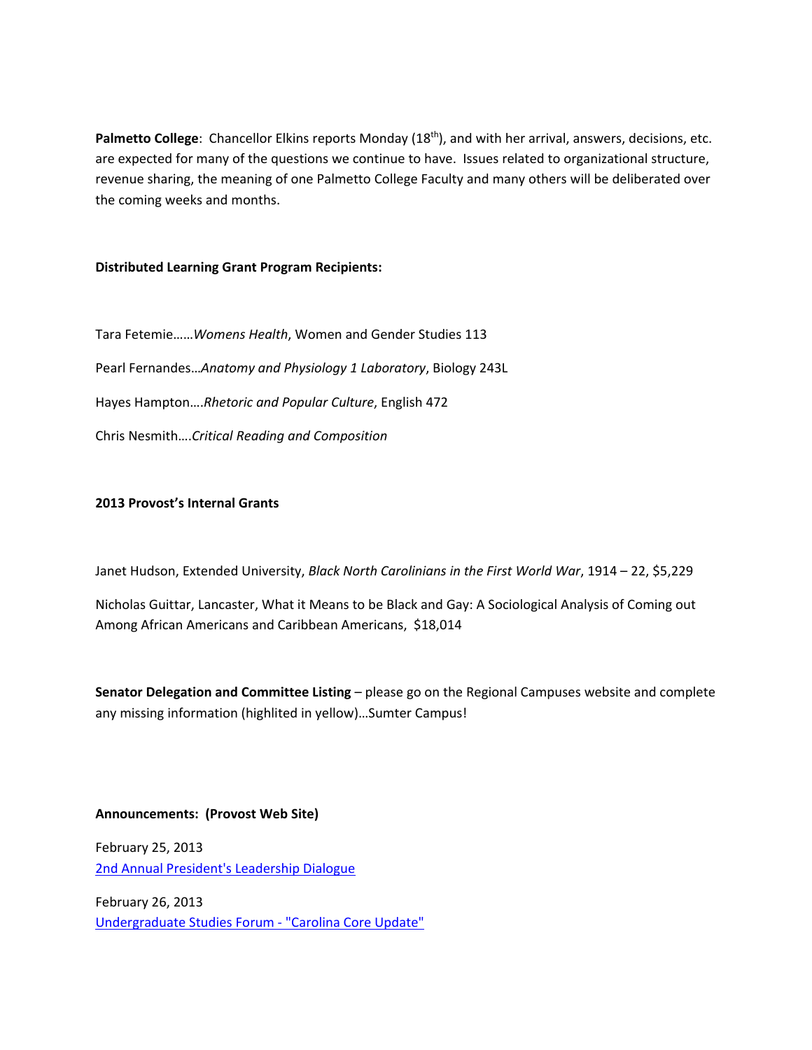**Palmetto College**: Chancellor Elkins reports Monday (18th), and with her arrival, answers, decisions, etc. are expected for many of the questions we continue to have. Issues related to organizational structure, revenue sharing, the meaning of one Palmetto College Faculty and many others will be deliberated over the coming weeks and months.

**Distributed Learning Grant Program Recipients:**

Tara Fetemie……*Womens Health*, Women and Gender Studies 113

Pearl Fernandes…*Anatomy and Physiology 1 Laboratory*, Biology 243L

Hayes Hampton….*Rhetoric and Popular Culture*, English 472

Chris Nesmith….*Critical Reading and Composition*

**2013 Provost's Internal Grants**

Janet Hudson, Extended University, *Black North Carolinians in the First World War*, 1914 – 22, $5,229

Nicholas Guittar, Lancaster, What it Means to be Black and Gay: A Sociological Analysis of Coming out Among African Americans and Caribbean Americans, $18,014

**Senator Delegation and Committee Listing** – please go on the Regional Campuses website and complete any missing information (highlited in yellow)…Sumter Campus!

**Announcements: (Provost Web Site)**

February 25, 2013
2nd Annual President's Leadership Dialogue

February 26, 2013
Undergraduate Studies Forum - "Carolina Core Update"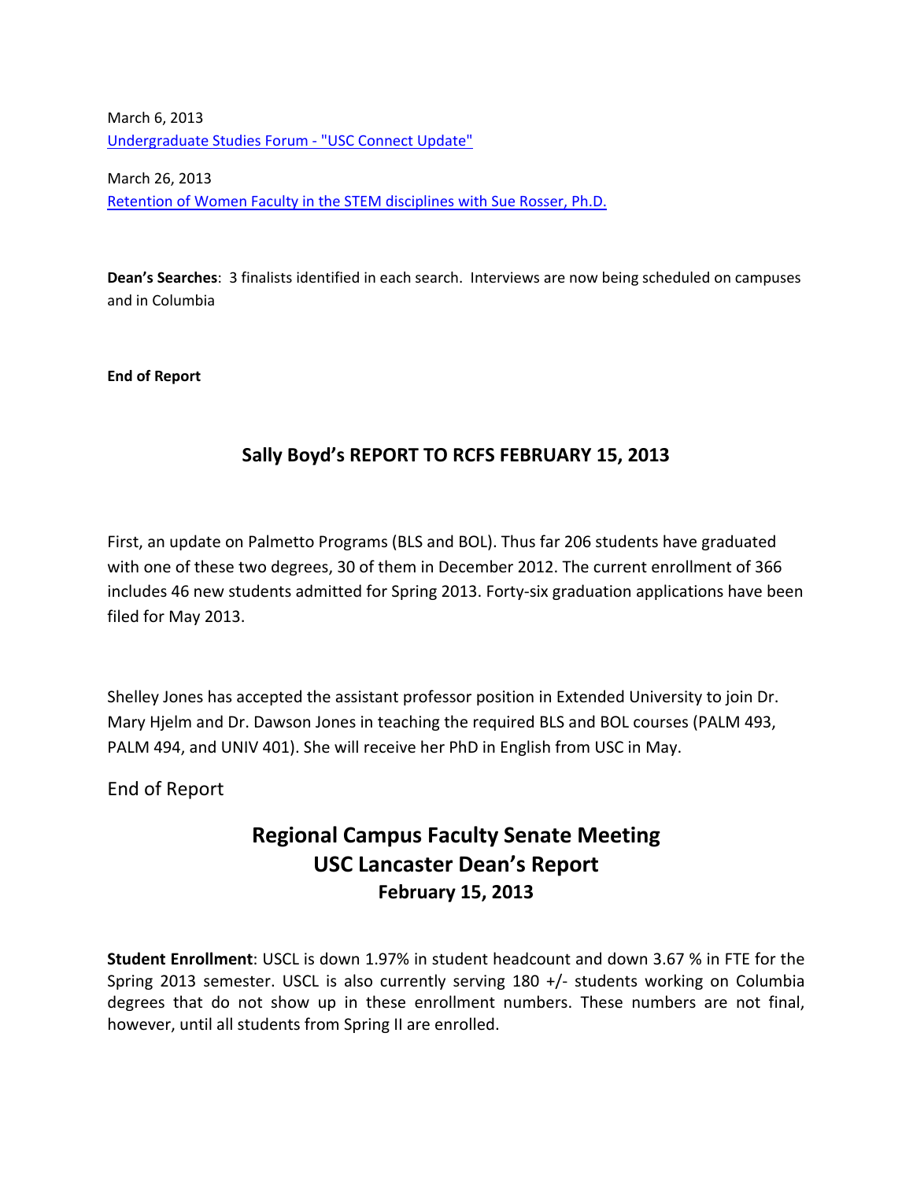March 6, 2013
[Undergraduate Studies Forum - "USC Connect Update"]

March 26, 2013
[Retention of Women Faculty in the STEM disciplines with Sue Rosser, Ph.D.]

**Dean's Searches**: 3 finalists identified in each search. Interviews are now being scheduled on campuses and in Columbia

**End of Report**

## Sally Boyd's REPORT TO RCFS FEBRUARY 15, 2013

First, an update on Palmetto Programs (BLS and BOL). Thus far 206 students have graduated with one of these two degrees, 30 of them in December 2012. The current enrollment of 366 includes 46 new students admitted for Spring 2013. Forty-six graduation applications have been filed for May 2013.

Shelley Jones has accepted the assistant professor position in Extended University to join Dr. Mary Hjelm and Dr. Dawson Jones in teaching the required BLS and BOL courses (PALM 493, PALM 494, and UNIV 401). She will receive her PhD in English from USC in May.

End of Report

# Regional Campus Faculty Senate Meeting
# USC Lancaster Dean's Report
## February 15, 2013

**Student Enrollment**: USCL is down 1.97% in student headcount and down 3.67 % in FTE for the Spring 2013 semester. USCL is also currently serving 180 +/- students working on Columbia degrees that do not show up in these enrollment numbers. These numbers are not final, however, until all students from Spring II are enrolled.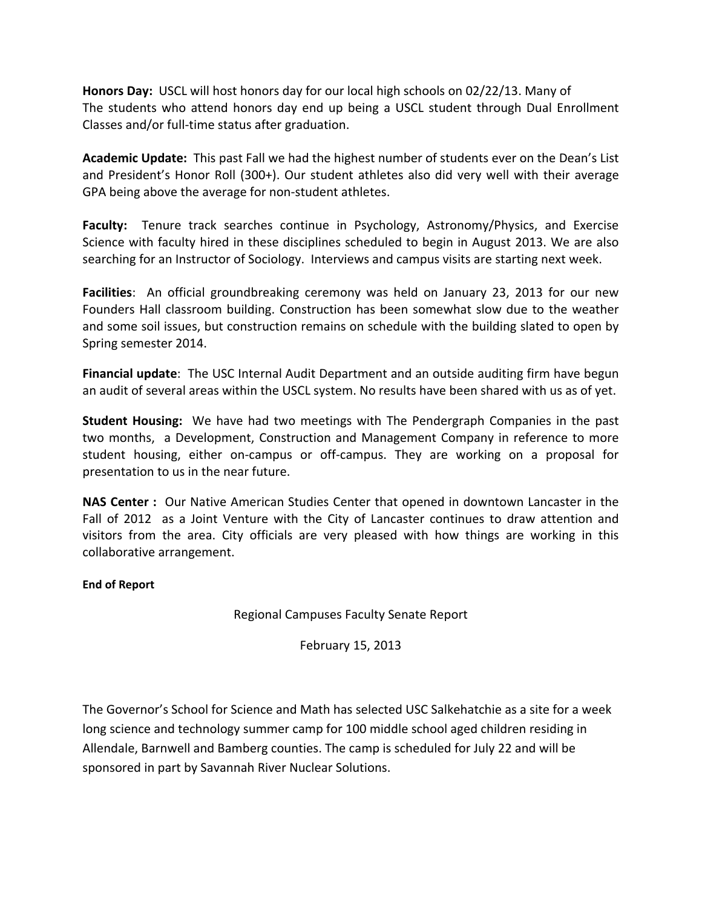**Honors Day:** USCL will host honors day for our local high schools on 02/22/13. Many of The students who attend honors day end up being a USCL student through Dual Enrollment Classes and/or full-time status after graduation.

**Academic Update:** This past Fall we had the highest number of students ever on the Dean's List and President's Honor Roll (300+). Our student athletes also did very well with their average GPA being above the average for non-student athletes.

**Faculty:** Tenure track searches continue in Psychology, Astronomy/Physics, and Exercise Science with faculty hired in these disciplines scheduled to begin in August 2013. We are also searching for an Instructor of Sociology. Interviews and campus visits are starting next week.

**Facilities**: An official groundbreaking ceremony was held on January 23, 2013 for our new Founders Hall classroom building. Construction has been somewhat slow due to the weather and some soil issues, but construction remains on schedule with the building slated to open by Spring semester 2014.

**Financial update**: The USC Internal Audit Department and an outside auditing firm have begun an audit of several areas within the USCL system. No results have been shared with us as of yet.

**Student Housing:** We have had two meetings with The Pendergraph Companies in the past two months, a Development, Construction and Management Company in reference to more student housing, either on-campus or off-campus. They are working on a proposal for presentation to us in the near future.

**NAS Center :** Our Native American Studies Center that opened in downtown Lancaster in the Fall of 2012 as a Joint Venture with the City of Lancaster continues to draw attention and visitors from the area. City officials are very pleased with how things are working in this collaborative arrangement.

**End of Report**

Regional Campuses Faculty Senate Report

February 15, 2013

The Governor's School for Science and Math has selected USC Salkehatchie as a site for a week long science and technology summer camp for 100 middle school aged children residing in Allendale, Barnwell and Bamberg counties. The camp is scheduled for July 22 and will be sponsored in part by Savannah River Nuclear Solutions.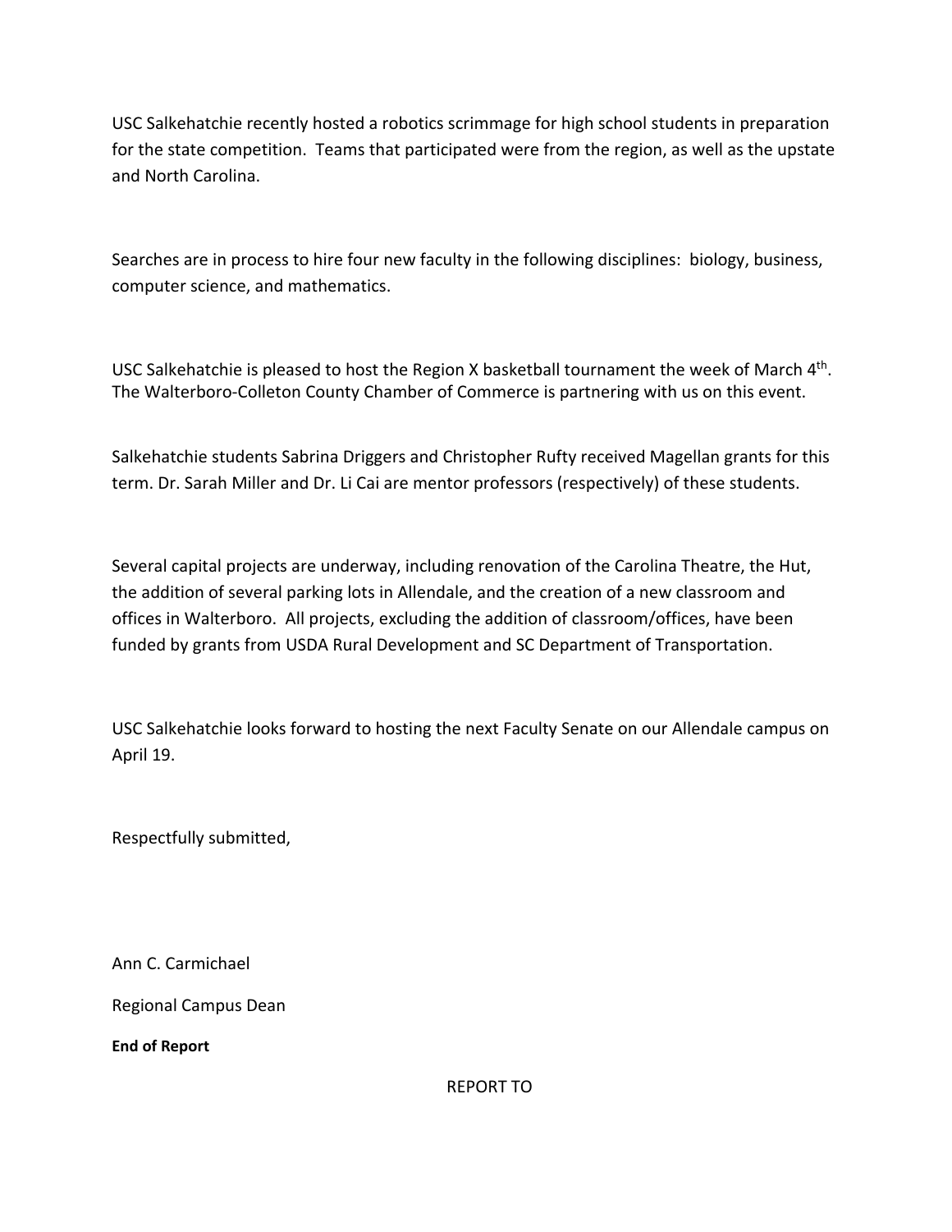USC Salkehatchie recently hosted a robotics scrimmage for high school students in preparation for the state competition. Teams that participated were from the region, as well as the upstate and North Carolina.

Searches are in process to hire four new faculty in the following disciplines: biology, business, computer science, and mathematics.

USC Salkehatchie is pleased to host the Region X basketball tournament the week of March 4th. The Walterboro-Colleton County Chamber of Commerce is partnering with us on this event.

Salkehatchie students Sabrina Driggers and Christopher Rufty received Magellan grants for this term. Dr. Sarah Miller and Dr. Li Cai are mentor professors (respectively) of these students.

Several capital projects are underway, including renovation of the Carolina Theatre, the Hut, the addition of several parking lots in Allendale, and the creation of a new classroom and offices in Walterboro. All projects, excluding the addition of classroom/offices, have been funded by grants from USDA Rural Development and SC Department of Transportation.

USC Salkehatchie looks forward to hosting the next Faculty Senate on our Allendale campus on April 19.

Respectfully submitted,

Ann C. Carmichael

Regional Campus Dean

**End of Report**

REPORT TO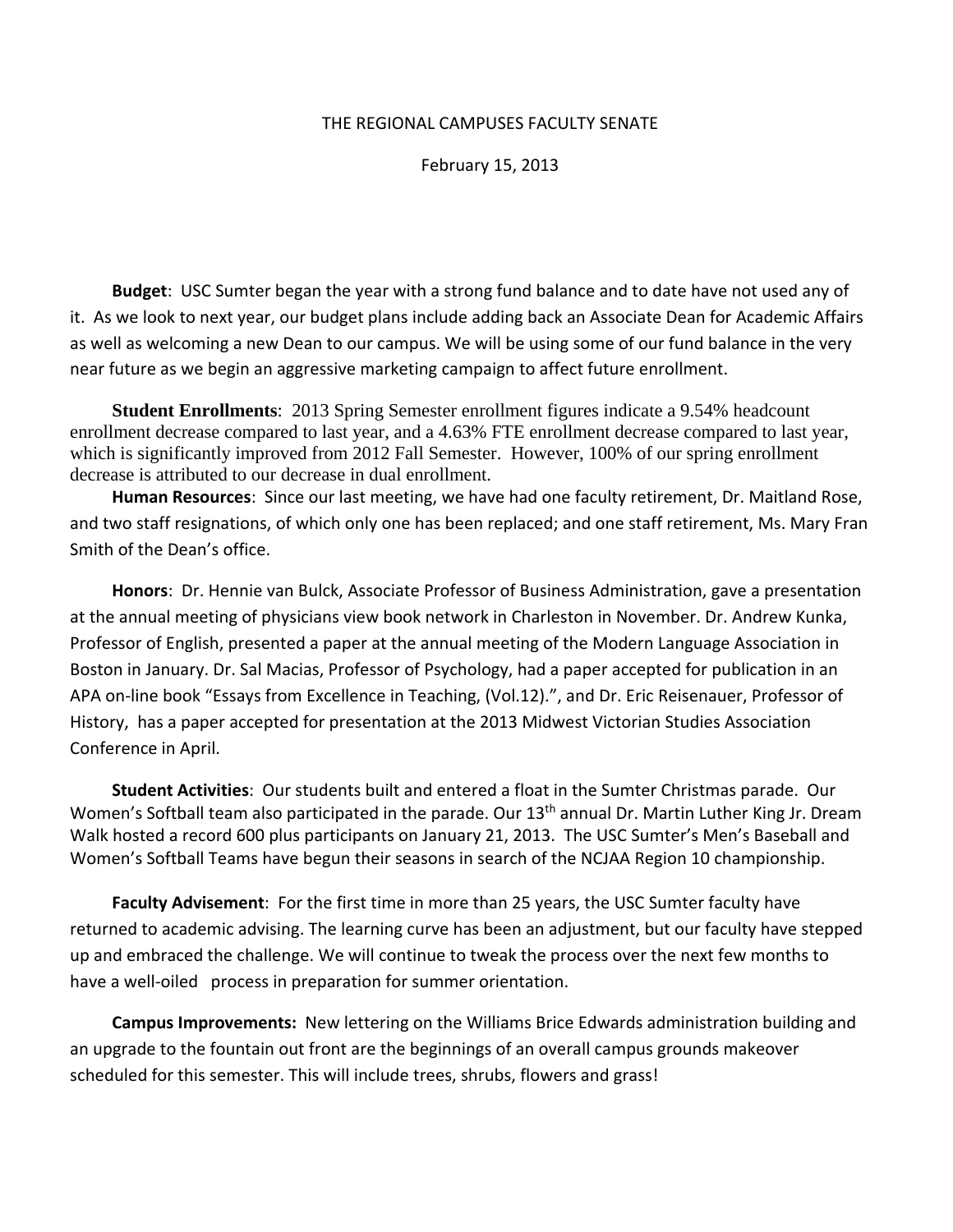THE REGIONAL CAMPUSES FACULTY SENATE

February 15, 2013

**Budget**: USC Sumter began the year with a strong fund balance and to date have not used any of it. As we look to next year, our budget plans include adding back an Associate Dean for Academic Affairs as well as welcoming a new Dean to our campus. We will be using some of our fund balance in the very near future as we begin an aggressive marketing campaign to affect future enrollment.

**Student Enrollments**: 2013 Spring Semester enrollment figures indicate a 9.54% headcount enrollment decrease compared to last year, and a 4.63% FTE enrollment decrease compared to last year, which is significantly improved from 2012 Fall Semester. However, 100% of our spring enrollment decrease is attributed to our decrease in dual enrollment.

**Human Resources**: Since our last meeting, we have had one faculty retirement, Dr. Maitland Rose, and two staff resignations, of which only one has been replaced; and one staff retirement, Ms. Mary Fran Smith of the Dean's office.

**Honors**: Dr. Hennie van Bulck, Associate Professor of Business Administration, gave a presentation at the annual meeting of physicians view book network in Charleston in November. Dr. Andrew Kunka, Professor of English, presented a paper at the annual meeting of the Modern Language Association in Boston in January. Dr. Sal Macias, Professor of Psychology, had a paper accepted for publication in an APA on-line book "Essays from Excellence in Teaching, (Vol.12).", and Dr. Eric Reisenauer, Professor of History, has a paper accepted for presentation at the 2013 Midwest Victorian Studies Association Conference in April.

**Student Activities**: Our students built and entered a float in the Sumter Christmas parade. Our Women's Softball team also participated in the parade. Our 13th annual Dr. Martin Luther King Jr. Dream Walk hosted a record 600 plus participants on January 21, 2013. The USC Sumter's Men's Baseball and Women's Softball Teams have begun their seasons in search of the NCJAA Region 10 championship.

**Faculty Advisement**: For the first time in more than 25 years, the USC Sumter faculty have returned to academic advising. The learning curve has been an adjustment, but our faculty have stepped up and embraced the challenge. We will continue to tweak the process over the next few months to have a well-oiled process in preparation for summer orientation.

**Campus Improvements:** New lettering on the Williams Brice Edwards administration building and an upgrade to the fountain out front are the beginnings of an overall campus grounds makeover scheduled for this semester. This will include trees, shrubs, flowers and grass!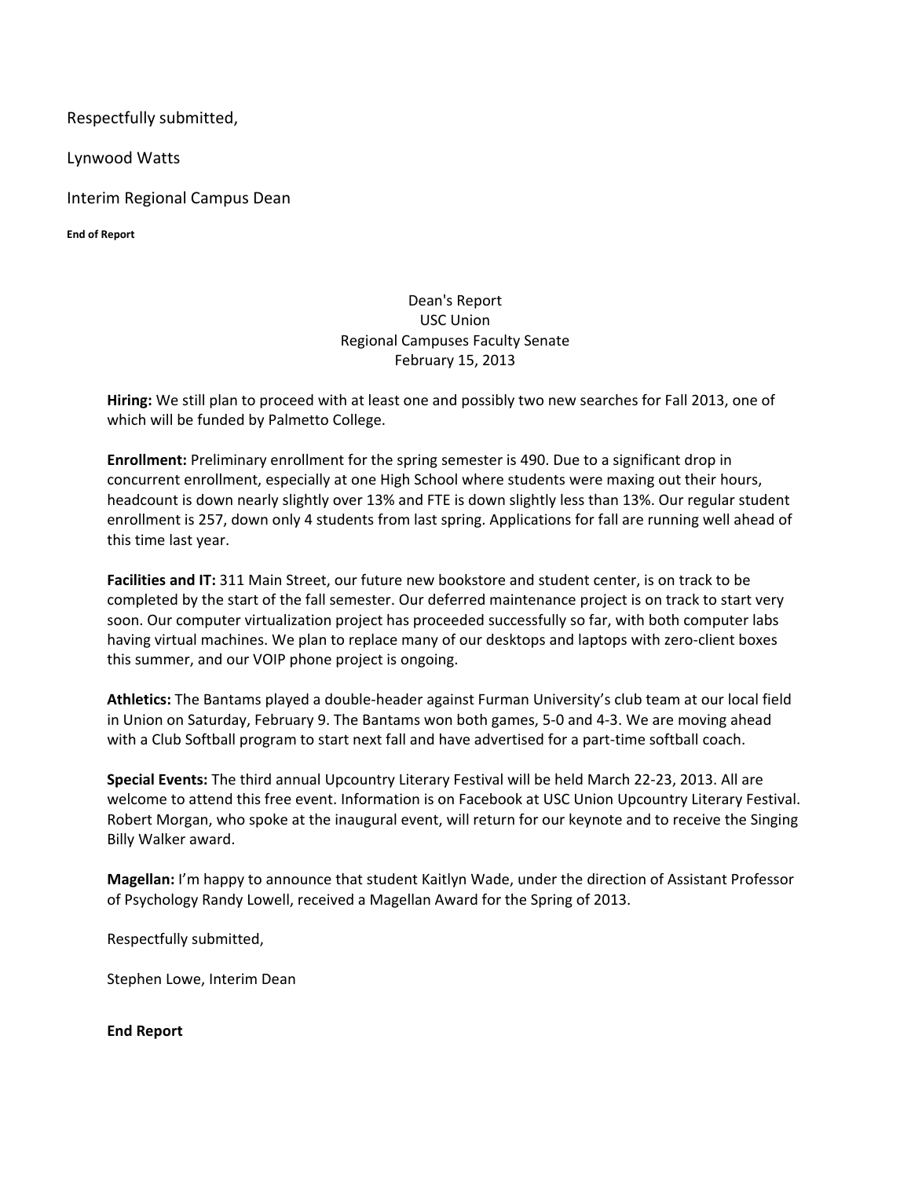Respectfully submitted,

Lynwood Watts

Interim Regional Campus Dean

**End of Report**

Dean's Report
USC Union
Regional Campuses Faculty Senate
February 15, 2013

**Hiring:** We still plan to proceed with at least one and possibly two new searches for Fall 2013, one of which will be funded by Palmetto College.

**Enrollment:** Preliminary enrollment for the spring semester is 490. Due to a significant drop in concurrent enrollment, especially at one High School where students were maxing out their hours, headcount is down nearly slightly over 13% and FTE is down slightly less than 13%. Our regular student enrollment is 257, down only 4 students from last spring. Applications for fall are running well ahead of this time last year.

**Facilities and IT:** 311 Main Street, our future new bookstore and student center, is on track to be completed by the start of the fall semester. Our deferred maintenance project is on track to start very soon. Our computer virtualization project has proceeded successfully so far, with both computer labs having virtual machines. We plan to replace many of our desktops and laptops with zero-client boxes this summer, and our VOIP phone project is ongoing.

**Athletics:** The Bantams played a double-header against Furman University's club team at our local field in Union on Saturday, February 9. The Bantams won both games, 5-0 and 4-3. We are moving ahead with a Club Softball program to start next fall and have advertised for a part-time softball coach.

**Special Events:** The third annual Upcountry Literary Festival will be held March 22-23, 2013. All are welcome to attend this free event. Information is on Facebook at USC Union Upcountry Literary Festival. Robert Morgan, who spoke at the inaugural event, will return for our keynote and to receive the Singing Billy Walker award.

**Magellan:** I'm happy to announce that student Kaitlyn Wade, under the direction of Assistant Professor of Psychology Randy Lowell, received a Magellan Award for the Spring of 2013.

Respectfully submitted,

Stephen Lowe, Interim Dean

**End Report**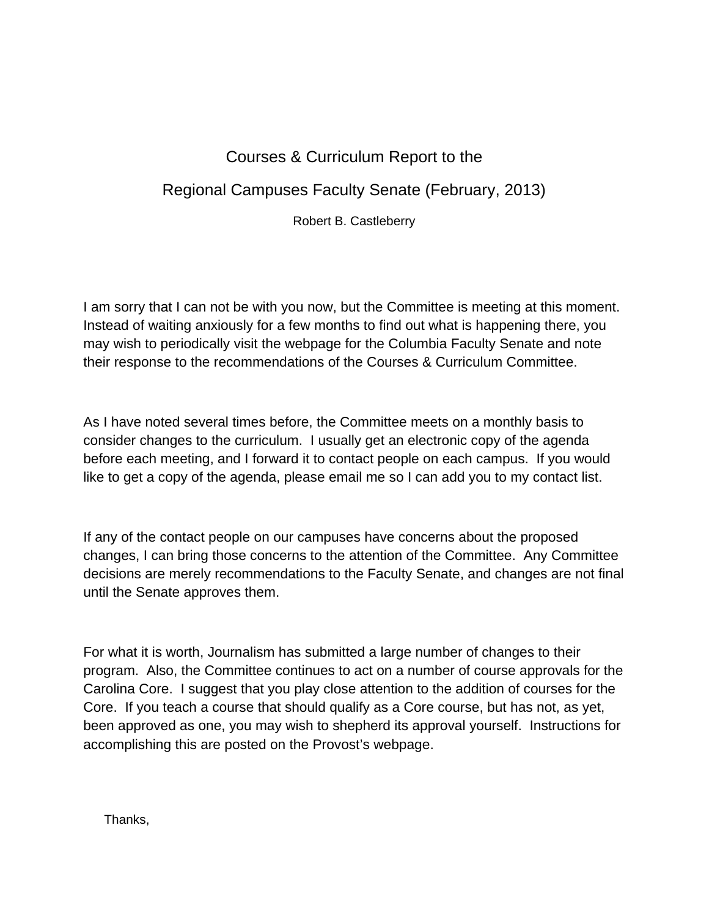# Courses & Curriculum Report to the

# Regional Campuses Faculty Senate (February, 2013)

Robert B. Castleberry

I am sorry that I can not be with you now, but the Committee is meeting at this moment. Instead of waiting anxiously for a few months to find out what is happening there, you may wish to periodically visit the webpage for the Columbia Faculty Senate and note their response to the recommendations of the Courses & Curriculum Committee.

As I have noted several times before, the Committee meets on a monthly basis to consider changes to the curriculum. I usually get an electronic copy of the agenda before each meeting, and I forward it to contact people on each campus. If you would like to get a copy of the agenda, please email me so I can add you to my contact list.

If any of the contact people on our campuses have concerns about the proposed changes, I can bring those concerns to the attention of the Committee. Any Committee decisions are merely recommendations to the Faculty Senate, and changes are not final until the Senate approves them.

For what it is worth, Journalism has submitted a large number of changes to their program. Also, the Committee continues to act on a number of course approvals for the Carolina Core. I suggest that you play close attention to the addition of courses for the Core. If you teach a course that should qualify as a Core course, but has not, as yet, been approved as one, you may wish to shepherd its approval yourself. Instructions for accomplishing this are posted on the Provost's webpage.

Thanks,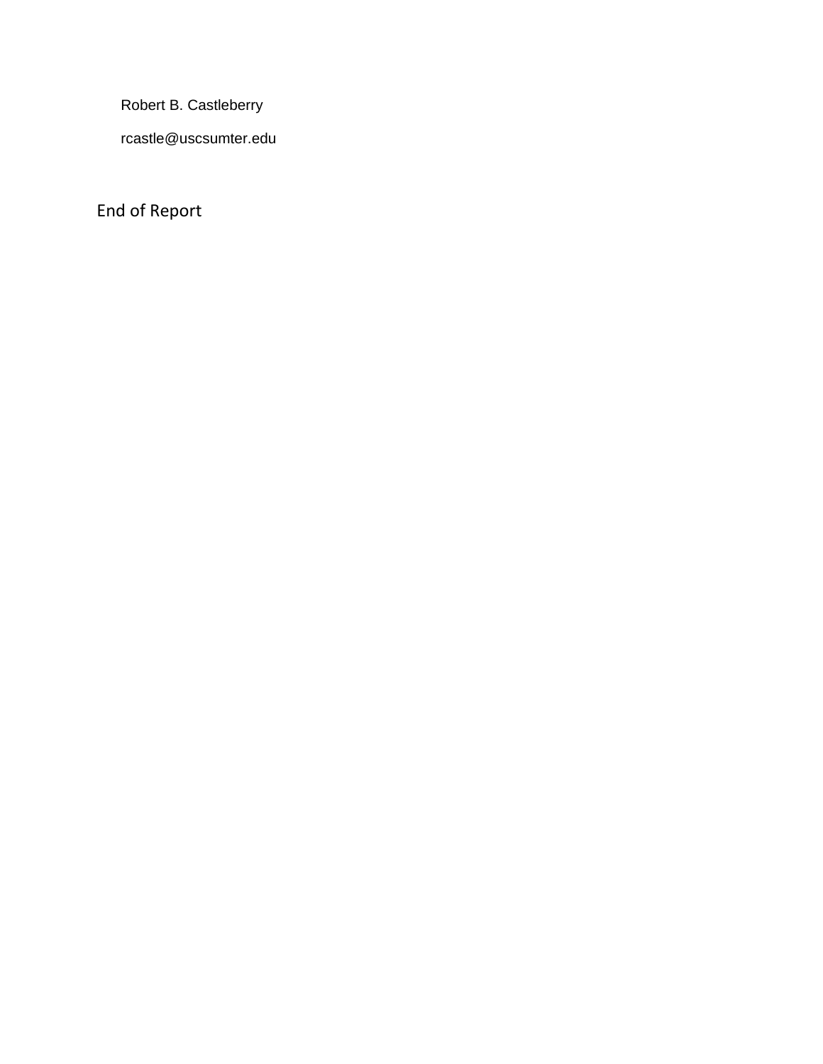Robert B. Castleberry

rcastle@uscsumter.edu

End of Report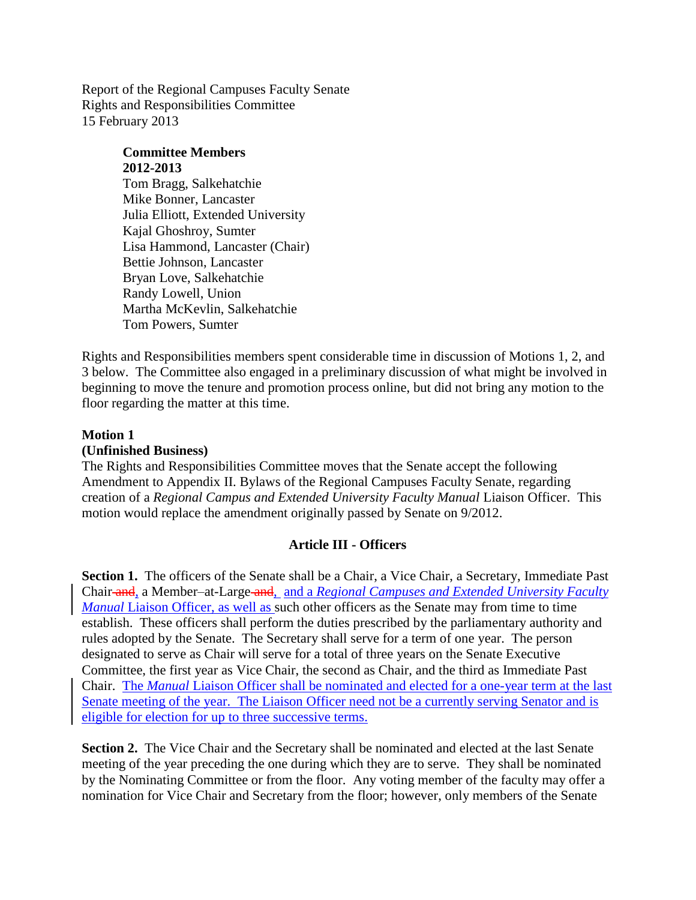Report of the Regional Campuses Faculty Senate
Rights and Responsibilities Committee
15 February 2013

**Committee Members**
**2012-2013**
Tom Bragg, Salkehatchie
Mike Bonner, Lancaster
Julia Elliott, Extended University
Kajal Ghoshroy, Sumter
Lisa Hammond, Lancaster (Chair)
Bettie Johnson, Lancaster
Bryan Love, Salkehatchie
Randy Lowell, Union
Martha McKevlin, Salkehatchie
Tom Powers, Sumter

Rights and Responsibilities members spent considerable time in discussion of Motions 1, 2, and 3 below. The Committee also engaged in a preliminary discussion of what might be involved in beginning to move the tenure and promotion process online, but did not bring any motion to the floor regarding the matter at this time.

**Motion 1**
**(Unfinished Business)**
The Rights and Responsibilities Committee moves that the Senate accept the following Amendment to Appendix II. Bylaws of the Regional Campuses Faculty Senate, regarding creation of a *Regional Campus and Extended University Faculty Manual* Liaison Officer. This motion would replace the amendment originally passed by Senate on 9/2012.

**Article III - Officers**

**Section 1.** The officers of the Senate shall be a Chair, a Vice Chair, a Secretary, Immediate Past Chair ~~and~~, a Member–at-Large ~~and~~, and a *Regional Campuses and Extended University Faculty Manual* Liaison Officer, as well as such other officers as the Senate may from time to time establish. These officers shall perform the duties prescribed by the parliamentary authority and rules adopted by the Senate. The Secretary shall serve for a term of one year. The person designated to serve as Chair will serve for a total of three years on the Senate Executive Committee, the first year as Vice Chair, the second as Chair, and the third as Immediate Past Chair. The *Manual* Liaison Officer shall be nominated and elected for a one-year term at the last Senate meeting of the year. The Liaison Officer need not be a currently serving Senator and is eligible for election for up to three successive terms.

**Section 2.** The Vice Chair and the Secretary shall be nominated and elected at the last Senate meeting of the year preceding the one during which they are to serve. They shall be nominated by the Nominating Committee or from the floor. Any voting member of the faculty may offer a nomination for Vice Chair and Secretary from the floor; however, only members of the Senate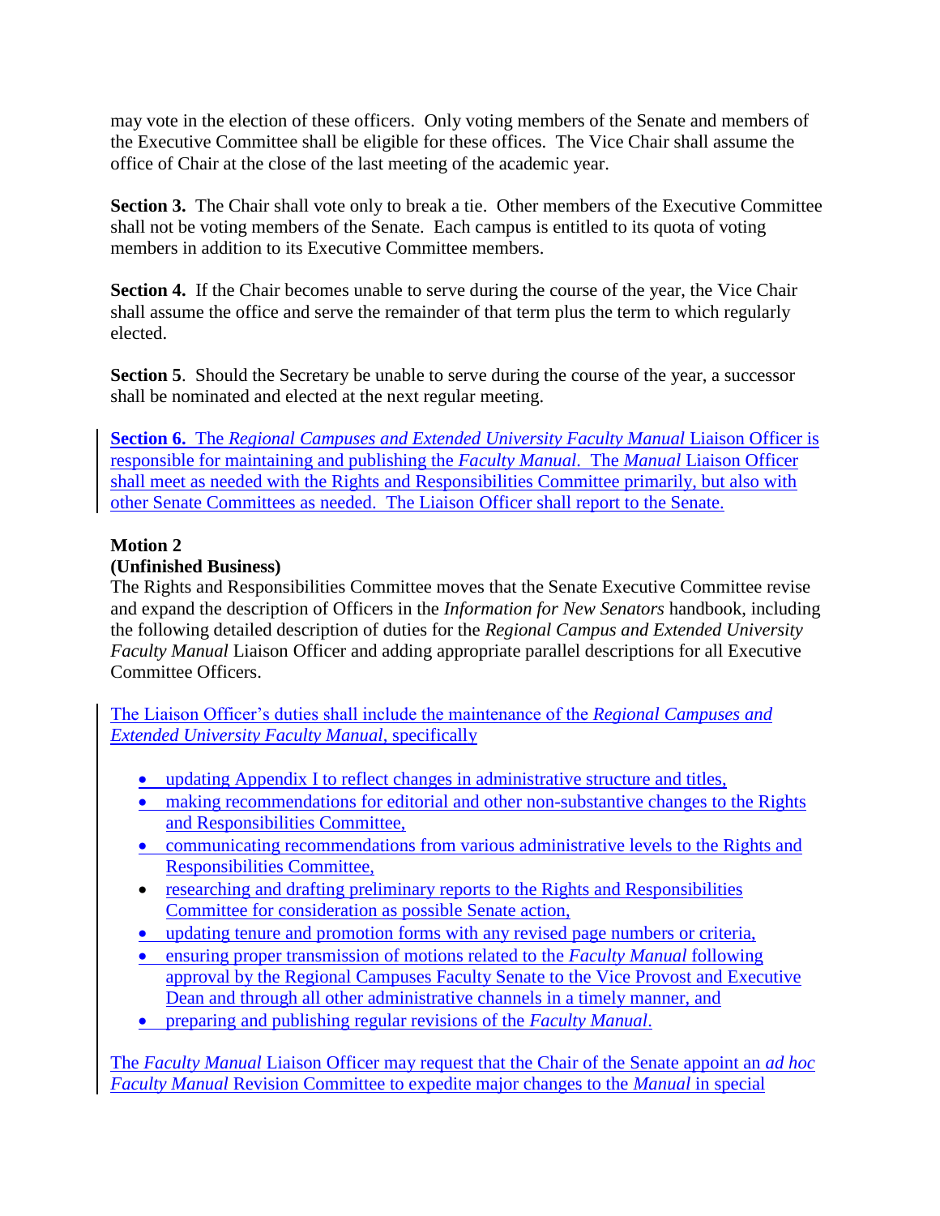may vote in the election of these officers. Only voting members of the Senate and members of the Executive Committee shall be eligible for these offices. The Vice Chair shall assume the office of Chair at the close of the last meeting of the academic year.

**Section 3.** The Chair shall vote only to break a tie. Other members of the Executive Committee shall not be voting members of the Senate. Each campus is entitled to its quota of voting members in addition to its Executive Committee members.

**Section 4.** If the Chair becomes unable to serve during the course of the year, the Vice Chair shall assume the office and serve the remainder of that term plus the term to which regularly elected.

**Section 5**. Should the Secretary be unable to serve during the course of the year, a successor shall be nominated and elected at the next regular meeting.

**Section 6.** The *Regional Campuses and Extended University Faculty Manual* Liaison Officer is responsible for maintaining and publishing the *Faculty Manual*. The *Manual* Liaison Officer shall meet as needed with the Rights and Responsibilities Committee primarily, but also with other Senate Committees as needed. The Liaison Officer shall report to the Senate.

**Motion 2**
**(Unfinished Business)**
The Rights and Responsibilities Committee moves that the Senate Executive Committee revise and expand the description of Officers in the *Information for New Senators* handbook, including the following detailed description of duties for the *Regional Campus and Extended University Faculty Manual* Liaison Officer and adding appropriate parallel descriptions for all Executive Committee Officers.

The Liaison Officer's duties shall include the maintenance of the *Regional Campuses and Extended University Faculty Manual*, specifically

- updating Appendix I to reflect changes in administrative structure and titles,
- making recommendations for editorial and other non-substantive changes to the Rights and Responsibilities Committee,
- communicating recommendations from various administrative levels to the Rights and Responsibilities Committee,
- researching and drafting preliminary reports to the Rights and Responsibilities Committee for consideration as possible Senate action,
- updating tenure and promotion forms with any revised page numbers or criteria,
- ensuring proper transmission of motions related to the *Faculty Manual* following approval by the Regional Campuses Faculty Senate to the Vice Provost and Executive Dean and through all other administrative channels in a timely manner, and
- preparing and publishing regular revisions of the *Faculty Manual*.

The *Faculty Manual* Liaison Officer may request that the Chair of the Senate appoint an *ad hoc Faculty Manual* Revision Committee to expedite major changes to the *Manual* in special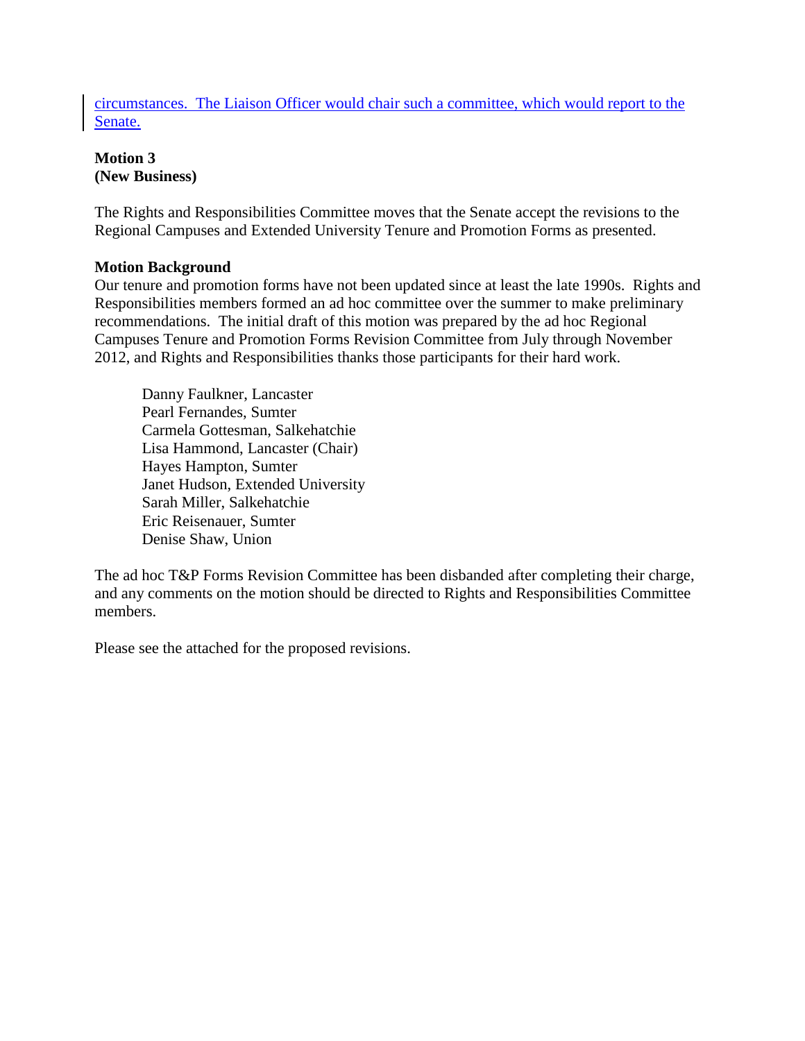circumstances. The Liaison Officer would chair such a committee, which would report to the Senate.

**Motion 3**
**(New Business)**

The Rights and Responsibilities Committee moves that the Senate accept the revisions to the Regional Campuses and Extended University Tenure and Promotion Forms as presented.

**Motion Background**
Our tenure and promotion forms have not been updated since at least the late 1990s. Rights and Responsibilities members formed an ad hoc committee over the summer to make preliminary recommendations. The initial draft of this motion was prepared by the ad hoc Regional Campuses Tenure and Promotion Forms Revision Committee from July through November 2012, and Rights and Responsibilities thanks those participants for their hard work.

Danny Faulkner, Lancaster
Pearl Fernandes, Sumter
Carmela Gottesman, Salkehatchie
Lisa Hammond, Lancaster (Chair)
Hayes Hampton, Sumter
Janet Hudson, Extended University
Sarah Miller, Salkehatchie
Eric Reisenauer, Sumter
Denise Shaw, Union

The ad hoc T&P Forms Revision Committee has been disbanded after completing their charge, and any comments on the motion should be directed to Rights and Responsibilities Committee members.

Please see the attached for the proposed revisions.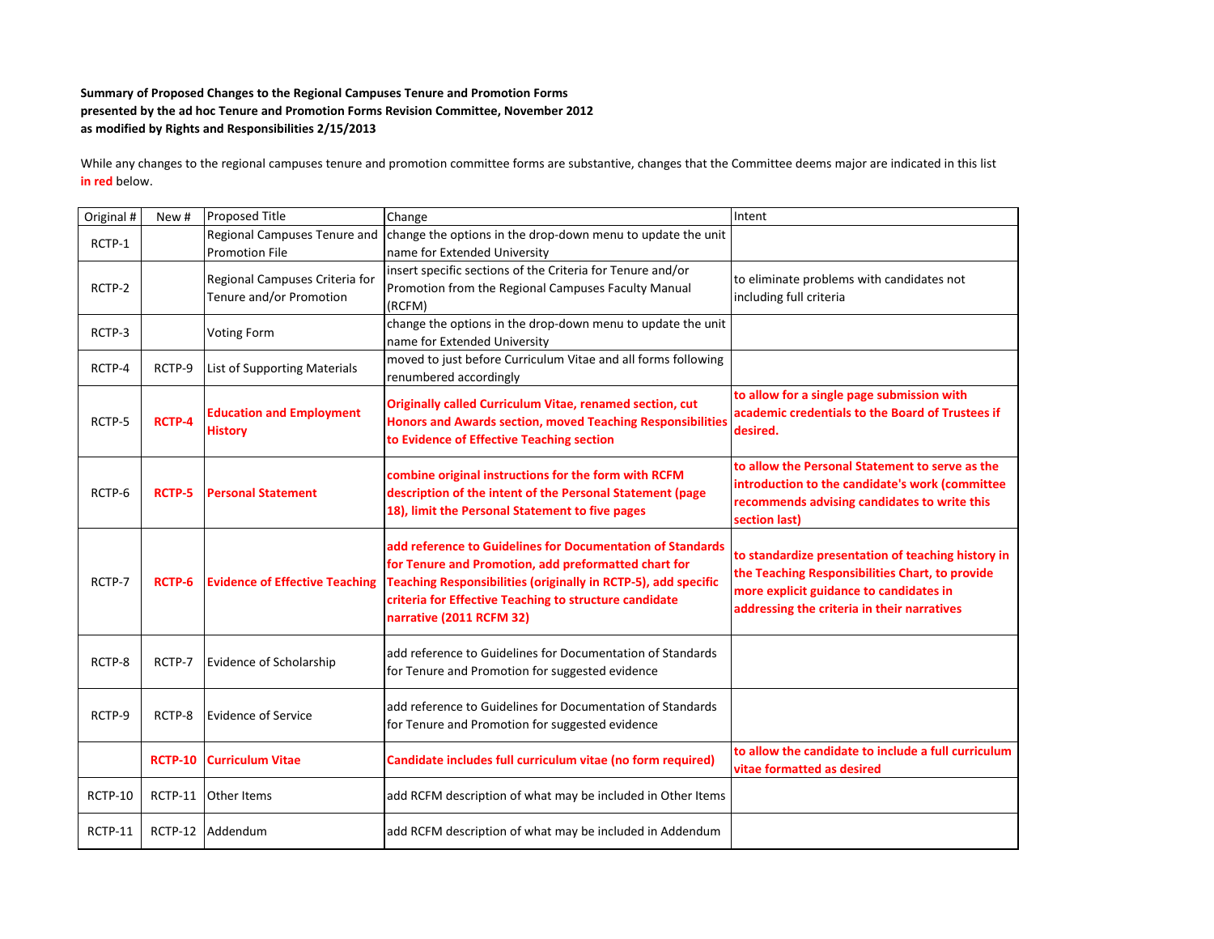**Summary of Proposed Changes to the Regional Campuses Tenure and Promotion Forms**
**presented by the ad hoc Tenure and Promotion Forms Revision Committee, November 2012**
**as modified by Rights and Responsibilities 2/15/2013**

While any changes to the regional campuses tenure and promotion committee forms are substantive, changes that the Committee deems major are indicated in this list **in red** below.

| Original # | New # | Proposed Title | Change | Intent |
|---|---|---|---|---|
| RCTP-1 | | Regional Campuses Tenure and Promotion File | change the options in the drop-down menu to update the unit name for Extended University | |
| RCTP-2 | | Regional Campuses Criteria for Tenure and/or Promotion | insert specific sections of the Criteria for Tenure and/or Promotion from the Regional Campuses Faculty Manual (RCFM) | to eliminate problems with candidates not including full criteria |
| RCTP-3 | | Voting Form | change the options in the drop-down menu to update the unit name for Extended University | |
| RCTP-4 | RCTP-9 | List of Supporting Materials | moved to just before Curriculum Vitae and all forms following renumbered accordingly | |
| RCTP-5 | **RCTP-4** | **Education and Employment History** | **Originally called Curriculum Vitae, renamed section, cut Honors and Awards section, moved Teaching Responsibilities to Evidence of Effective Teaching section** | **to allow for a single page submission with academic credentials to the Board of Trustees if desired.** |
| RCTP-6 | **RCTP-5** | **Personal Statement** | **combine original instructions for the form with RCFM description of the intent of the Personal Statement (page 18), limit the Personal Statement to five pages** | **to allow the Personal Statement to serve as the introduction to the candidate's work (committee recommends advising candidates to write this section last)** |
| RCTP-7 | **RCTP-6** | **Evidence of Effective Teaching** | **add reference to Guidelines for Documentation of Standards for Tenure and Promotion, add preformatted chart for Teaching Responsibilities (originally in RCTP-5), add specific criteria for Effective Teaching to structure candidate narrative (2011 RCFM 32)** | **to standardize presentation of teaching history in the Teaching Responsibilities Chart, to provide more explicit guidance to candidates in addressing the criteria in their narratives** |
| RCTP-8 | RCTP-7 | Evidence of Scholarship | add reference to Guidelines for Documentation of Standards for Tenure and Promotion for suggested evidence | |
| RCTP-9 | RCTP-8 | Evidence of Service | add reference to Guidelines for Documentation of Standards for Tenure and Promotion for suggested evidence | |
| | **RCTP-10** | **Curriculum Vitae** | **Candidate includes full curriculum vitae (no form required)** | **to allow the candidate to include a full curriculum vitae formatted as desired** |
| RCTP-10 | RCTP-11 | Other Items | add RCFM description of what may be included in Other Items | |
| RCTP-11 | RCTP-12 | Addendum | add RCFM description of what may be included in Addendum | |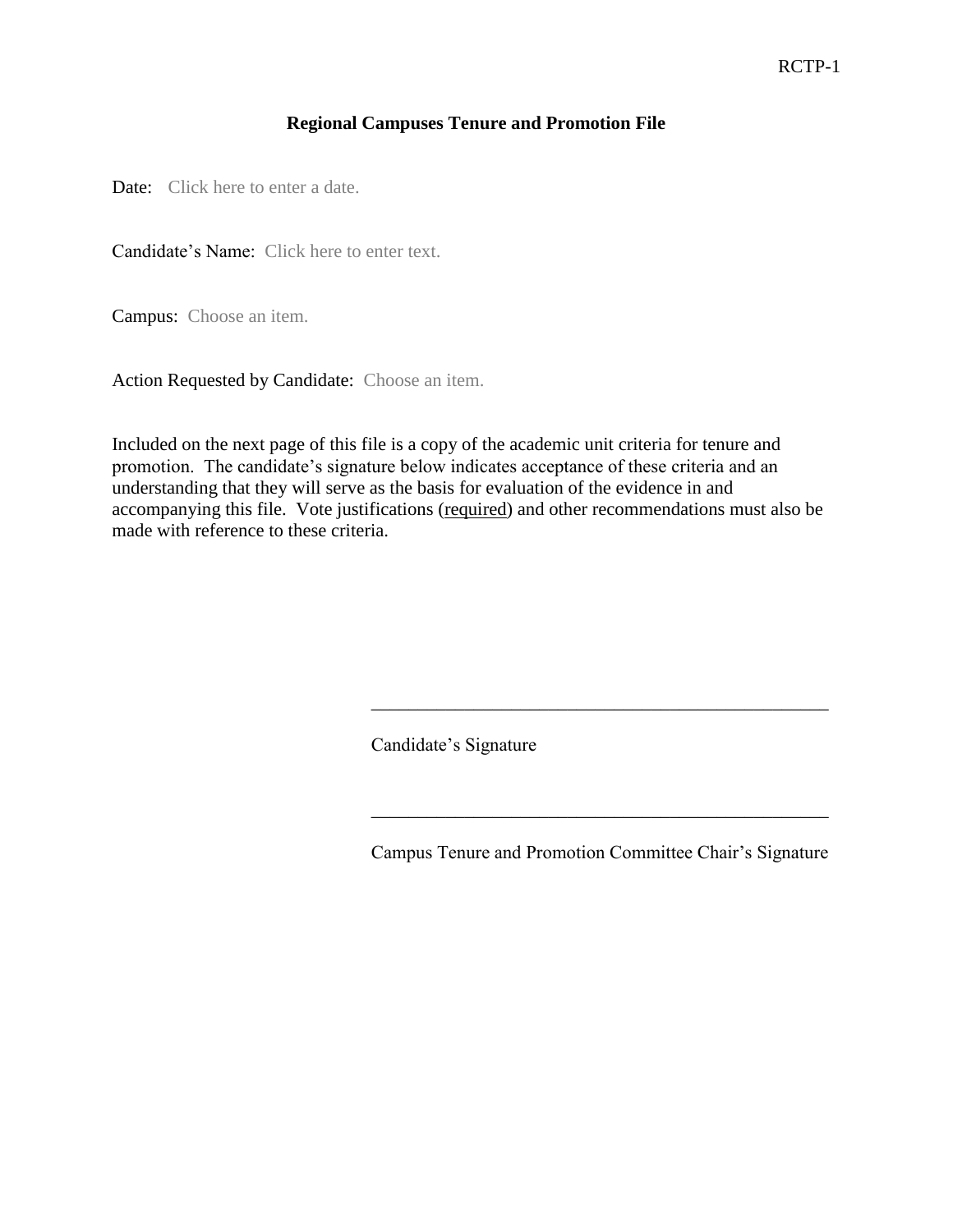RCTP-1

**Regional Campuses Tenure and Promotion File**

Date: Click here to enter a date.

Candidate's Name: Click here to enter text.

Campus: Choose an item.

Action Requested by Candidate: Choose an item.

Included on the next page of this file is a copy of the academic unit criteria for tenure and promotion. The candidate's signature below indicates acceptance of these criteria and an understanding that they will serve as the basis for evaluation of the evidence in and accompanying this file. Vote justifications (<u>required</u>) and other recommendations must also be made with reference to these criteria.

\_\_\_\_\_\_\_\_\_\_\_\_\_\_\_\_\_\_\_\_\_\_\_\_\_\_\_\_\_\_\_\_\_\_\_\_\_\_\_\_\_\_\_\_\_\_\_\_

Candidate's Signature

\_\_\_\_\_\_\_\_\_\_\_\_\_\_\_\_\_\_\_\_\_\_\_\_\_\_\_\_\_\_\_\_\_\_\_\_\_\_\_\_\_\_\_\_\_\_\_\_

Campus Tenure and Promotion Committee Chair's Signature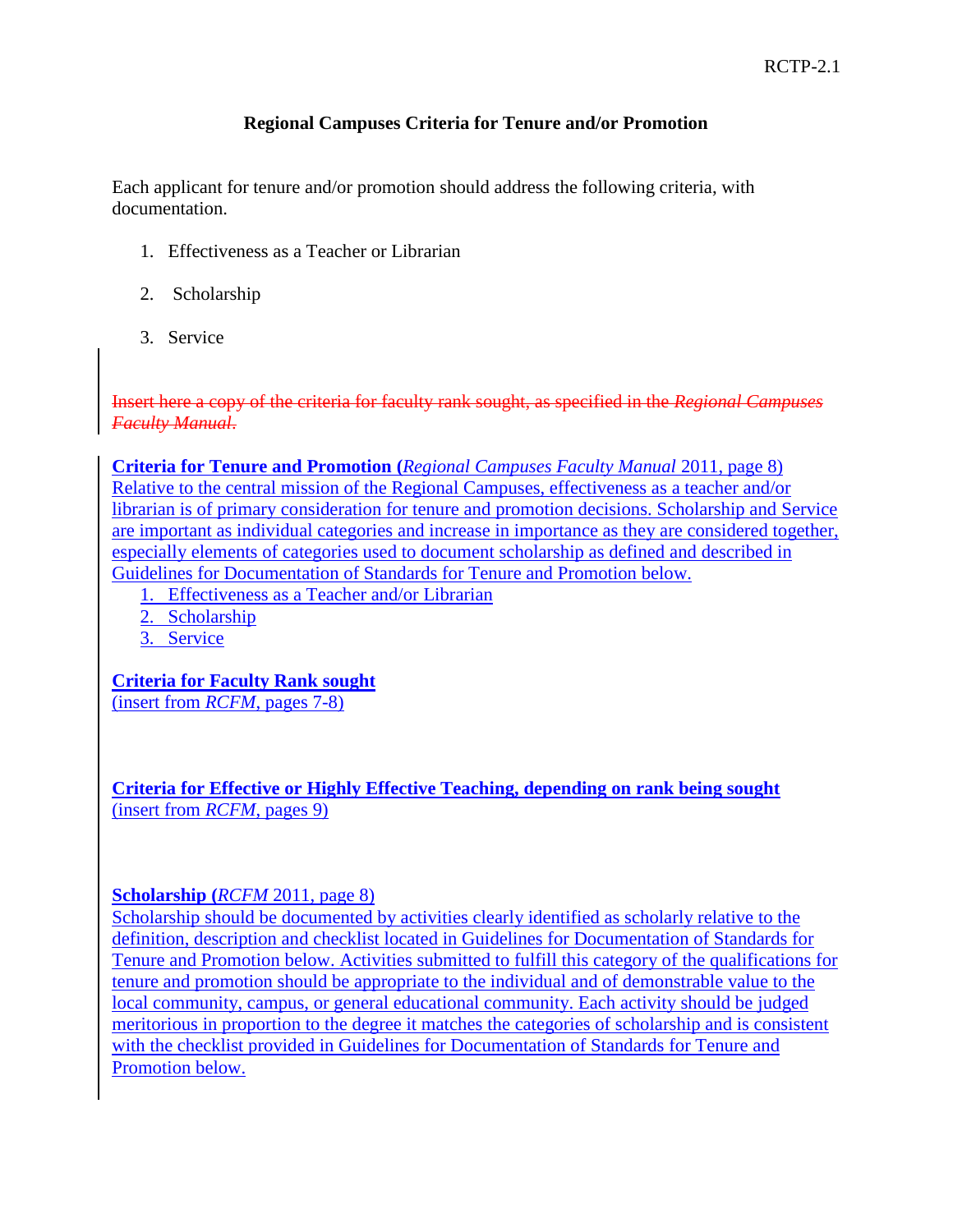RCTP-2.1

## Regional Campuses Criteria for Tenure and/or Promotion

Each applicant for tenure and/or promotion should address the following criteria, with documentation.

1. Effectiveness as a Teacher or Librarian
2. Scholarship
3. Service

~~Insert here a copy of the criteria for faculty rank sought, as specified in the *Regional Campuses Faculty Manual*.~~

**Criteria for Tenure and Promotion (***Regional Campuses Faculty Manual* 2011, page 8)
Relative to the central mission of the Regional Campuses, effectiveness as a teacher and/or librarian is of primary consideration for tenure and promotion decisions. Scholarship and Service are important as individual categories and increase in importance as they are considered together, especially elements of categories used to document scholarship as defined and described in Guidelines for Documentation of Standards for Tenure and Promotion below.

1. Effectiveness as a Teacher and/or Librarian
2. Scholarship
3. Service

**Criteria for Faculty Rank sought**
(insert from *RCFM*, pages 7-8)

**Criteria for Effective or Highly Effective Teaching, depending on rank being sought**
(insert from *RCFM*, pages 9)

**Scholarship (***RCFM* 2011, page 8)
Scholarship should be documented by activities clearly identified as scholarly relative to the definition, description and checklist located in Guidelines for Documentation of Standards for Tenure and Promotion below. Activities submitted to fulfill this category of the qualifications for tenure and promotion should be appropriate to the individual and of demonstrable value to the local community, campus, or general educational community. Each activity should be judged meritorious in proportion to the degree it matches the categories of scholarship and is consistent with the checklist provided in Guidelines for Documentation of Standards for Tenure and Promotion below.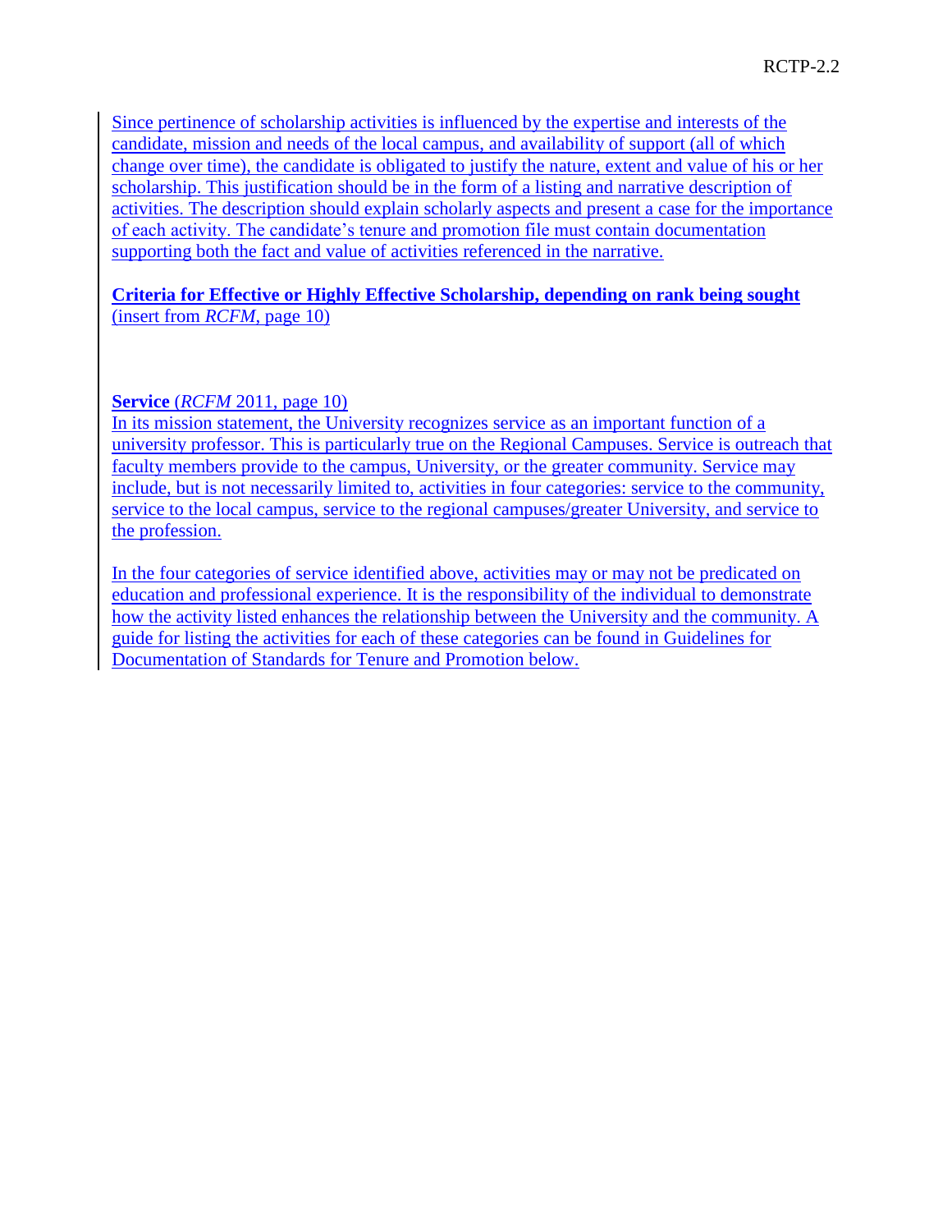Since pertinence of scholarship activities is influenced by the expertise and interests of the candidate, mission and needs of the local campus, and availability of support (all of which change over time), the candidate is obligated to justify the nature, extent and value of his or her scholarship. This justification should be in the form of a listing and narrative description of activities. The description should explain scholarly aspects and present a case for the importance of each activity. The candidate's tenure and promotion file must contain documentation supporting both the fact and value of activities referenced in the narrative.

**Criteria for Effective or Highly Effective Scholarship, depending on rank being sought** (insert from *RCFM*, page 10)

**Service** (*RCFM* 2011, page 10)
In its mission statement, the University recognizes service as an important function of a university professor. This is particularly true on the Regional Campuses. Service is outreach that faculty members provide to the campus, University, or the greater community. Service may include, but is not necessarily limited to, activities in four categories: service to the community, service to the local campus, service to the regional campuses/greater University, and service to the profession.

In the four categories of service identified above, activities may or may not be predicated on education and professional experience. It is the responsibility of the individual to demonstrate how the activity listed enhances the relationship between the University and the community. A guide for listing the activities for each of these categories can be found in Guidelines for Documentation of Standards for Tenure and Promotion below.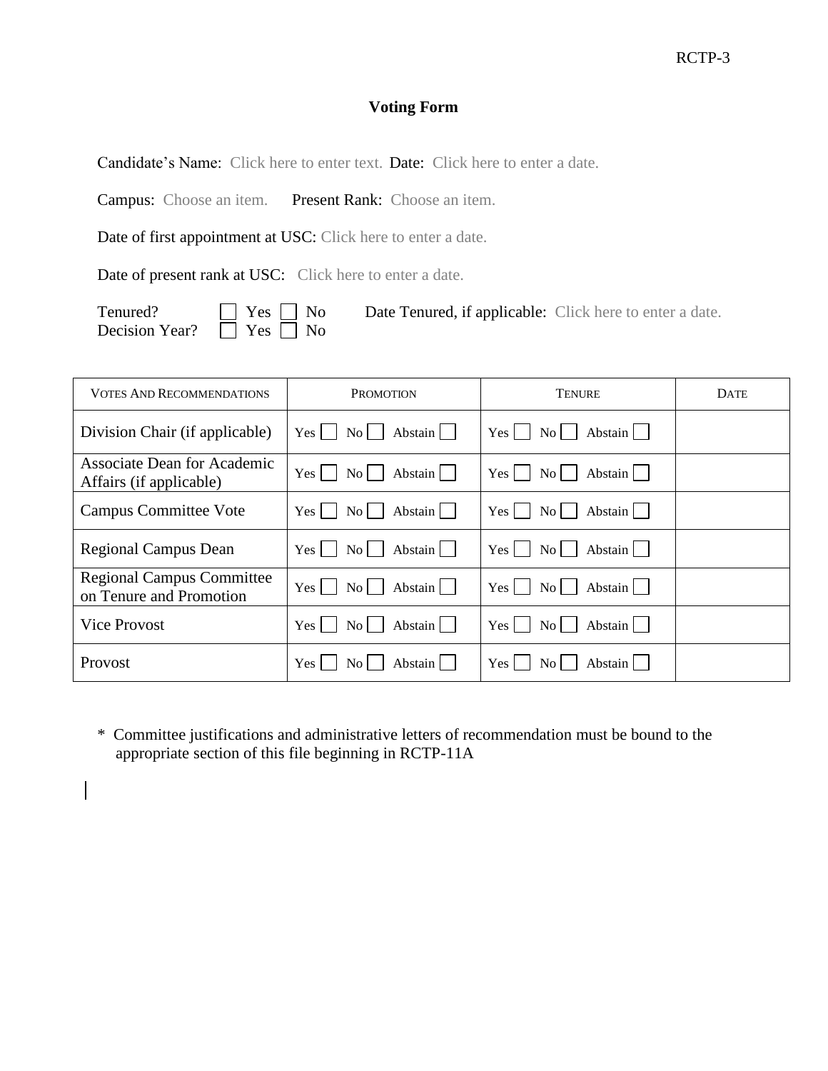RCTP-3

## Voting Form

Candidate's Name: Click here to enter text. Date: Click here to enter a date.

Campus: Choose an item. Present Rank: Choose an item.

Date of first appointment at USC: Click here to enter a date.

Date of present rank at USC: Click here to enter a date.

Tenured? ☐ Yes ☐ No Date Tenured, if applicable: Click here to enter a date.
Decision Year? ☐ Yes ☐ No

| Votes And Recommendations | Promotion | Tenure | Date |
|---|---|---|---|
| Division Chair (if applicable) | Yes ☐ No ☐ Abstain ☐ | Yes ☐ No ☐ Abstain ☐ | |
| Associate Dean for Academic Affairs (if applicable) | Yes ☐ No ☐ Abstain ☐ | Yes ☐ No ☐ Abstain ☐ | |
| Campus Committee Vote | Yes ☐ No ☐ Abstain ☐ | Yes ☐ No ☐ Abstain ☐ | |
| Regional Campus Dean | Yes ☐ No ☐ Abstain ☐ | Yes ☐ No ☐ Abstain ☐ | |
| Regional Campus Committee on Tenure and Promotion | Yes ☐ No ☐ Abstain ☐ | Yes ☐ No ☐ Abstain ☐ | |
| Vice Provost | Yes ☐ No ☐ Abstain ☐ | Yes ☐ No ☐ Abstain ☐ | |
| Provost | Yes ☐ No ☐ Abstain ☐ | Yes ☐ No ☐ Abstain ☐ | |

* Committee justifications and administrative letters of recommendation must be bound to the appropriate section of this file beginning in RCTP-11A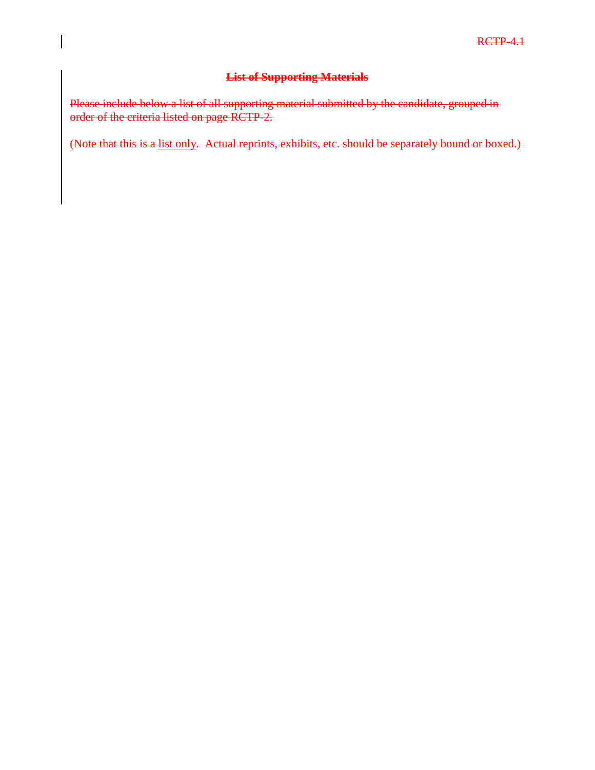RCTP-4.1

## ~~List of Supporting Materials~~

~~Please include below a list of all supporting material submitted by the candidate, grouped in order of the criteria listed on page RCTP-2.~~

~~(Note that this is a list only. Actual reprints, exhibits, etc. should be separately bound or boxed.)~~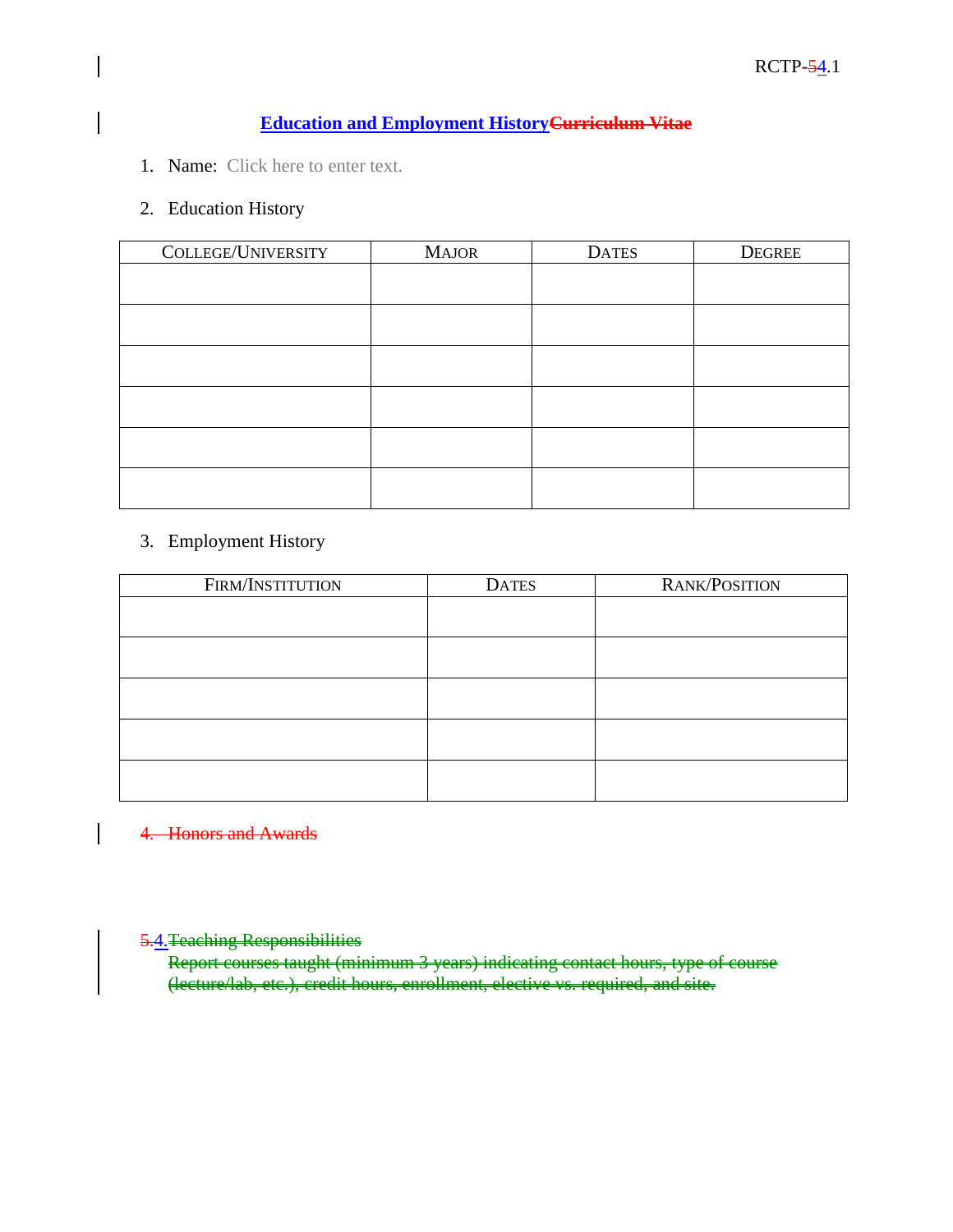RCTP-~~5~~4.1

## Education and Employment History~~Curriculum Vitae~~

1. Name: Click here to enter text.

2. Education History

| COLLEGE/UNIVERSITY | MAJOR | DATES | DEGREE |
|---|---|---|---|
| | | | |
| | | | |
| | | | |
| | | | |
| | | | |
| | | | |

3. Employment History

| FIRM/INSTITUTION | DATES | RANK/POSITION |
|---|---|---|
| | | |
| | | |
| | | |
| | | |
| | | |

~~4. Honors and Awards~~

~~5.~~4. ~~Teaching Responsibilities~~
~~Report courses taught (minimum 3 years) indicating contact hours, type of course (lecture/lab, etc.), credit hours, enrollment, elective vs. required, and site.~~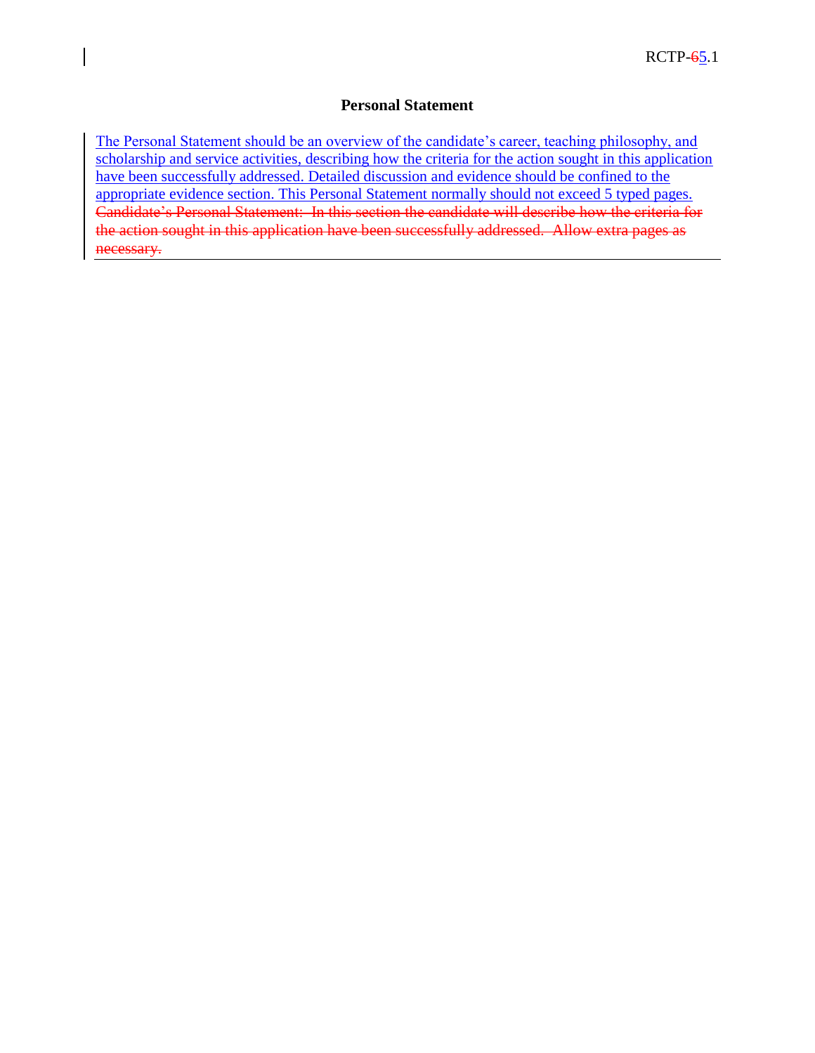## Personal Statement

The Personal Statement should be an overview of the candidate's career, teaching philosophy, and scholarship and service activities, describing how the criteria for the action sought in this application have been successfully addressed. Detailed discussion and evidence should be confined to the appropriate evidence section. This Personal Statement normally should not exceed 5 typed pages. ~~Candidate's Personal Statement: In this section the candidate will describe how the criteria for the action sought in this application have been successfully addressed. Allow extra pages as necessary.~~

---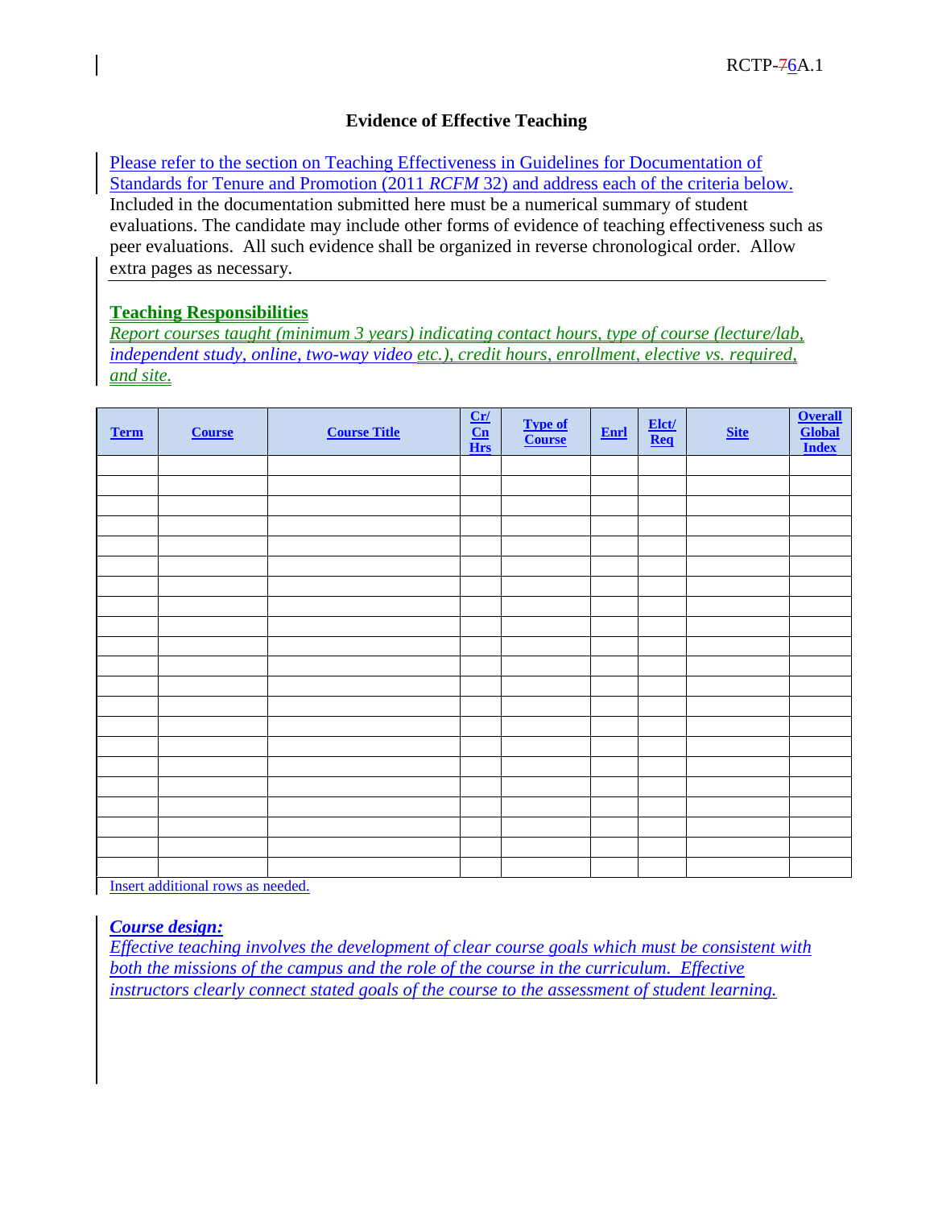RCTP-76A.1

# Evidence of Effective Teaching

Please refer to the section on Teaching Effectiveness in Guidelines for Documentation of Standards for Tenure and Promotion (2011 *RCFM* 32) and address each of the criteria below. Included in the documentation submitted here must be a numerical summary of student evaluations. The candidate may include other forms of evidence of teaching effectiveness such as peer evaluations. All such evidence shall be organized in reverse chronological order. Allow extra pages as necessary.

## Teaching Responsibilities

*Report courses taught (minimum 3 years) indicating contact hours, type of course (lecture/lab, independent study, online, two-way video etc.), credit hours, enrollment, elective vs. required, and site.*

| Term | Course | Course Title | Cr/ Cn Hrs | Type of Course | Enrl | Elct/ Req | Site | Overall Global Index |
|---|---|---|---|---|---|---|---|---|
| | | | | | | | | |
| | | | | | | | | |
| | | | | | | | | |
| | | | | | | | | |
| | | | | | | | | |
| | | | | | | | | |
| | | | | | | | | |
| | | | | | | | | |
| | | | | | | | | |
| | | | | | | | | |
| | | | | | | | | |
| | | | | | | | | |
| | | | | | | | | |
| | | | | | | | | |
| | | | | | | | | |
| | | | | | | | | |
| | | | | | | | | |
| | | | | | | | | |
| | | | | | | | | |
| | | | | | | | | |
| | | | | | | | | |

Insert additional rows as needed.

***Course design:***

*Effective teaching involves the development of clear course goals which must be consistent with both the missions of the campus and the role of the course in the curriculum. Effective instructors clearly connect stated goals of the course to the assessment of student learning.*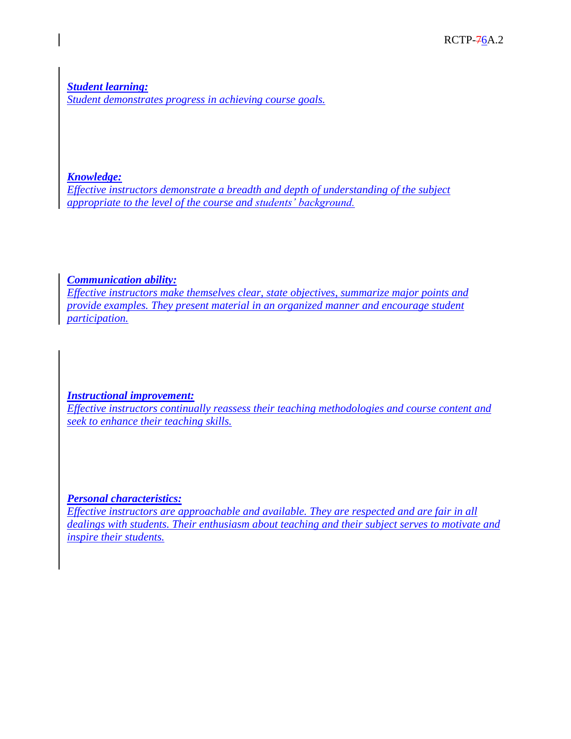***Student learning:***
*Student demonstrates progress in achieving course goals.*

***Knowledge:***
*Effective instructors demonstrate a breadth and depth of understanding of the subject appropriate to the level of the course and students' background.*

***Communication ability:***
*Effective instructors make themselves clear, state objectives, summarize major points and provide examples. They present material in an organized manner and encourage student participation.*

***Instructional improvement:***
*Effective instructors continually reassess their teaching methodologies and course content and seek to enhance their teaching skills.*

***Personal characteristics:***
*Effective instructors are approachable and available. They are respected and are fair in all dealings with students. Their enthusiasm about teaching and their subject serves to motivate and inspire their students.*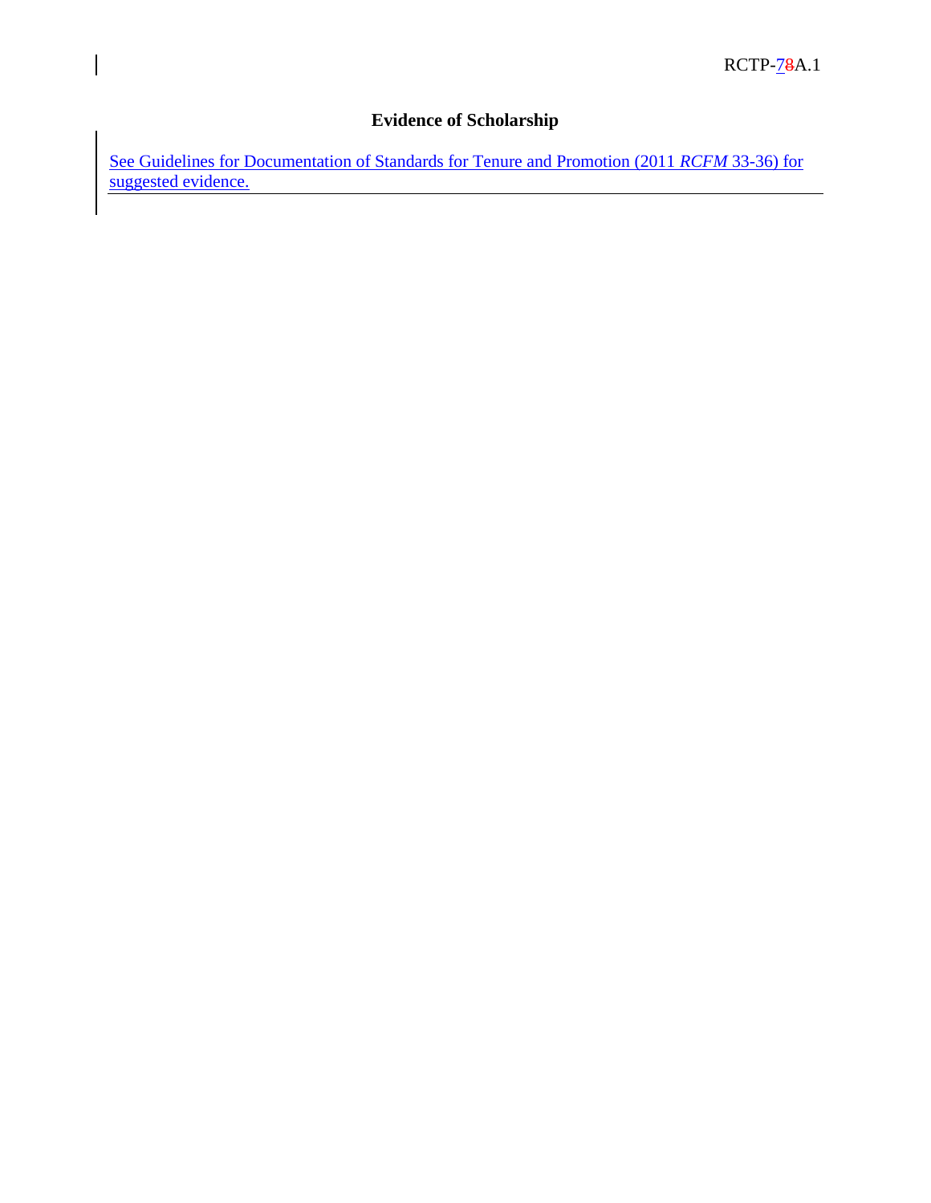RCTP-78A.1

# Evidence of Scholarship

See Guidelines for Documentation of Standards for Tenure and Promotion (2011 *RCFM* 33-36) for suggested evidence.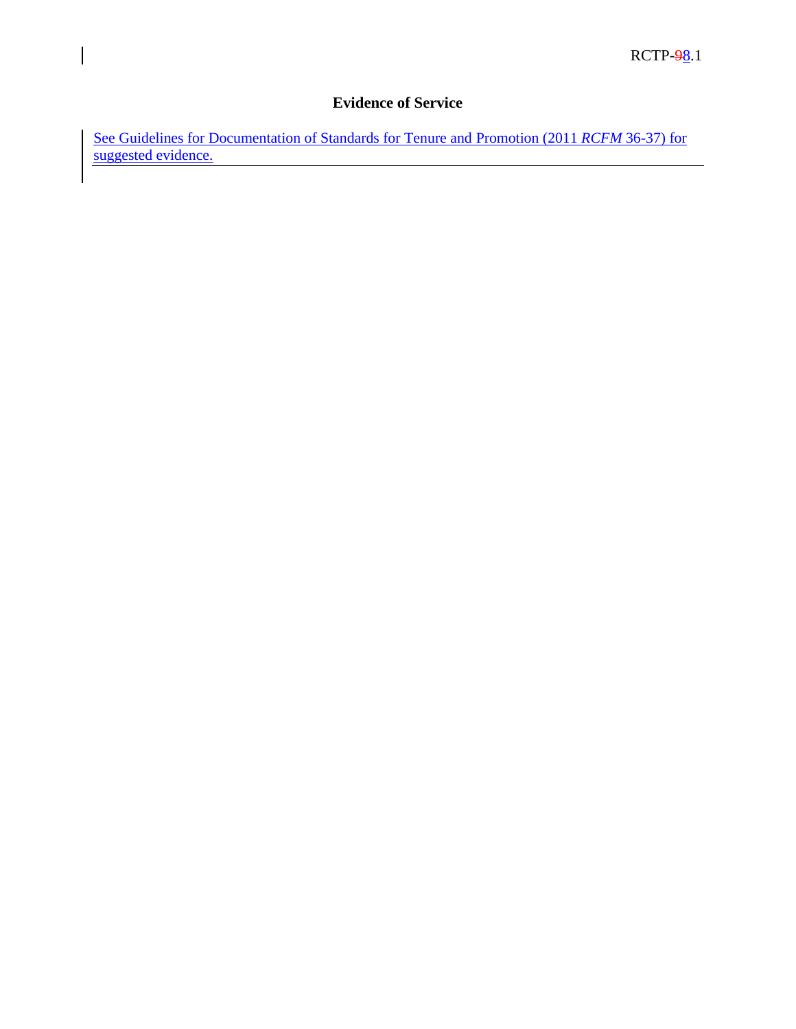RCTP-~~9~~8.1

## Evidence of Service

See Guidelines for Documentation of Standards for Tenure and Promotion (2011 *RCFM* 36-37) for suggested evidence.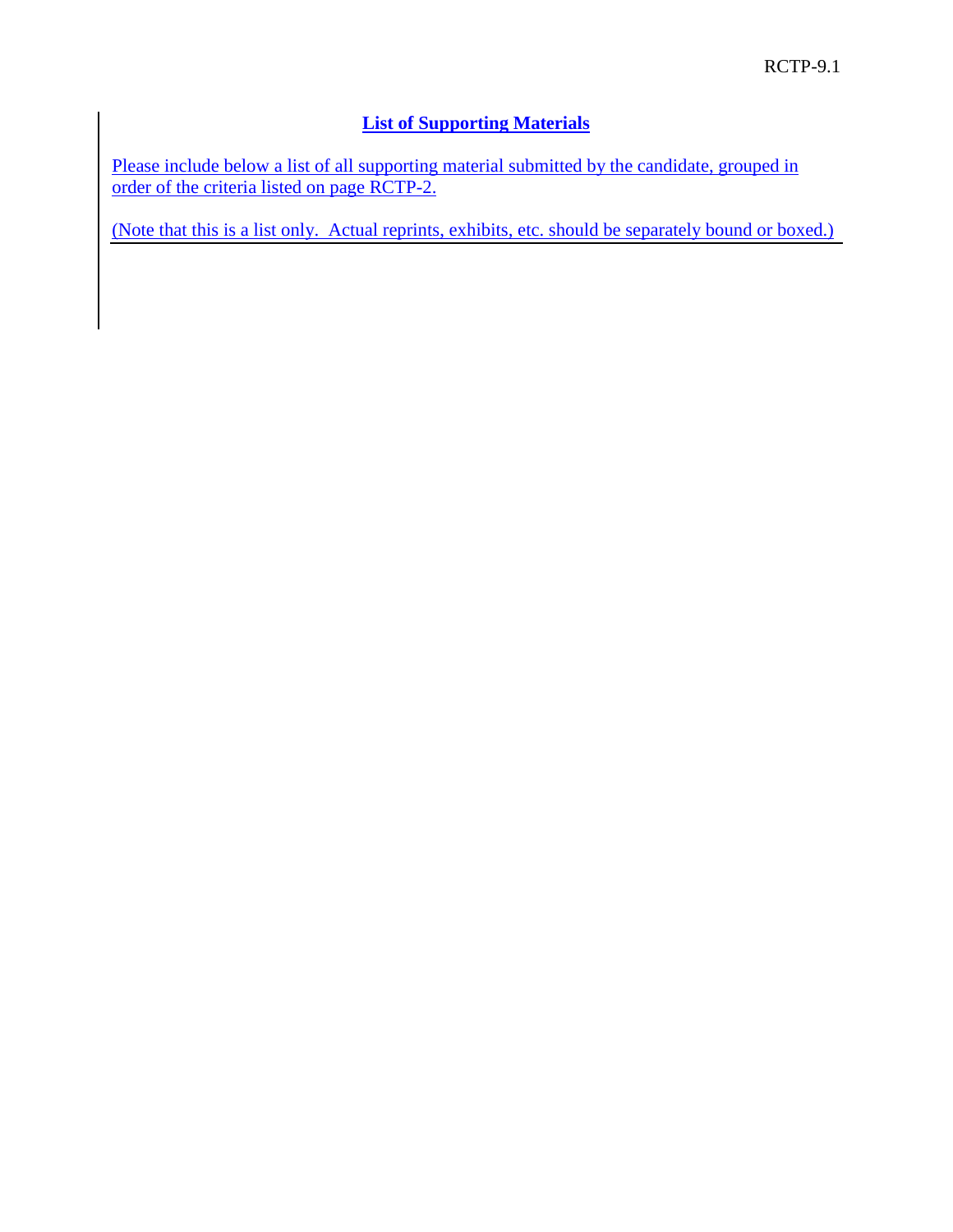## List of Supporting Materials

Please include below a list of all supporting material submitted by the candidate, grouped in order of the criteria listed on page RCTP-2.

(Note that this is a list only. Actual reprints, exhibits, etc. should be separately bound or boxed.)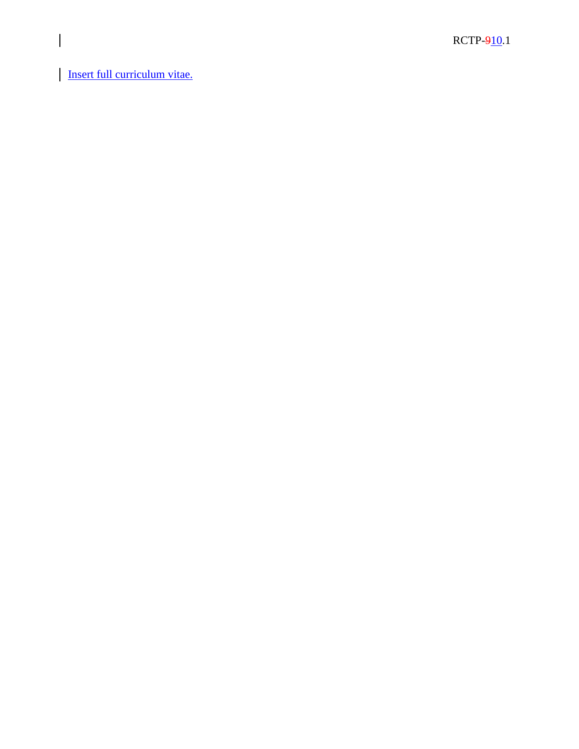Insert full curriculum vitae.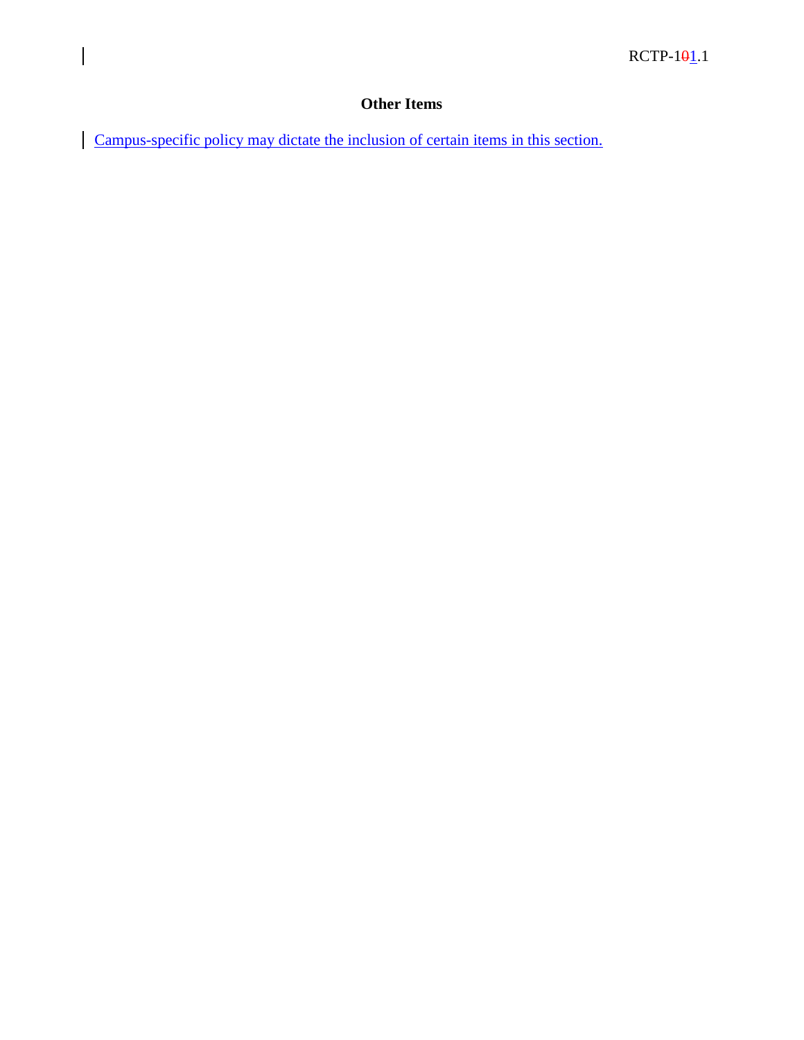## Other Items

Campus-specific policy may dictate the inclusion of certain items in this section.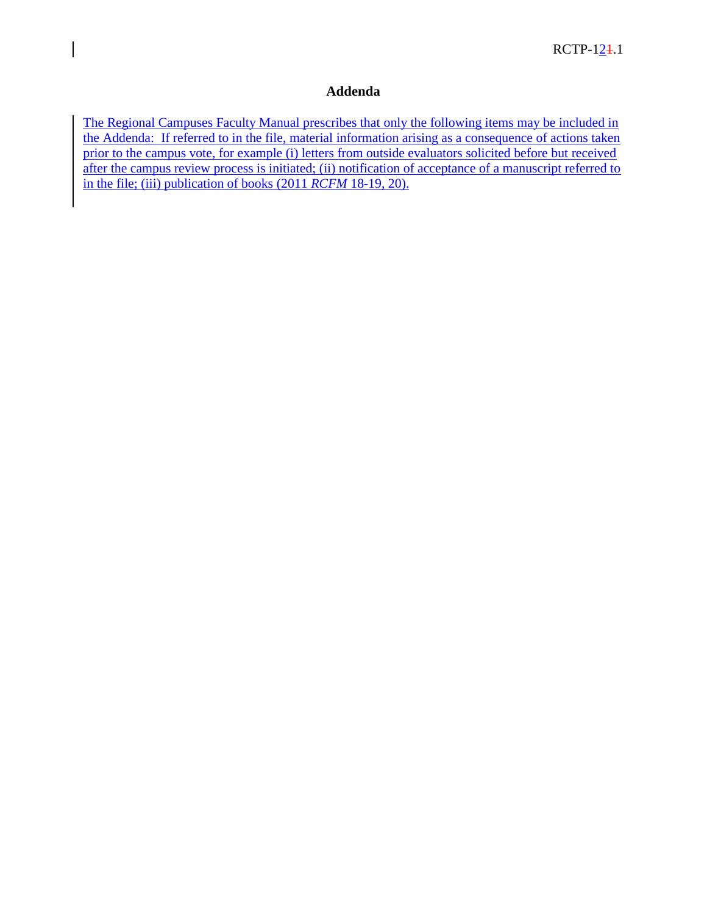# Addenda

The Regional Campuses Faculty Manual prescribes that only the following items may be included in the Addenda: If referred to in the file, material information arising as a consequence of actions taken prior to the campus vote, for example (i) letters from outside evaluators solicited before but received after the campus review process is initiated; (ii) notification of acceptance of a manuscript referred to in the file; (iii) publication of books (2011 *RCFM* 18-19, 20).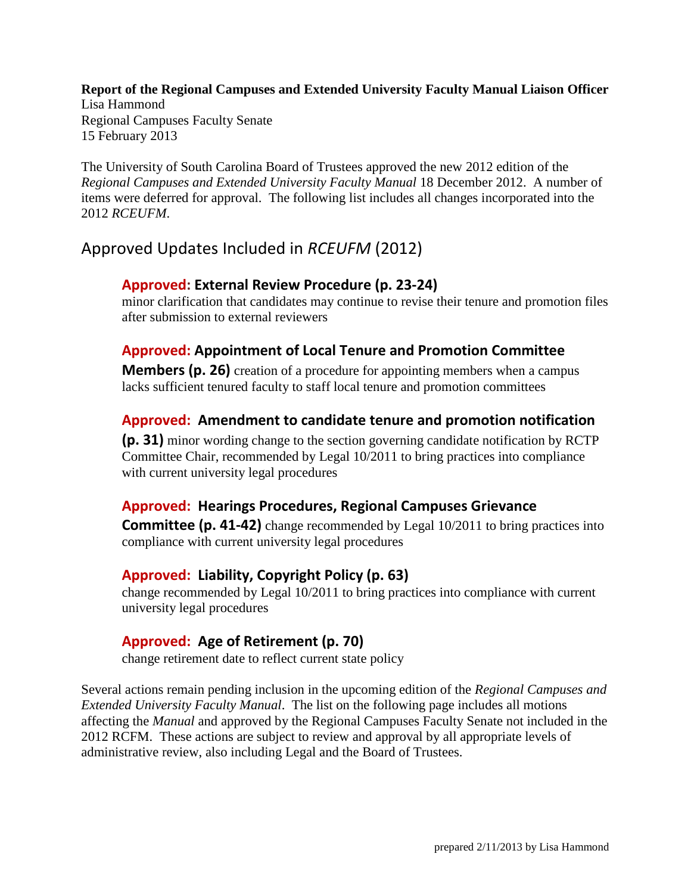**Report of the Regional Campuses and Extended University Faculty Manual Liaison Officer**
Lisa Hammond
Regional Campuses Faculty Senate
15 February 2013

The University of South Carolina Board of Trustees approved the new 2012 edition of the *Regional Campuses and Extended University Faculty Manual* 18 December 2012. A number of items were deferred for approval. The following list includes all changes incorporated into the 2012 *RCEUFM*.

## Approved Updates Included in *RCEUFM* (2012)

### Approved: External Review Procedure (p. 23-24)
minor clarification that candidates may continue to revise their tenure and promotion files after submission to external reviewers

### Approved: Appointment of Local Tenure and Promotion Committee Members (p. 26)
creation of a procedure for appointing members when a campus lacks sufficient tenured faculty to staff local tenure and promotion committees

### Approved: Amendment to candidate tenure and promotion notification (p. 31)
minor wording change to the section governing candidate notification by RCTP Committee Chair, recommended by Legal 10/2011 to bring practices into compliance with current university legal procedures

### Approved: Hearings Procedures, Regional Campuses Grievance Committee (p. 41-42)
change recommended by Legal 10/2011 to bring practices into compliance with current university legal procedures

### Approved: Liability, Copyright Policy (p. 63)
change recommended by Legal 10/2011 to bring practices into compliance with current university legal procedures

### Approved: Age of Retirement (p. 70)
change retirement date to reflect current state policy

Several actions remain pending inclusion in the upcoming edition of the *Regional Campuses and Extended University Faculty Manual*. The list on the following page includes all motions affecting the *Manual* and approved by the Regional Campuses Faculty Senate not included in the 2012 RCFM. These actions are subject to review and approval by all appropriate levels of administrative review, also including Legal and the Board of Trustees.

prepared 2/11/2013 by Lisa Hammond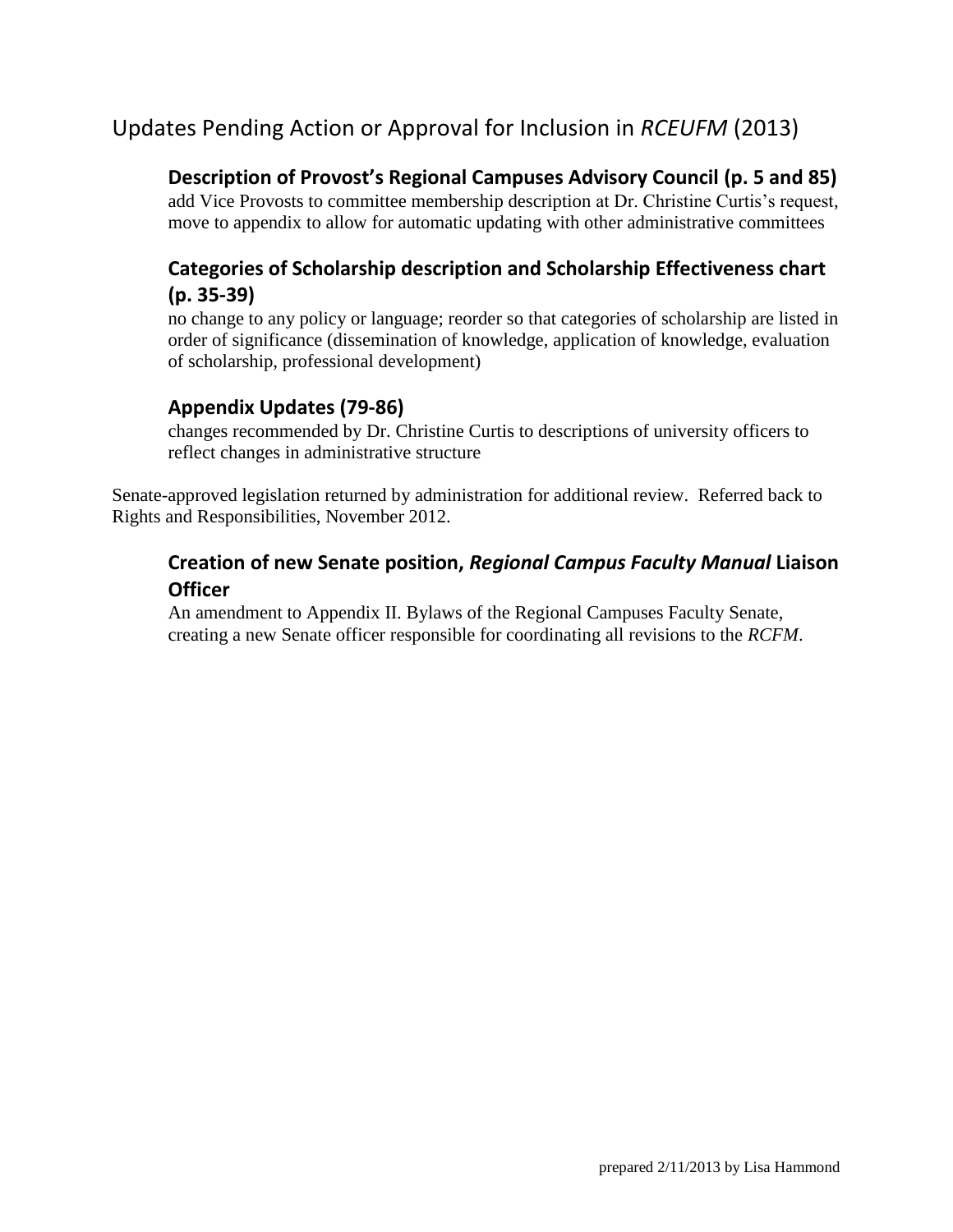# Updates Pending Action or Approval for Inclusion in *RCEUFM* (2013)

## Description of Provost's Regional Campuses Advisory Council (p. 5 and 85)

add Vice Provosts to committee membership description at Dr. Christine Curtis's request, move to appendix to allow for automatic updating with other administrative committees

## Categories of Scholarship description and Scholarship Effectiveness chart (p. 35-39)

no change to any policy or language; reorder so that categories of scholarship are listed in order of significance (dissemination of knowledge, application of knowledge, evaluation of scholarship, professional development)

## Appendix Updates (79-86)

changes recommended by Dr. Christine Curtis to descriptions of university officers to reflect changes in administrative structure

Senate-approved legislation returned by administration for additional review. Referred back to Rights and Responsibilities, November 2012.

## Creation of new Senate position, *Regional Campus Faculty Manual* Liaison Officer

An amendment to Appendix II. Bylaws of the Regional Campuses Faculty Senate, creating a new Senate officer responsible for coordinating all revisions to the *RCFM*.

prepared 2/11/2013 by Lisa Hammond